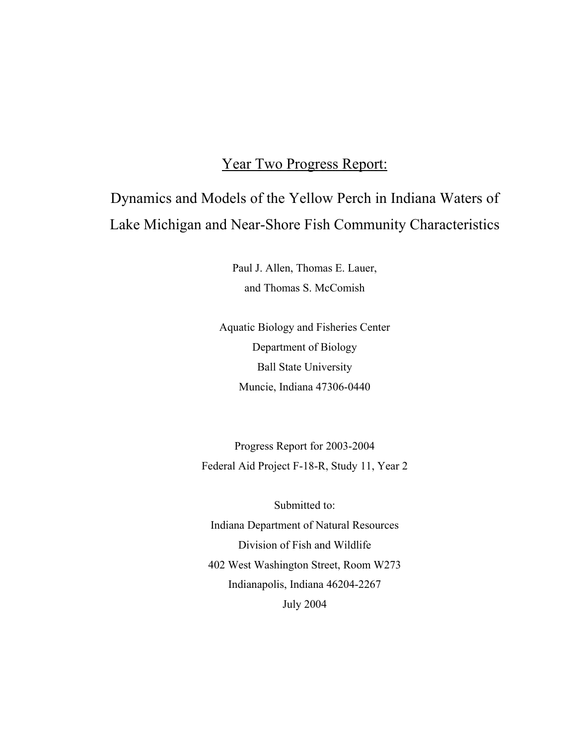# Year Two Progress Report:

## Dynamics and Models of the Yellow Perch in Indiana Waters of Lake Michigan and Near-Shore Fish Community Characteristics

Paul J. Allen, Thomas E. Lauer,
and Thomas S. McComish

Aquatic Biology and Fisheries Center
Department of Biology
Ball State University
Muncie, Indiana 47306-0440

Progress Report for 2003-2004
Federal Aid Project F-18-R, Study 11, Year 2

Submitted to:
Indiana Department of Natural Resources
Division of Fish and Wildlife
402 West Washington Street, Room W273
Indianapolis, Indiana 46204-2267
July 2004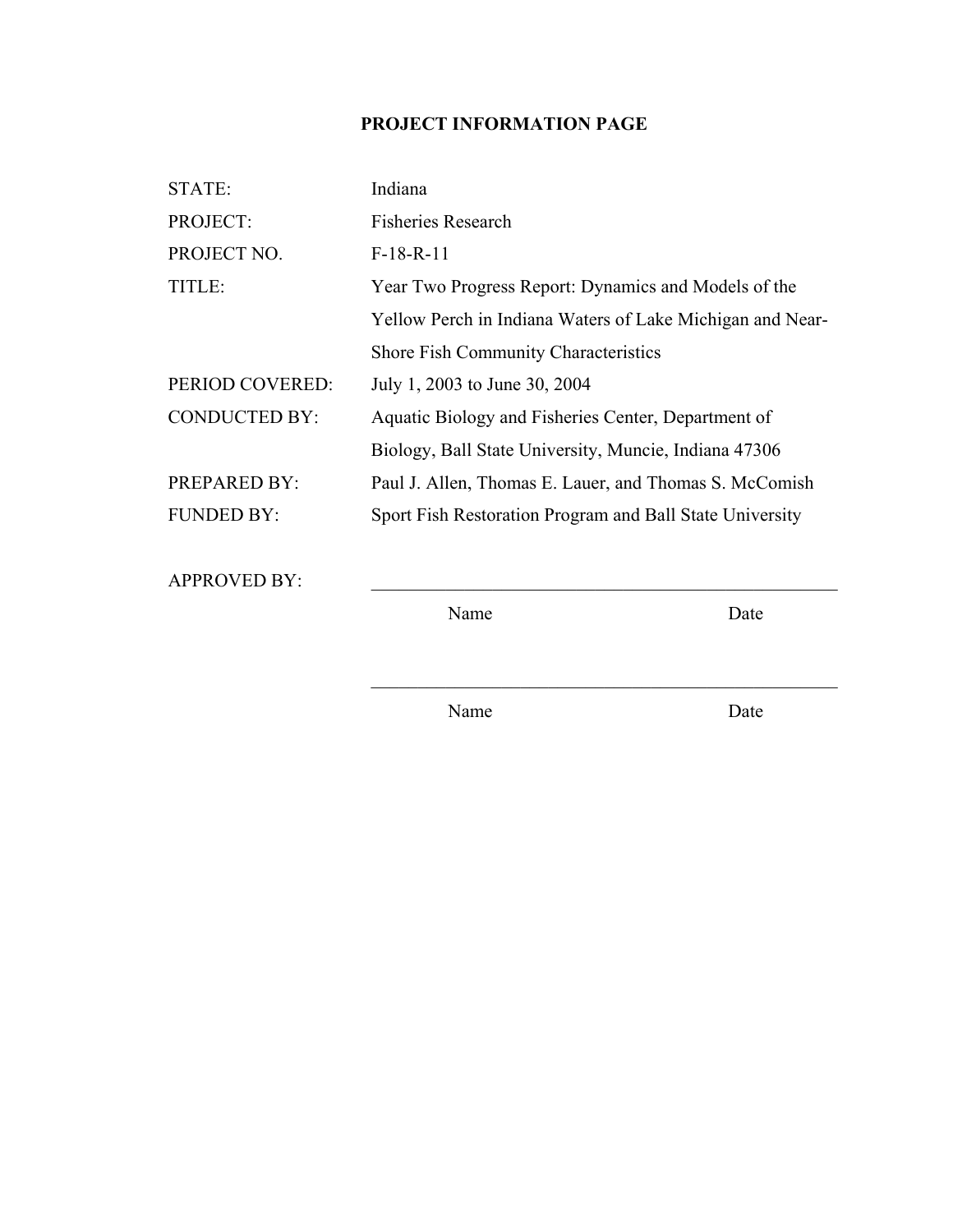# PROJECT INFORMATION PAGE

| | |
|---|---|
| STATE: | Indiana |
| PROJECT: | Fisheries Research |
| PROJECT NO. | F-18-R-11 |
| TITLE: | Year Two Progress Report: Dynamics and Models of the Yellow Perch in Indiana Waters of Lake Michigan and Near-Shore Fish Community Characteristics |
| PERIOD COVERED: | July 1, 2003 to June 30, 2004 |
| CONDUCTED BY: | Aquatic Biology and Fisheries Center, Department of Biology, Ball State University, Muncie, Indiana 47306 |
| PREPARED BY: | Paul J. Allen, Thomas E. Lauer, and Thomas S. McComish |
| FUNDED BY: | Sport Fish Restoration Program and Ball State University |

APPROVED BY: ____________________________________________

Name Date

____________________________________________

Name Date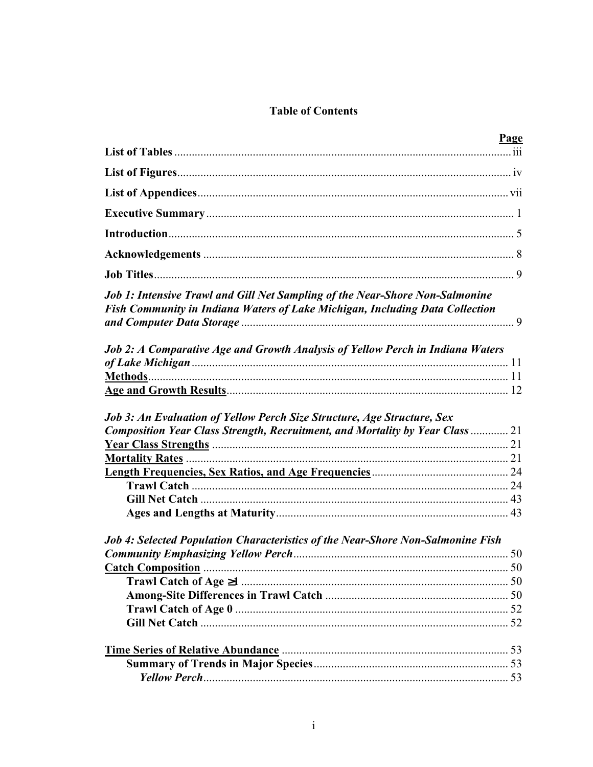# Table of Contents

| | Page |
|---|---|
| **List of Tables** | iii |
| **List of Figures** | iv |
| **List of Appendices** | vii |
| **Executive Summary** | 1 |
| **Introduction** | 5 |
| **Acknowledgements** | 8 |
| **Job Titles** | 9 |
| ***Job 1: Intensive Trawl and Gill Net Sampling of the Near-Shore Non-Salmonine Fish Community in Indiana Waters of Lake Michigan, Including Data Collection and Computer Data Storage*** | 9 |
| ***Job 2: A Comparative Age and Growth Analysis of Yellow Perch in Indiana Waters of Lake Michigan*** | 11 |
| **Methods** | 11 |
| **Age and Growth Results** | 12 |
| ***Job 3: An Evaluation of Yellow Perch Size Structure, Age Structure, Sex Composition Year Class Strength, Recruitment, and Mortality by Year Class*** | 21 |
| **Year Class Strengths** | 21 |
| **Mortality Rates** | 21 |
| **Length Frequencies, Sex Ratios, and Age Frequencies** | 24 |
| &nbsp;&nbsp;&nbsp;&nbsp;**Trawl Catch** | 24 |
| &nbsp;&nbsp;&nbsp;&nbsp;**Gill Net Catch** | 43 |
| &nbsp;&nbsp;&nbsp;&nbsp;**Ages and Lengths at Maturity** | 43 |
| ***Job 4: Selected Population Characteristics of the Near-Shore Non-Salmonine Fish Community Emphasizing Yellow Perch*** | 50 |
| **Catch Composition** | 50 |
| &nbsp;&nbsp;&nbsp;&nbsp;**Trawl Catch of Age ≥1** | 50 |
| &nbsp;&nbsp;&nbsp;&nbsp;**Among-Site Differences in Trawl Catch** | 50 |
| &nbsp;&nbsp;&nbsp;&nbsp;**Trawl Catch of Age 0** | 52 |
| &nbsp;&nbsp;&nbsp;&nbsp;**Gill Net Catch** | 52 |
| **Time Series of Relative Abundance** | 53 |
| &nbsp;&nbsp;&nbsp;&nbsp;**Summary of Trends in Major Species** | 53 |
| &nbsp;&nbsp;&nbsp;&nbsp;&nbsp;&nbsp;&nbsp;&nbsp;***Yellow Perch*** | 53 |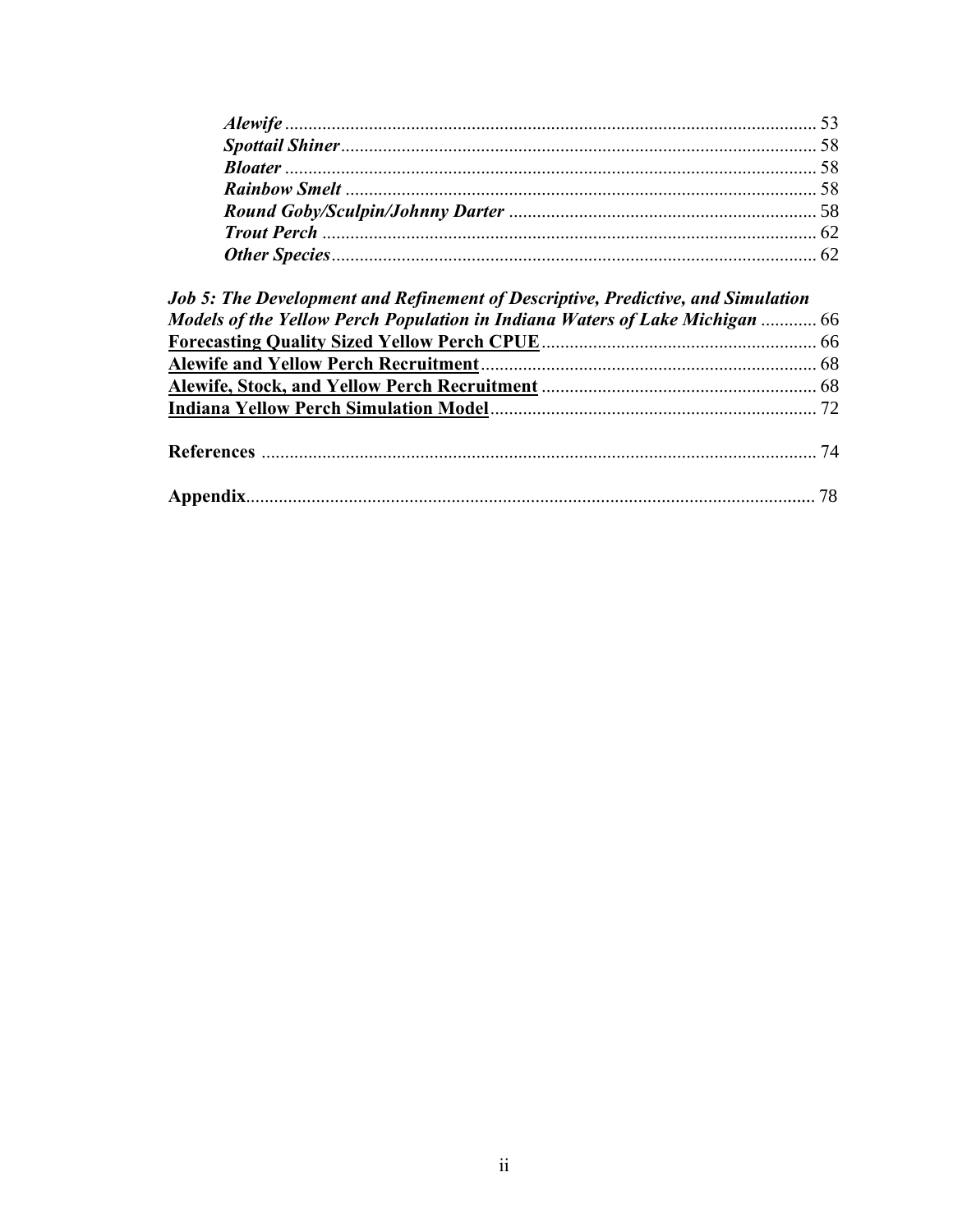*Alewife* ................................................................................................. 53
*Spottail Shiner* ..................................................................................... 58
*Bloater* ................................................................................................. 58
*Rainbow Smelt* .................................................................................... 58
*Round Goby/Sculpin/Johnny Darter* ................................................. 58
*Trout Perch* ......................................................................................... 62
*Other Species* ...................................................................................... 62

***Job 5: The Development and Refinement of Descriptive, Predictive, and Simulation Models of the Yellow Perch Population in Indiana Waters of Lake Michigan*** ............ 66
**Forecasting Quality Sized Yellow Perch CPUE** .......................................................... 66
**Alewife and Yellow Perch Recruitment** ....................................................................... 68
**Alewife, Stock, and Yellow Perch Recruitment** .......................................................... 68
**Indiana Yellow Perch Simulation Model** ..................................................................... 72

**References** ...................................................................................................................... 74

**Appendix** ......................................................................................................................... 78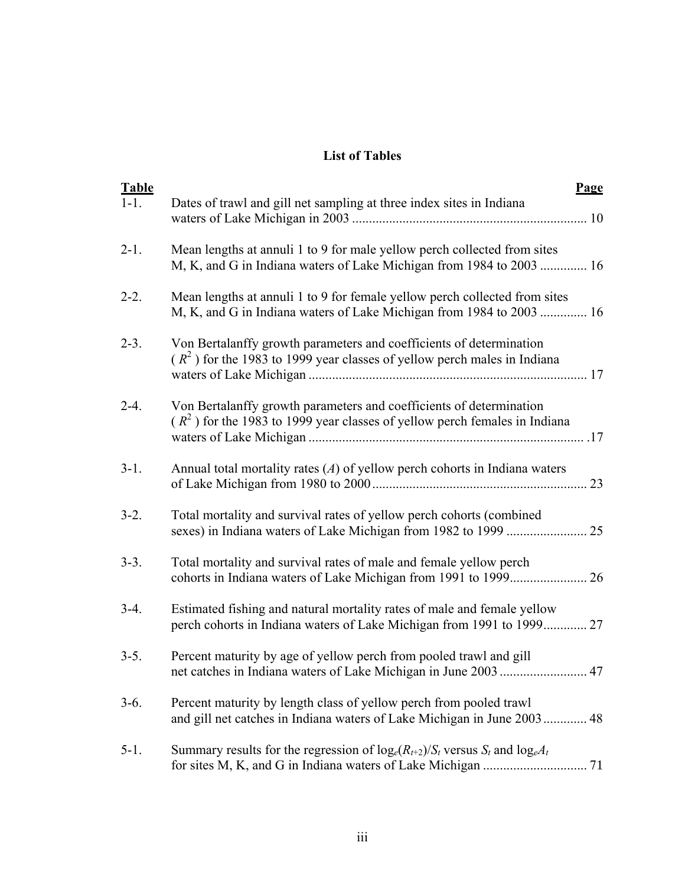## List of Tables

| Table | | Page |
|---|---|---|
| 1-1. | Dates of trawl and gill net sampling at three index sites in Indiana waters of Lake Michigan in 2003 | 10 |
| 2-1. | Mean lengths at annuli 1 to 9 for male yellow perch collected from sites M, K, and G in Indiana waters of Lake Michigan from 1984 to 2003 | 16 |
| 2-2. | Mean lengths at annuli 1 to 9 for female yellow perch collected from sites M, K, and G in Indiana waters of Lake Michigan from 1984 to 2003 | 16 |
| 2-3. | Von Bertalanffy growth parameters and coefficients of determination ($R^2$) for the 1983 to 1999 year classes of yellow perch males in Indiana waters of Lake Michigan | 17 |
| 2-4. | Von Bertalanffy growth parameters and coefficients of determination ($R^2$) for the 1983 to 1999 year classes of yellow perch females in Indiana waters of Lake Michigan | 17 |
| 3-1. | Annual total mortality rates (*A*) of yellow perch cohorts in Indiana waters of Lake Michigan from 1980 to 2000 | 23 |
| 3-2. | Total mortality and survival rates of yellow perch cohorts (combined sexes) in Indiana waters of Lake Michigan from 1982 to 1999 | 25 |
| 3-3. | Total mortality and survival rates of male and female yellow perch cohorts in Indiana waters of Lake Michigan from 1991 to 1999 | 26 |
| 3-4. | Estimated fishing and natural mortality rates of male and female yellow perch cohorts in Indiana waters of Lake Michigan from 1991 to 1999 | 27 |
| 3-5. | Percent maturity by age of yellow perch from pooled trawl and gill net catches in Indiana waters of Lake Michigan in June 2003 | 47 |
| 3-6. | Percent maturity by length class of yellow perch from pooled trawl and gill net catches in Indiana waters of Lake Michigan in June 2003 | 48 |
| 5-1. | Summary results for the regression of $\log_e(R_{t+2})/S_t$ versus $S_t$ and $\log_e A_t$ for sites M, K, and G in Indiana waters of Lake Michigan | 71 |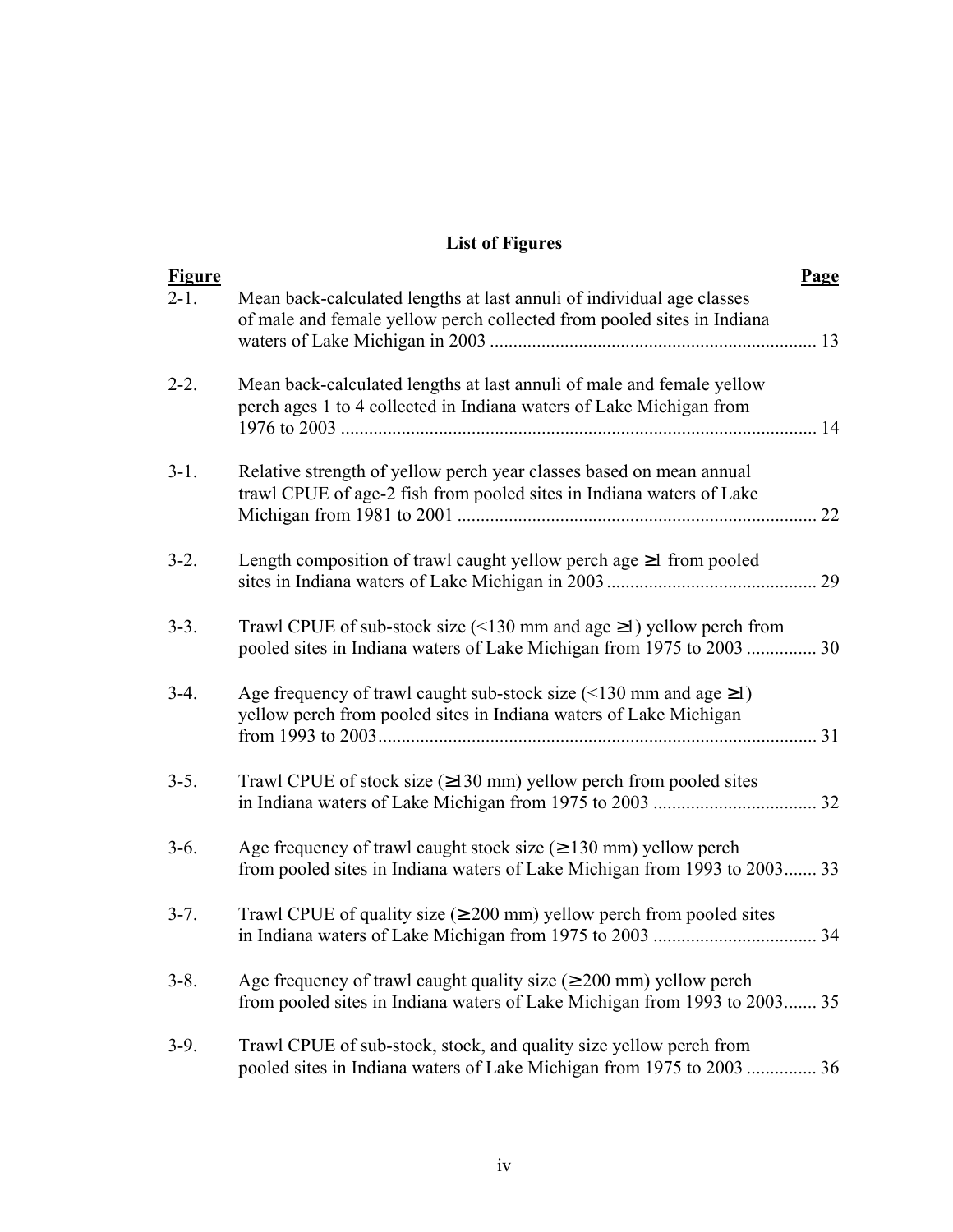# List of Figures

| Figure | | Page |
|---|---|---|
| 2-1. | Mean back-calculated lengths at last annuli of individual age classes of male and female yellow perch collected from pooled sites in Indiana waters of Lake Michigan in 2003 | 13 |
| 2-2. | Mean back-calculated lengths at last annuli of male and female yellow perch ages 1 to 4 collected in Indiana waters of Lake Michigan from 1976 to 2003 | 14 |
| 3-1. | Relative strength of yellow perch year classes based on mean annual trawl CPUE of age-2 fish from pooled sites in Indiana waters of Lake Michigan from 1981 to 2001 | 22 |
| 3-2. | Length composition of trawl caught yellow perch age ≥1 from pooled sites in Indiana waters of Lake Michigan in 2003 | 29 |
| 3-3. | Trawl CPUE of sub-stock size (<130 mm and age ≥1) yellow perch from pooled sites in Indiana waters of Lake Michigan from 1975 to 2003 | 30 |
| 3-4. | Age frequency of trawl caught sub-stock size (<130 mm and age ≥1) yellow perch from pooled sites in Indiana waters of Lake Michigan from 1993 to 2003 | 31 |
| 3-5. | Trawl CPUE of stock size (≥130 mm) yellow perch from pooled sites in Indiana waters of Lake Michigan from 1975 to 2003 | 32 |
| 3-6. | Age frequency of trawl caught stock size (≥130 mm) yellow perch from pooled sites in Indiana waters of Lake Michigan from 1993 to 2003 | 33 |
| 3-7. | Trawl CPUE of quality size (≥200 mm) yellow perch from pooled sites in Indiana waters of Lake Michigan from 1975 to 2003 | 34 |
| 3-8. | Age frequency of trawl caught quality size (≥200 mm) yellow perch from pooled sites in Indiana waters of Lake Michigan from 1993 to 2003 | 35 |
| 3-9. | Trawl CPUE of sub-stock, stock, and quality size yellow perch from pooled sites in Indiana waters of Lake Michigan from 1975 to 2003 | 36 |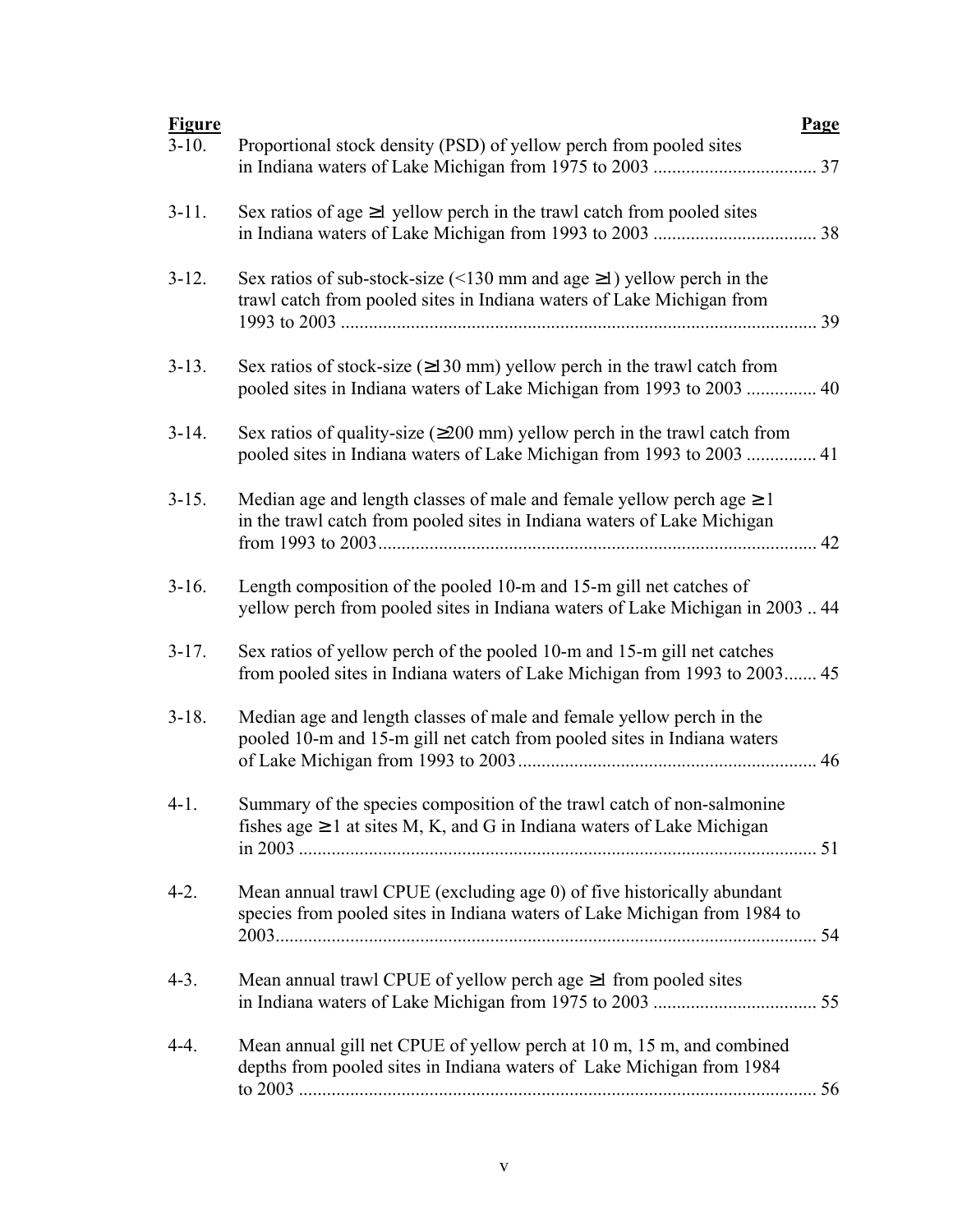| Figure | | Page |
|---|---|---|
| 3-10. | Proportional stock density (PSD) of yellow perch from pooled sites in Indiana waters of Lake Michigan from 1975 to 2003 | 37 |
| 3-11. | Sex ratios of age ≥1 yellow perch in the trawl catch from pooled sites in Indiana waters of Lake Michigan from 1993 to 2003 | 38 |
| 3-12. | Sex ratios of sub-stock-size (<130 mm and age ≥1) yellow perch in the trawl catch from pooled sites in Indiana waters of Lake Michigan from 1993 to 2003 | 39 |
| 3-13. | Sex ratios of stock-size (≥130 mm) yellow perch in the trawl catch from pooled sites in Indiana waters of Lake Michigan from 1993 to 2003 | 40 |
| 3-14. | Sex ratios of quality-size (≥200 mm) yellow perch in the trawl catch from pooled sites in Indiana waters of Lake Michigan from 1993 to 2003 | 41 |
| 3-15. | Median age and length classes of male and female yellow perch age ≥1 in the trawl catch from pooled sites in Indiana waters of Lake Michigan from 1993 to 2003 | 42 |
| 3-16. | Length composition of the pooled 10-m and 15-m gill net catches of yellow perch from pooled sites in Indiana waters of Lake Michigan in 2003 | 44 |
| 3-17. | Sex ratios of yellow perch of the pooled 10-m and 15-m gill net catches from pooled sites in Indiana waters of Lake Michigan from 1993 to 2003 | 45 |
| 3-18. | Median age and length classes of male and female yellow perch in the pooled 10-m and 15-m gill net catch from pooled sites in Indiana waters of Lake Michigan from 1993 to 2003 | 46 |
| 4-1. | Summary of the species composition of the trawl catch of non-salmonine fishes age ≥1 at sites M, K, and G in Indiana waters of Lake Michigan in 2003 | 51 |
| 4-2. | Mean annual trawl CPUE (excluding age 0) of five historically abundant species from pooled sites in Indiana waters of Lake Michigan from 1984 to 2003 | 54 |
| 4-3. | Mean annual trawl CPUE of yellow perch age ≥1 from pooled sites in Indiana waters of Lake Michigan from 1975 to 2003 | 55 |
| 4-4. | Mean annual gill net CPUE of yellow perch at 10 m, 15 m, and combined depths from pooled sites in Indiana waters of Lake Michigan from 1984 to 2003 | 56 |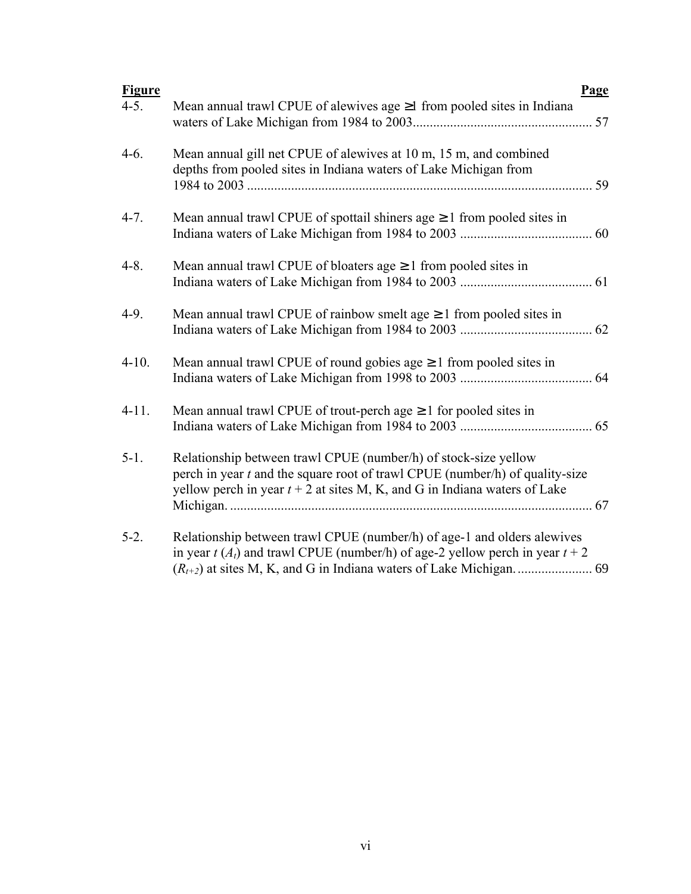| **Figure** | | **Page** |
|---|---|---|
| 4-5. | Mean annual trawl CPUE of alewives age ≥1 from pooled sites in Indiana waters of Lake Michigan from 1984 to 2003 | 57 |
| 4-6. | Mean annual gill net CPUE of alewives at 10 m, 15 m, and combined depths from pooled sites in Indiana waters of Lake Michigan from 1984 to 2003 | 59 |
| 4-7. | Mean annual trawl CPUE of spottail shiners age ≥1 from pooled sites in Indiana waters of Lake Michigan from 1984 to 2003 | 60 |
| 4-8. | Mean annual trawl CPUE of bloaters age ≥1 from pooled sites in Indiana waters of Lake Michigan from 1984 to 2003 | 61 |
| 4-9. | Mean annual trawl CPUE of rainbow smelt age ≥1 from pooled sites in Indiana waters of Lake Michigan from 1984 to 2003 | 62 |
| 4-10. | Mean annual trawl CPUE of round gobies age ≥1 from pooled sites in Indiana waters of Lake Michigan from 1998 to 2003 | 64 |
| 4-11. | Mean annual trawl CPUE of trout-perch age ≥1 for pooled sites in Indiana waters of Lake Michigan from 1984 to 2003 | 65 |
| 5-1. | Relationship between trawl CPUE (number/h) of stock-size yellow perch in year *t* and the square root of trawl CPUE (number/h) of quality-size yellow perch in year $t + 2$ at sites M, K, and G in Indiana waters of Lake Michigan. | 67 |
| 5-2. | Relationship between trawl CPUE (number/h) of age-1 and olders alewives in year *t* ($A_t$) and trawl CPUE (number/h) of age-2 yellow perch in year $t + 2$ ($R_{t+2}$) at sites M, K, and G in Indiana waters of Lake Michigan. | 69 |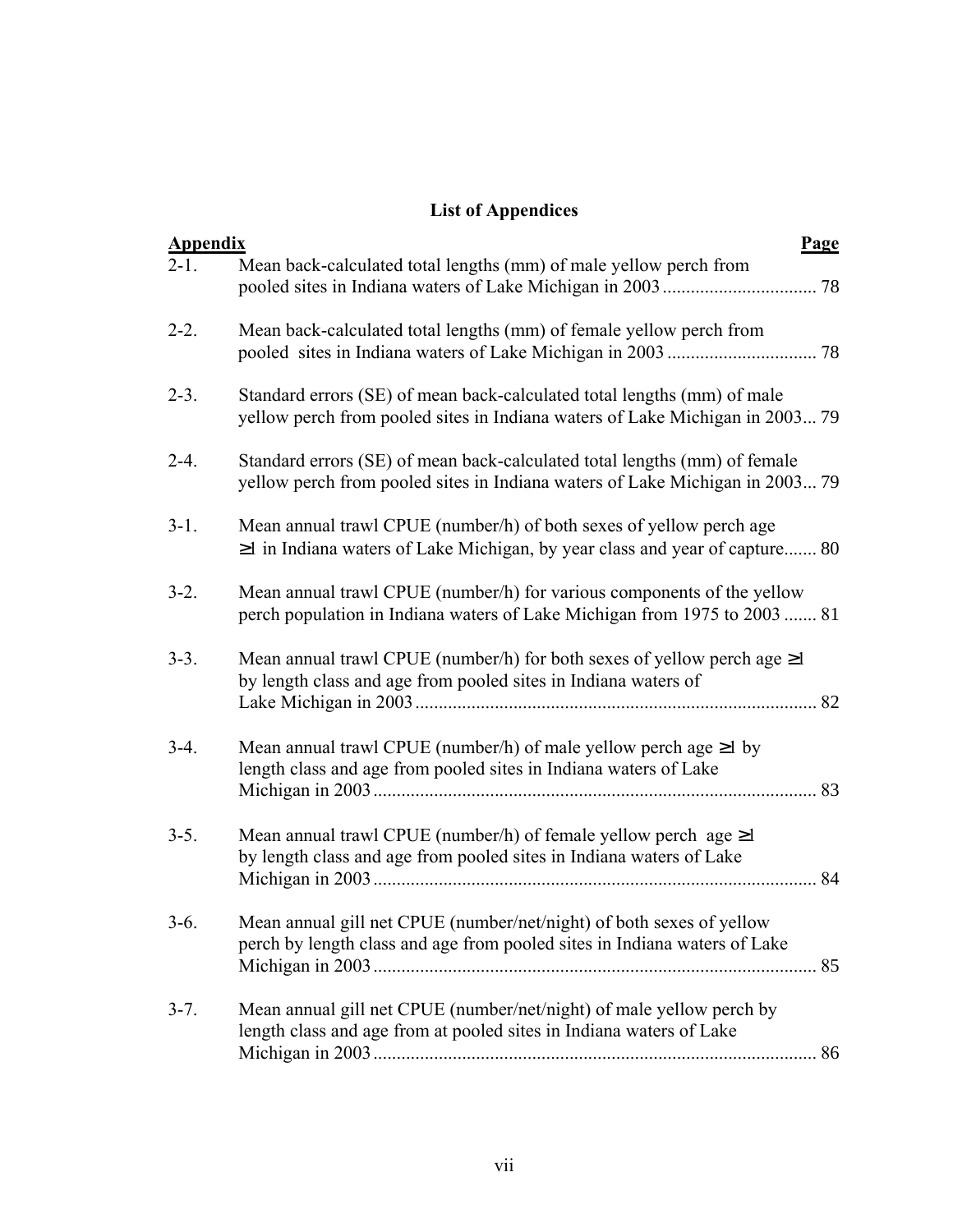# List of Appendices

| Appendix | | Page |
|---|---|---|
| 2-1. | Mean back-calculated total lengths (mm) of male yellow perch from pooled sites in Indiana waters of Lake Michigan in 2003 | 78 |
| 2-2. | Mean back-calculated total lengths (mm) of female yellow perch from pooled sites in Indiana waters of Lake Michigan in 2003 | 78 |
| 2-3. | Standard errors (SE) of mean back-calculated total lengths (mm) of male yellow perch from pooled sites in Indiana waters of Lake Michigan in 2003 | 79 |
| 2-4. | Standard errors (SE) of mean back-calculated total lengths (mm) of female yellow perch from pooled sites in Indiana waters of Lake Michigan in 2003 | 79 |
| 3-1. | Mean annual trawl CPUE (number/h) of both sexes of yellow perch age ≥1 in Indiana waters of Lake Michigan, by year class and year of capture | 80 |
| 3-2. | Mean annual trawl CPUE (number/h) for various components of the yellow perch population in Indiana waters of Lake Michigan from 1975 to 2003 | 81 |
| 3-3. | Mean annual trawl CPUE (number/h) for both sexes of yellow perch age ≥1 by length class and age from pooled sites in Indiana waters of Lake Michigan in 2003 | 82 |
| 3-4. | Mean annual trawl CPUE (number/h) of male yellow perch age ≥1 by length class and age from pooled sites in Indiana waters of Lake Michigan in 2003 | 83 |
| 3-5. | Mean annual trawl CPUE (number/h) of female yellow perch age ≥1 by length class and age from pooled sites in Indiana waters of Lake Michigan in 2003 | 84 |
| 3-6. | Mean annual gill net CPUE (number/net/night) of both sexes of yellow perch by length class and age from pooled sites in Indiana waters of Lake Michigan in 2003 | 85 |
| 3-7. | Mean annual gill net CPUE (number/net/night) of male yellow perch by length class and age from at pooled sites in Indiana waters of Lake Michigan in 2003 | 86 |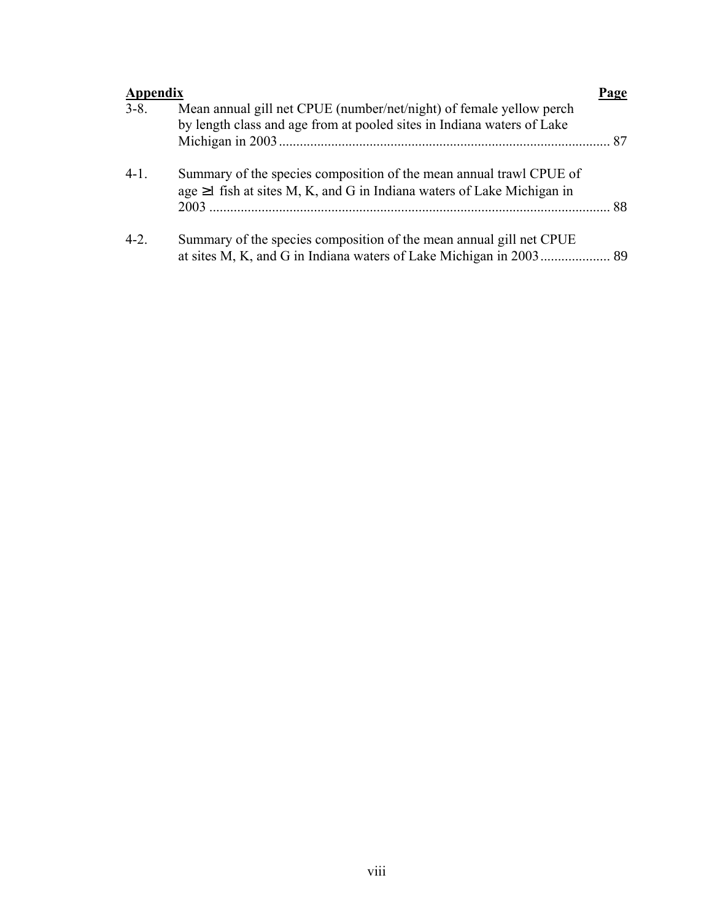| Appendix | | Page |
|---|---|---|
| 3-8. | Mean annual gill net CPUE (number/net/night) of female yellow perch by length class and age from at pooled sites in Indiana waters of Lake Michigan in 2003 | 87 |
| 4-1. | Summary of the species composition of the mean annual trawl CPUE of age ≥1 fish at sites M, K, and G in Indiana waters of Lake Michigan in 2003 | 88 |
| 4-2. | Summary of the species composition of the mean annual gill net CPUE at sites M, K, and G in Indiana waters of Lake Michigan in 2003 | 89 |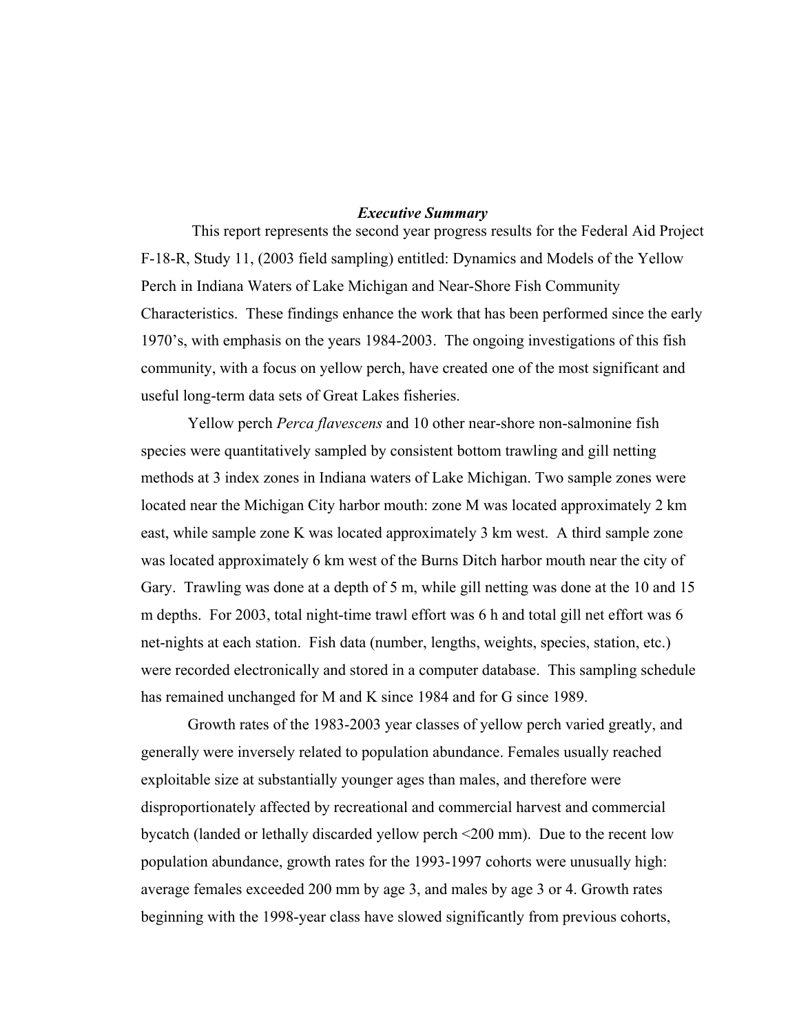## *Executive Summary*

This report represents the second year progress results for the Federal Aid Project F-18-R, Study 11, (2003 field sampling) entitled: Dynamics and Models of the Yellow Perch in Indiana Waters of Lake Michigan and Near-Shore Fish Community Characteristics. These findings enhance the work that has been performed since the early 1970's, with emphasis on the years 1984-2003. The ongoing investigations of this fish community, with a focus on yellow perch, have created one of the most significant and useful long-term data sets of Great Lakes fisheries.

Yellow perch *Perca flavescens* and 10 other near-shore non-salmonine fish species were quantitatively sampled by consistent bottom trawling and gill netting methods at 3 index zones in Indiana waters of Lake Michigan. Two sample zones were located near the Michigan City harbor mouth: zone M was located approximately 2 km east, while sample zone K was located approximately 3 km west. A third sample zone was located approximately 6 km west of the Burns Ditch harbor mouth near the city of Gary. Trawling was done at a depth of 5 m, while gill netting was done at the 10 and 15 m depths. For 2003, total night-time trawl effort was 6 h and total gill net effort was 6 net-nights at each station. Fish data (number, lengths, weights, species, station, etc.) were recorded electronically and stored in a computer database. This sampling schedule has remained unchanged for M and K since 1984 and for G since 1989.

Growth rates of the 1983-2003 year classes of yellow perch varied greatly, and generally were inversely related to population abundance. Females usually reached exploitable size at substantially younger ages than males, and therefore were disproportionately affected by recreational and commercial harvest and commercial bycatch (landed or lethally discarded yellow perch <200 mm). Due to the recent low population abundance, growth rates for the 1993-1997 cohorts were unusually high: average females exceeded 200 mm by age 3, and males by age 3 or 4. Growth rates beginning with the 1998-year class have slowed significantly from previous cohorts,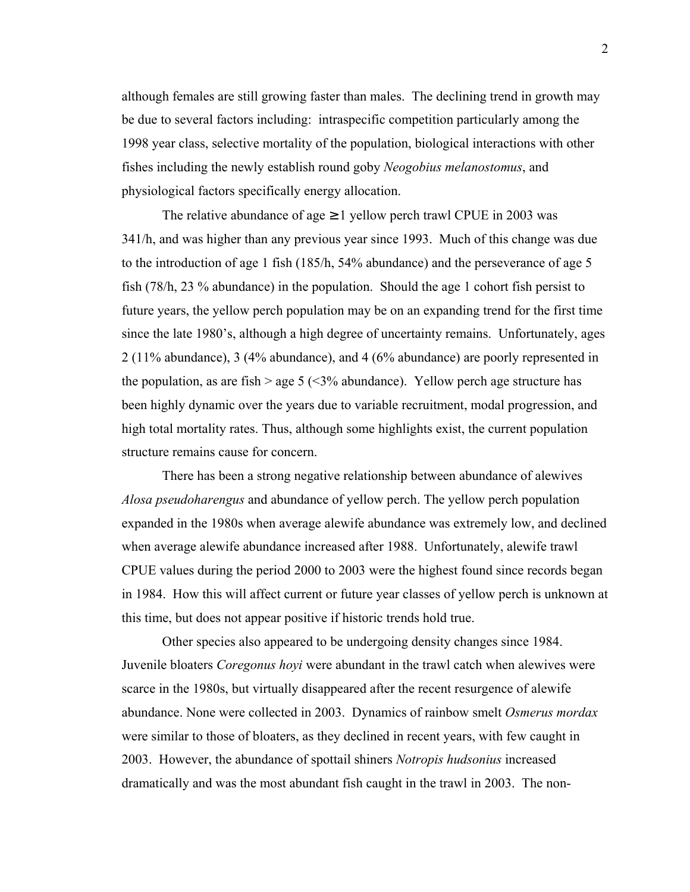although females are still growing faster than males. The declining trend in growth may be due to several factors including: intraspecific competition particularly among the 1998 year class, selective mortality of the population, biological interactions with other fishes including the newly establish round goby *Neogobius melanostomus*, and physiological factors specifically energy allocation.

The relative abundance of age ≥1 yellow perch trawl CPUE in 2003 was 341/h, and was higher than any previous year since 1993. Much of this change was due to the introduction of age 1 fish (185/h, 54% abundance) and the perseverance of age 5 fish (78/h, 23 % abundance) in the population. Should the age 1 cohort fish persist to future years, the yellow perch population may be on an expanding trend for the first time since the late 1980's, although a high degree of uncertainty remains. Unfortunately, ages 2 (11% abundance), 3 (4% abundance), and 4 (6% abundance) are poorly represented in the population, as are fish > age 5 (<3% abundance). Yellow perch age structure has been highly dynamic over the years due to variable recruitment, modal progression, and high total mortality rates. Thus, although some highlights exist, the current population structure remains cause for concern.

There has been a strong negative relationship between abundance of alewives *Alosa pseudoharengus* and abundance of yellow perch. The yellow perch population expanded in the 1980s when average alewife abundance was extremely low, and declined when average alewife abundance increased after 1988. Unfortunately, alewife trawl CPUE values during the period 2000 to 2003 were the highest found since records began in 1984. How this will affect current or future year classes of yellow perch is unknown at this time, but does not appear positive if historic trends hold true.

Other species also appeared to be undergoing density changes since 1984. Juvenile bloaters *Coregonus hoyi* were abundant in the trawl catch when alewives were scarce in the 1980s, but virtually disappeared after the recent resurgence of alewife abundance. None were collected in 2003. Dynamics of rainbow smelt *Osmerus mordax* were similar to those of bloaters, as they declined in recent years, with few caught in 2003. However, the abundance of spottail shiners *Notropis hudsonius* increased dramatically and was the most abundant fish caught in the trawl in 2003. The non-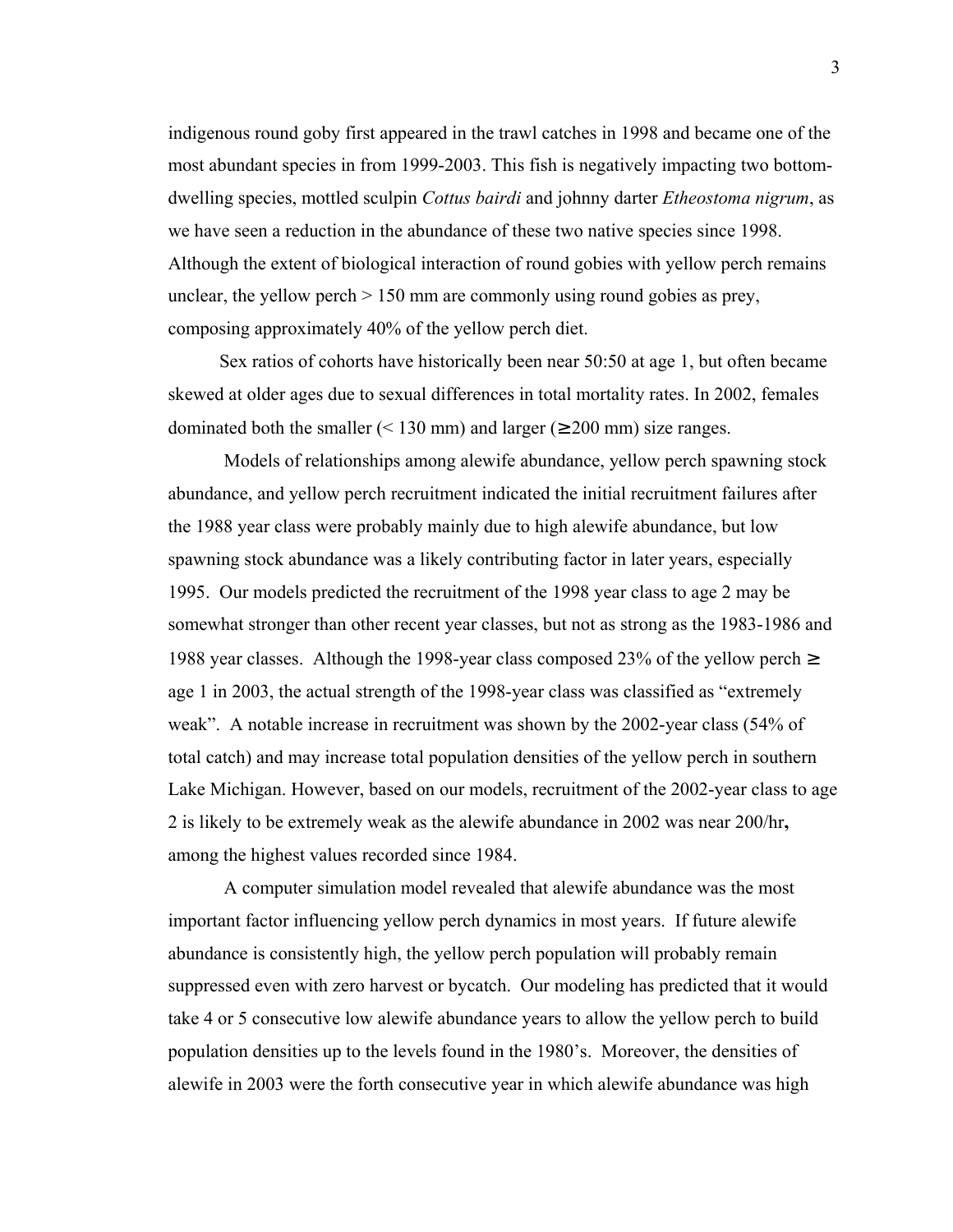indigenous round goby first appeared in the trawl catches in 1998 and became one of the most abundant species in from 1999-2003. This fish is negatively impacting two bottom-dwelling species, mottled sculpin *Cottus bairdi* and johnny darter *Etheostoma nigrum*, as we have seen a reduction in the abundance of these two native species since 1998. Although the extent of biological interaction of round gobies with yellow perch remains unclear, the yellow perch > 150 mm are commonly using round gobies as prey, composing approximately 40% of the yellow perch diet.

Sex ratios of cohorts have historically been near 50:50 at age 1, but often became skewed at older ages due to sexual differences in total mortality rates. In 2002, females dominated both the smaller (< 130 mm) and larger (≥200 mm) size ranges.

Models of relationships among alewife abundance, yellow perch spawning stock abundance, and yellow perch recruitment indicated the initial recruitment failures after the 1988 year class were probably mainly due to high alewife abundance, but low spawning stock abundance was a likely contributing factor in later years, especially 1995. Our models predicted the recruitment of the 1998 year class to age 2 may be somewhat stronger than other recent year classes, but not as strong as the 1983-1986 and 1988 year classes. Although the 1998-year class composed 23% of the yellow perch ≥ age 1 in 2003, the actual strength of the 1998-year class was classified as "extremely weak". A notable increase in recruitment was shown by the 2002-year class (54% of total catch) and may increase total population densities of the yellow perch in southern Lake Michigan. However, based on our models, recruitment of the 2002-year class to age 2 is likely to be extremely weak as the alewife abundance in 2002 was near 200/hr**,** among the highest values recorded since 1984.

A computer simulation model revealed that alewife abundance was the most important factor influencing yellow perch dynamics in most years. If future alewife abundance is consistently high, the yellow perch population will probably remain suppressed even with zero harvest or bycatch. Our modeling has predicted that it would take 4 or 5 consecutive low alewife abundance years to allow the yellow perch to build population densities up to the levels found in the 1980's. Moreover, the densities of alewife in 2003 were the forth consecutive year in which alewife abundance was high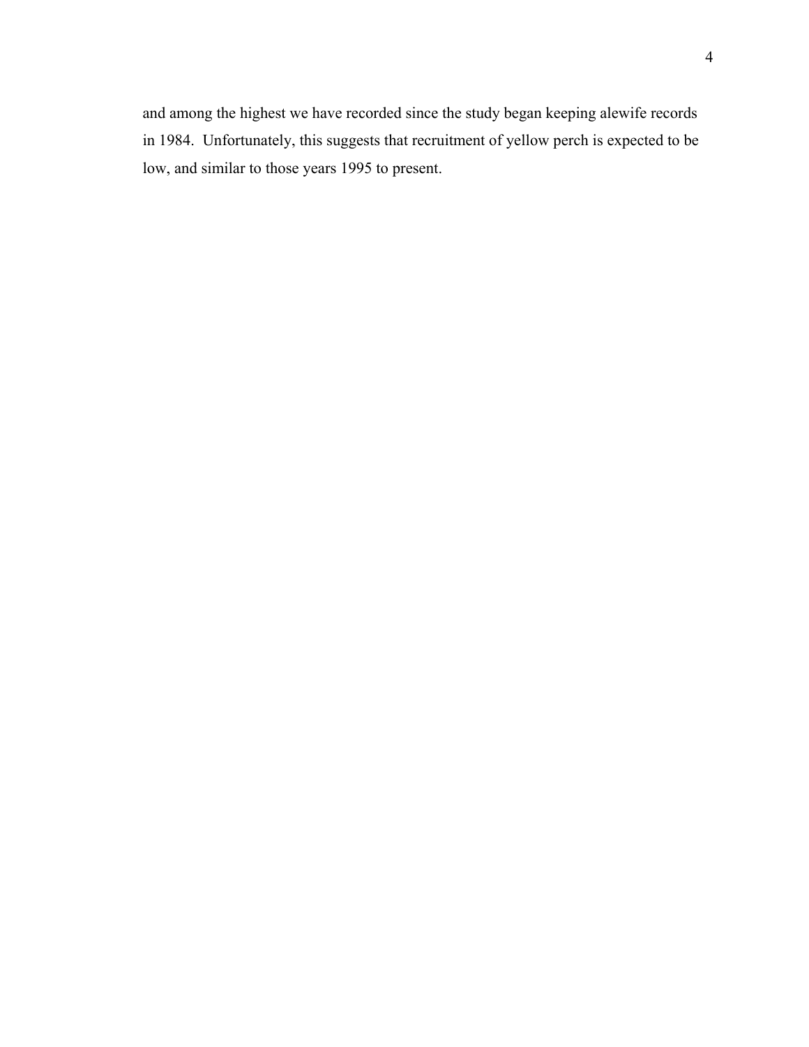and among the highest we have recorded since the study began keeping alewife records in 1984. Unfortunately, this suggests that recruitment of yellow perch is expected to be low, and similar to those years 1995 to present.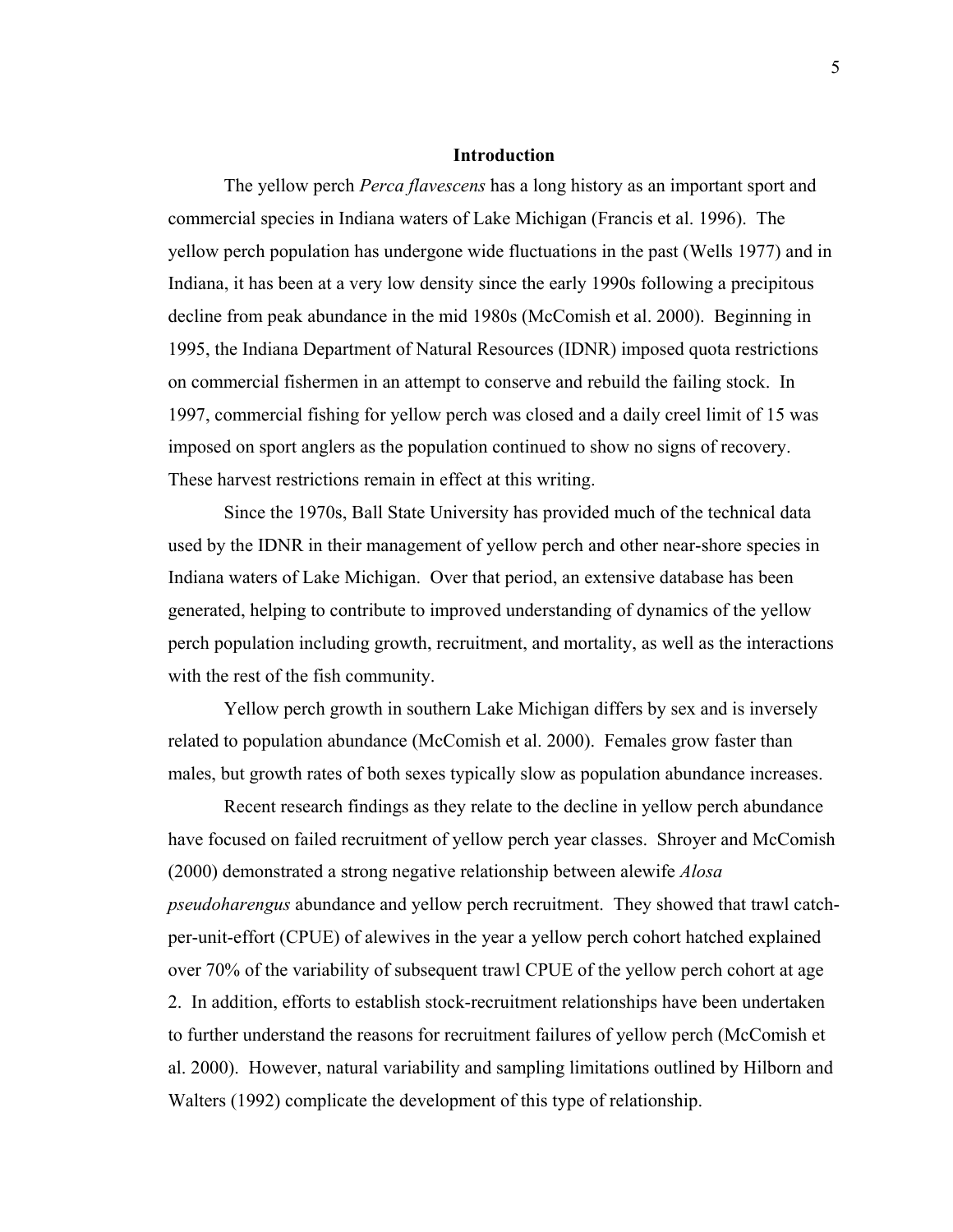## Introduction

The yellow perch *Perca flavescens* has a long history as an important sport and commercial species in Indiana waters of Lake Michigan (Francis et al. 1996). The yellow perch population has undergone wide fluctuations in the past (Wells 1977) and in Indiana, it has been at a very low density since the early 1990s following a precipitous decline from peak abundance in the mid 1980s (McComish et al. 2000). Beginning in 1995, the Indiana Department of Natural Resources (IDNR) imposed quota restrictions on commercial fishermen in an attempt to conserve and rebuild the failing stock. In 1997, commercial fishing for yellow perch was closed and a daily creel limit of 15 was imposed on sport anglers as the population continued to show no signs of recovery. These harvest restrictions remain in effect at this writing.

Since the 1970s, Ball State University has provided much of the technical data used by the IDNR in their management of yellow perch and other near-shore species in Indiana waters of Lake Michigan. Over that period, an extensive database has been generated, helping to contribute to improved understanding of dynamics of the yellow perch population including growth, recruitment, and mortality, as well as the interactions with the rest of the fish community.

Yellow perch growth in southern Lake Michigan differs by sex and is inversely related to population abundance (McComish et al. 2000). Females grow faster than males, but growth rates of both sexes typically slow as population abundance increases.

Recent research findings as they relate to the decline in yellow perch abundance have focused on failed recruitment of yellow perch year classes. Shroyer and McComish (2000) demonstrated a strong negative relationship between alewife *Alosa pseudoharengus* abundance and yellow perch recruitment. They showed that trawl catch-per-unit-effort (CPUE) of alewives in the year a yellow perch cohort hatched explained over 70% of the variability of subsequent trawl CPUE of the yellow perch cohort at age 2. In addition, efforts to establish stock-recruitment relationships have been undertaken to further understand the reasons for recruitment failures of yellow perch (McComish et al. 2000). However, natural variability and sampling limitations outlined by Hilborn and Walters (1992) complicate the development of this type of relationship.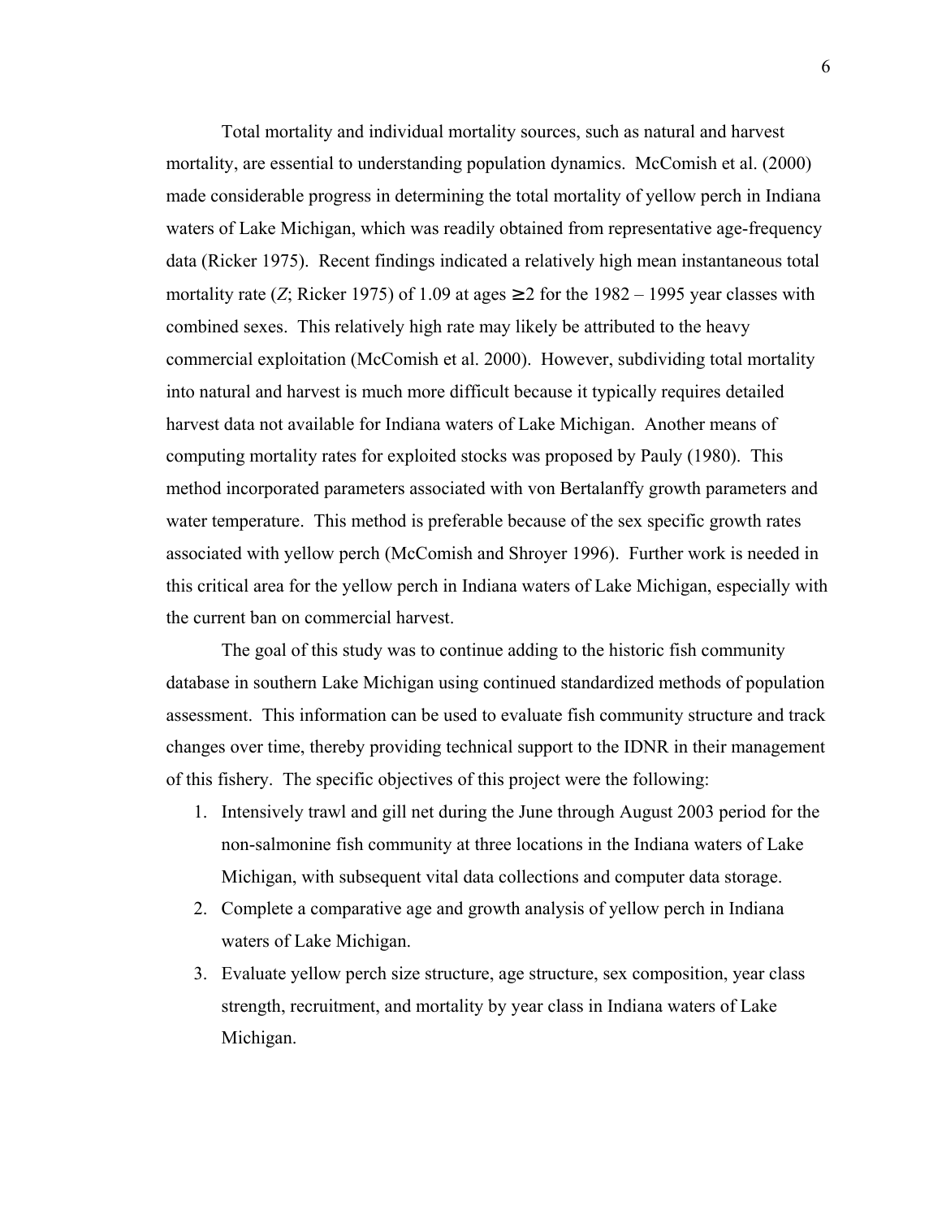Total mortality and individual mortality sources, such as natural and harvest mortality, are essential to understanding population dynamics. McComish et al. (2000) made considerable progress in determining the total mortality of yellow perch in Indiana waters of Lake Michigan, which was readily obtained from representative age-frequency data (Ricker 1975). Recent findings indicated a relatively high mean instantaneous total mortality rate (*Z*; Ricker 1975) of 1.09 at ages $\geq 2$ for the 1982 – 1995 year classes with combined sexes. This relatively high rate may likely be attributed to the heavy commercial exploitation (McComish et al. 2000). However, subdividing total mortality into natural and harvest is much more difficult because it typically requires detailed harvest data not available for Indiana waters of Lake Michigan. Another means of computing mortality rates for exploited stocks was proposed by Pauly (1980). This method incorporated parameters associated with von Bertalanffy growth parameters and water temperature. This method is preferable because of the sex specific growth rates associated with yellow perch (McComish and Shroyer 1996). Further work is needed in this critical area for the yellow perch in Indiana waters of Lake Michigan, especially with the current ban on commercial harvest.

The goal of this study was to continue adding to the historic fish community database in southern Lake Michigan using continued standardized methods of population assessment. This information can be used to evaluate fish community structure and track changes over time, thereby providing technical support to the IDNR in their management of this fishery. The specific objectives of this project were the following:

1. Intensively trawl and gill net during the June through August 2003 period for the non-salmonine fish community at three locations in the Indiana waters of Lake Michigan, with subsequent vital data collections and computer data storage.
2. Complete a comparative age and growth analysis of yellow perch in Indiana waters of Lake Michigan.
3. Evaluate yellow perch size structure, age structure, sex composition, year class strength, recruitment, and mortality by year class in Indiana waters of Lake Michigan.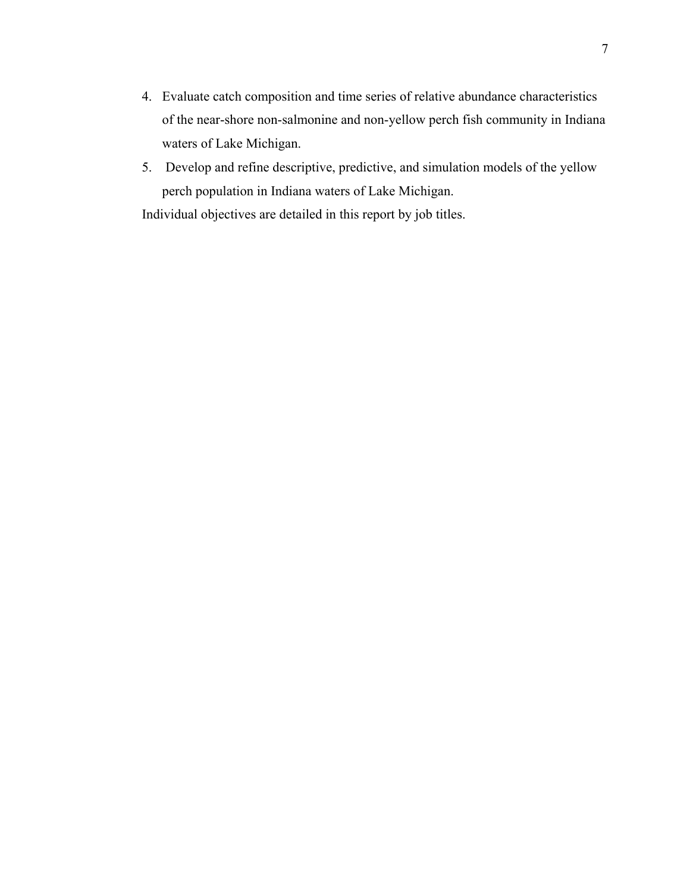4. Evaluate catch composition and time series of relative abundance characteristics of the near-shore non-salmonine and non-yellow perch fish community in Indiana waters of Lake Michigan.
5. Develop and refine descriptive, predictive, and simulation models of the yellow perch population in Indiana waters of Lake Michigan.

Individual objectives are detailed in this report by job titles.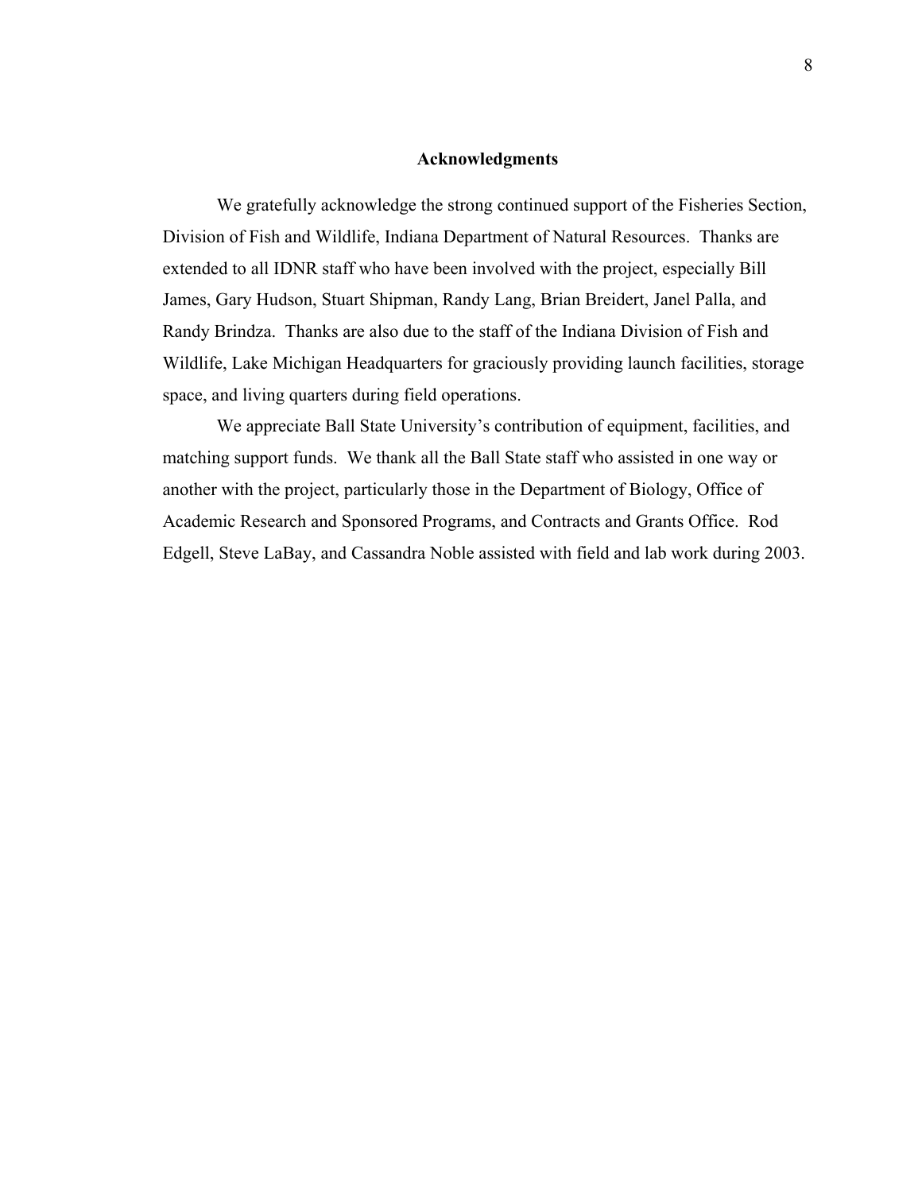## Acknowledgments

We gratefully acknowledge the strong continued support of the Fisheries Section, Division of Fish and Wildlife, Indiana Department of Natural Resources. Thanks are extended to all IDNR staff who have been involved with the project, especially Bill James, Gary Hudson, Stuart Shipman, Randy Lang, Brian Breidert, Janel Palla, and Randy Brindza. Thanks are also due to the staff of the Indiana Division of Fish and Wildlife, Lake Michigan Headquarters for graciously providing launch facilities, storage space, and living quarters during field operations.

We appreciate Ball State University's contribution of equipment, facilities, and matching support funds. We thank all the Ball State staff who assisted in one way or another with the project, particularly those in the Department of Biology, Office of Academic Research and Sponsored Programs, and Contracts and Grants Office. Rod Edgell, Steve LaBay, and Cassandra Noble assisted with field and lab work during 2003.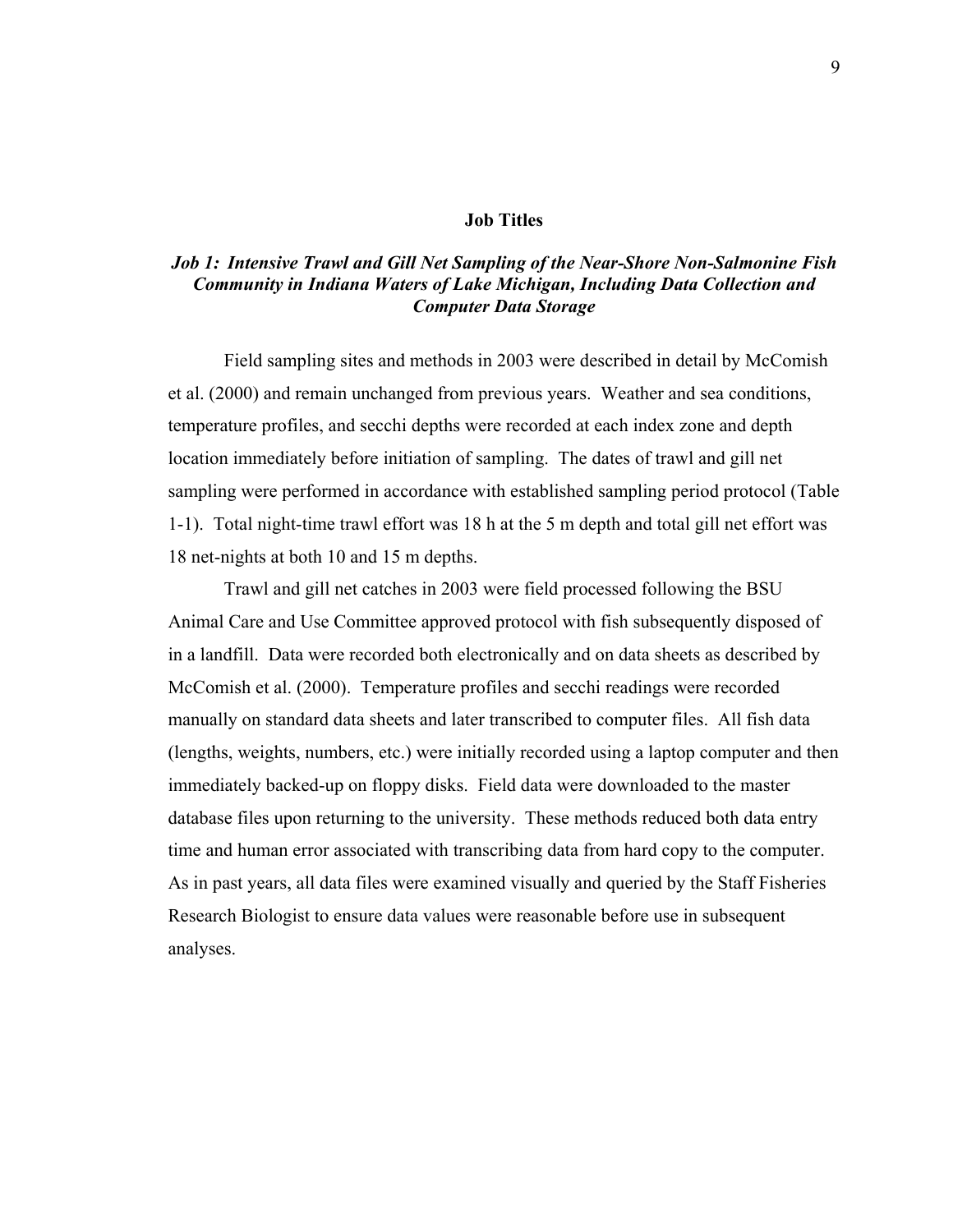## Job Titles

### *Job 1: Intensive Trawl and Gill Net Sampling of the Near-Shore Non-Salmonine Fish Community in Indiana Waters of Lake Michigan, Including Data Collection and Computer Data Storage*

Field sampling sites and methods in 2003 were described in detail by McComish et al. (2000) and remain unchanged from previous years. Weather and sea conditions, temperature profiles, and secchi depths were recorded at each index zone and depth location immediately before initiation of sampling. The dates of trawl and gill net sampling were performed in accordance with established sampling period protocol (Table 1-1). Total night-time trawl effort was 18 h at the 5 m depth and total gill net effort was 18 net-nights at both 10 and 15 m depths.

Trawl and gill net catches in 2003 were field processed following the BSU Animal Care and Use Committee approved protocol with fish subsequently disposed of in a landfill. Data were recorded both electronically and on data sheets as described by McComish et al. (2000). Temperature profiles and secchi readings were recorded manually on standard data sheets and later transcribed to computer files. All fish data (lengths, weights, numbers, etc.) were initially recorded using a laptop computer and then immediately backed-up on floppy disks. Field data were downloaded to the master database files upon returning to the university. These methods reduced both data entry time and human error associated with transcribing data from hard copy to the computer. As in past years, all data files were examined visually and queried by the Staff Fisheries Research Biologist to ensure data values were reasonable before use in subsequent analyses.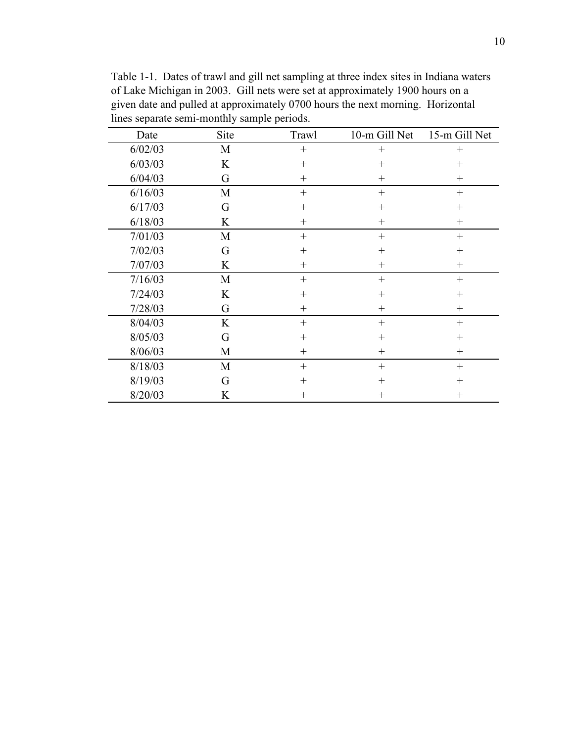Table 1-1. Dates of trawl and gill net sampling at three index sites in Indiana waters of Lake Michigan in 2003. Gill nets were set at approximately 1900 hours on a given date and pulled at approximately 0700 hours the next morning. Horizontal lines separate semi-monthly sample periods.

| Date | Site | Trawl | 10-m Gill Net | 15-m Gill Net |
|---|---|---|---|---|
| 6/02/03 | M | + | + | + |
| 6/03/03 | K | + | + | + |
| 6/04/03 | G | + | + | + |
| 6/16/03 | M | + | + | + |
| 6/17/03 | G | + | + | + |
| 6/18/03 | K | + | + | + |
| 7/01/03 | M | + | + | + |
| 7/02/03 | G | + | + | + |
| 7/07/03 | K | + | + | + |
| 7/16/03 | M | + | + | + |
| 7/24/03 | K | + | + | + |
| 7/28/03 | G | + | + | + |
| 8/04/03 | K | + | + | + |
| 8/05/03 | G | + | + | + |
| 8/06/03 | M | + | + | + |
| 8/18/03 | M | + | + | + |
| 8/19/03 | G | + | + | + |
| 8/20/03 | K | + | + | + |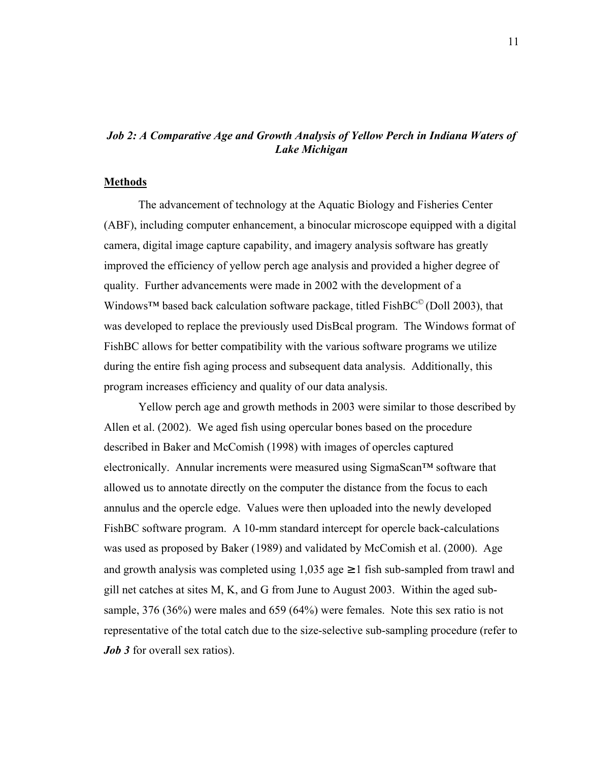## *Job 2: A Comparative Age and Growth Analysis of Yellow Perch in Indiana Waters of Lake Michigan*

### Methods

The advancement of technology at the Aquatic Biology and Fisheries Center (ABF), including computer enhancement, a binocular microscope equipped with a digital camera, digital image capture capability, and imagery analysis software has greatly improved the efficiency of yellow perch age analysis and provided a higher degree of quality. Further advancements were made in 2002 with the development of a Windows™ based back calculation software package, titled FishBC© (Doll 2003), that was developed to replace the previously used DisBcal program. The Windows format of FishBC allows for better compatibility with the various software programs we utilize during the entire fish aging process and subsequent data analysis. Additionally, this program increases efficiency and quality of our data analysis.

Yellow perch age and growth methods in 2003 were similar to those described by Allen et al. (2002). We aged fish using opercular bones based on the procedure described in Baker and McComish (1998) with images of opercles captured electronically. Annular increments were measured using SigmaScan™ software that allowed us to annotate directly on the computer the distance from the focus to each annulus and the opercle edge. Values were then uploaded into the newly developed FishBC software program. A 10-mm standard intercept for opercle back-calculations was used as proposed by Baker (1989) and validated by McComish et al. (2000). Age and growth analysis was completed using 1,035 age $\geq 1$ fish sub-sampled from trawl and gill net catches at sites M, K, and G from June to August 2003. Within the aged sub-sample, 376 (36%) were males and 659 (64%) were females. Note this sex ratio is not representative of the total catch due to the size-selective sub-sampling procedure (refer to ***Job 3*** for overall sex ratios).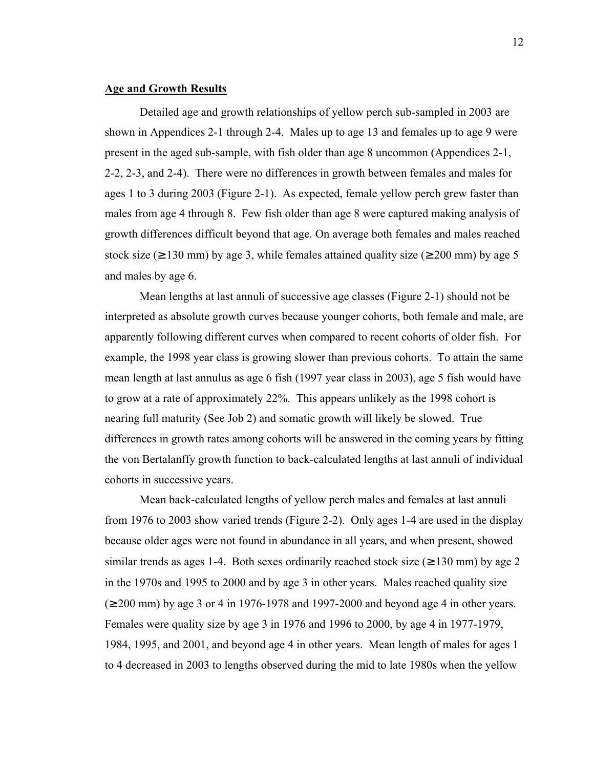**Age and Growth Results**

Detailed age and growth relationships of yellow perch sub-sampled in 2003 are shown in Appendices 2-1 through 2-4. Males up to age 13 and females up to age 9 were present in the aged sub-sample, with fish older than age 8 uncommon (Appendices 2-1, 2-2, 2-3, and 2-4). There were no differences in growth between females and males for ages 1 to 3 during 2003 (Figure 2-1). As expected, female yellow perch grew faster than males from age 4 through 8. Few fish older than age 8 were captured making analysis of growth differences difficult beyond that age. On average both females and males reached stock size (≥130 mm) by age 3, while females attained quality size (≥200 mm) by age 5 and males by age 6.

Mean lengths at last annuli of successive age classes (Figure 2-1) should not be interpreted as absolute growth curves because younger cohorts, both female and male, are apparently following different curves when compared to recent cohorts of older fish. For example, the 1998 year class is growing slower than previous cohorts. To attain the same mean length at last annulus as age 6 fish (1997 year class in 2003), age 5 fish would have to grow at a rate of approximately 22%. This appears unlikely as the 1998 cohort is nearing full maturity (See Job 2) and somatic growth will likely be slowed. True differences in growth rates among cohorts will be answered in the coming years by fitting the von Bertalanffy growth function to back-calculated lengths at last annuli of individual cohorts in successive years.

Mean back-calculated lengths of yellow perch males and females at last annuli from 1976 to 2003 show varied trends (Figure 2-2). Only ages 1-4 are used in the display because older ages were not found in abundance in all years, and when present, showed similar trends as ages 1-4. Both sexes ordinarily reached stock size (≥130 mm) by age 2 in the 1970s and 1995 to 2000 and by age 3 in other years. Males reached quality size (≥200 mm) by age 3 or 4 in 1976-1978 and 1997-2000 and beyond age 4 in other years. Females were quality size by age 3 in 1976 and 1996 to 2000, by age 4 in 1977-1979, 1984, 1995, and 2001, and beyond age 4 in other years. Mean length of males for ages 1 to 4 decreased in 2003 to lengths observed during the mid to late 1980s when the yellow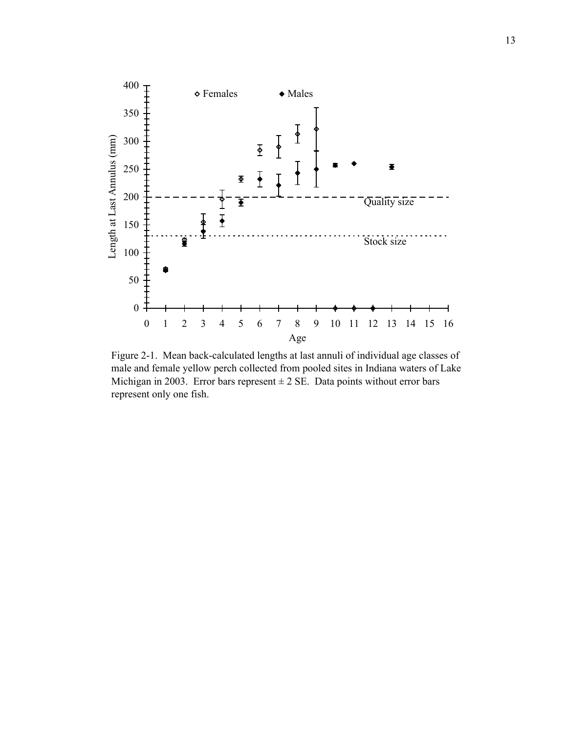Figure 2-1. Mean back-calculated lengths at last annuli of individual age classes of male and female yellow perch collected from pooled sites in Indiana waters of Lake Michigan in 2003. Error bars represent ± 2 SE. Data points without error bars represent only one fish.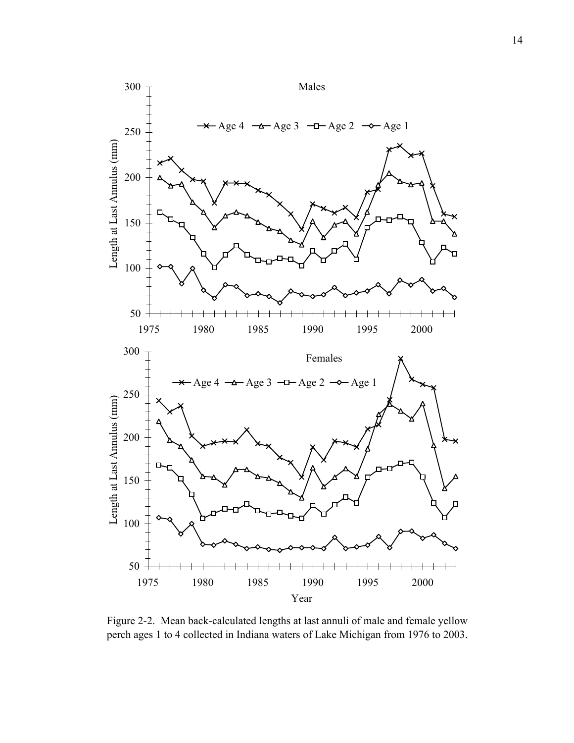Figure 2-2. Mean back-calculated lengths at last annuli of male and female yellow perch ages 1 to 4 collected in Indiana waters of Lake Michigan from 1976 to 2003.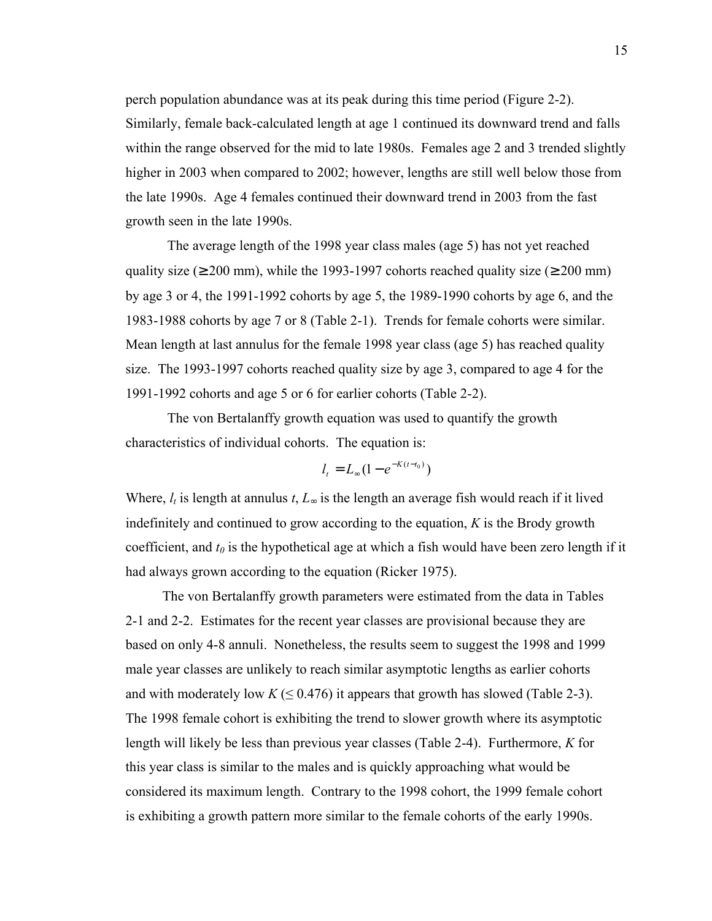perch population abundance was at its peak during this time period (Figure 2-2). Similarly, female back-calculated length at age 1 continued its downward trend and falls within the range observed for the mid to late 1980s. Females age 2 and 3 trended slightly higher in 2003 when compared to 2002; however, lengths are still well below those from the late 1990s. Age 4 females continued their downward trend in 2003 from the fast growth seen in the late 1990s.

The average length of the 1998 year class males (age 5) has not yet reached quality size (≥200 mm), while the 1993-1997 cohorts reached quality size (≥200 mm) by age 3 or 4, the 1991-1992 cohorts by age 5, the 1989-1990 cohorts by age 6, and the 1983-1988 cohorts by age 7 or 8 (Table 2-1). Trends for female cohorts were similar. Mean length at last annulus for the female 1998 year class (age 5) has reached quality size. The 1993-1997 cohorts reached quality size by age 3, compared to age 4 for the 1991-1992 cohorts and age 5 or 6 for earlier cohorts (Table 2-2).

The von Bertalanffy growth equation was used to quantify the growth characteristics of individual cohorts. The equation is:

$$l_t = L_\infty (1 - e^{-K(t - t_0)})$$

Where, $l_t$ is length at annulus $t$, $L_\infty$ is the length an average fish would reach if it lived indefinitely and continued to grow according to the equation, $K$ is the Brody growth coefficient, and $t_0$ is the hypothetical age at which a fish would have been zero length if it had always grown according to the equation (Ricker 1975).

The von Bertalanffy growth parameters were estimated from the data in Tables 2-1 and 2-2. Estimates for the recent year classes are provisional because they are based on only 4-8 annuli. Nonetheless, the results seem to suggest the 1998 and 1999 male year classes are unlikely to reach similar asymptotic lengths as earlier cohorts and with moderately low $K$ ($\leq 0.476$) it appears that growth has slowed (Table 2-3). The 1998 female cohort is exhibiting the trend to slower growth where its asymptotic length will likely be less than previous year classes (Table 2-4). Furthermore, $K$ for this year class is similar to the males and is quickly approaching what would be considered its maximum length. Contrary to the 1998 cohort, the 1999 female cohort is exhibiting a growth pattern more similar to the female cohorts of the early 1990s.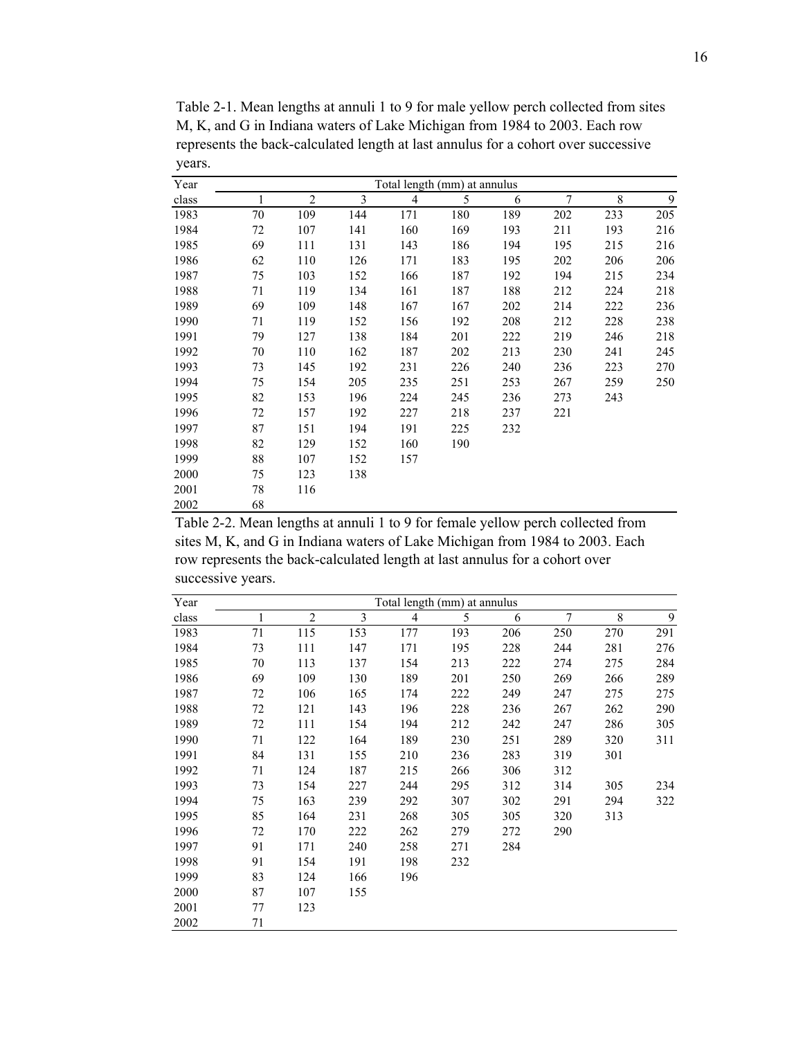Table 2-1. Mean lengths at annuli 1 to 9 for male yellow perch collected from sites M, K, and G in Indiana waters of Lake Michigan from 1984 to 2003. Each row represents the back-calculated length at last annulus for a cohort over successive years.

| Year | Total length (mm) at annulus | | | | | | | | |
|---|---|---|---|---|---|---|---|---|---|
| class | 1 | 2 | 3 | 4 | 5 | 6 | 7 | 8 | 9 |
| 1983 | 70 | 109 | 144 | 171 | 180 | 189 | 202 | 233 | 205 |
| 1984 | 72 | 107 | 141 | 160 | 169 | 193 | 211 | 193 | 216 |
| 1985 | 69 | 111 | 131 | 143 | 186 | 194 | 195 | 215 | 216 |
| 1986 | 62 | 110 | 126 | 171 | 183 | 195 | 202 | 206 | 206 |
| 1987 | 75 | 103 | 152 | 166 | 187 | 192 | 194 | 215 | 234 |
| 1988 | 71 | 119 | 134 | 161 | 187 | 188 | 212 | 224 | 218 |
| 1989 | 69 | 109 | 148 | 167 | 167 | 202 | 214 | 222 | 236 |
| 1990 | 71 | 119 | 152 | 156 | 192 | 208 | 212 | 228 | 238 |
| 1991 | 79 | 127 | 138 | 184 | 201 | 222 | 219 | 246 | 218 |
| 1992 | 70 | 110 | 162 | 187 | 202 | 213 | 230 | 241 | 245 |
| 1993 | 73 | 145 | 192 | 231 | 226 | 240 | 236 | 223 | 270 |
| 1994 | 75 | 154 | 205 | 235 | 251 | 253 | 267 | 259 | 250 |
| 1995 | 82 | 153 | 196 | 224 | 245 | 236 | 273 | 243 | |
| 1996 | 72 | 157 | 192 | 227 | 218 | 237 | 221 | | |
| 1997 | 87 | 151 | 194 | 191 | 225 | 232 | | | |
| 1998 | 82 | 129 | 152 | 160 | 190 | | | | |
| 1999 | 88 | 107 | 152 | 157 | | | | | |
| 2000 | 75 | 123 | 138 | | | | | | |
| 2001 | 78 | 116 | | | | | | | |
| 2002 | 68 | | | | | | | | |

Table 2-2. Mean lengths at annuli 1 to 9 for female yellow perch collected from sites M, K, and G in Indiana waters of Lake Michigan from 1984 to 2003. Each row represents the back-calculated length at last annulus for a cohort over successive years.

| Year | Total length (mm) at annulus | | | | | | | | |
|---|---|---|---|---|---|---|---|---|---|
| class | 1 | 2 | 3 | 4 | 5 | 6 | 7 | 8 | 9 |
| 1983 | 71 | 115 | 153 | 177 | 193 | 206 | 250 | 270 | 291 |
| 1984 | 73 | 111 | 147 | 171 | 195 | 228 | 244 | 281 | 276 |
| 1985 | 70 | 113 | 137 | 154 | 213 | 222 | 274 | 275 | 284 |
| 1986 | 69 | 109 | 130 | 189 | 201 | 250 | 269 | 266 | 289 |
| 1987 | 72 | 106 | 165 | 174 | 222 | 249 | 247 | 275 | 275 |
| 1988 | 72 | 121 | 143 | 196 | 228 | 236 | 267 | 262 | 290 |
| 1989 | 72 | 111 | 154 | 194 | 212 | 242 | 247 | 286 | 305 |
| 1990 | 71 | 122 | 164 | 189 | 230 | 251 | 289 | 320 | 311 |
| 1991 | 84 | 131 | 155 | 210 | 236 | 283 | 319 | 301 | |
| 1992 | 71 | 124 | 187 | 215 | 266 | 306 | 312 | | |
| 1993 | 73 | 154 | 227 | 244 | 295 | 312 | 314 | 305 | 234 |
| 1994 | 75 | 163 | 239 | 292 | 307 | 302 | 291 | 294 | 322 |
| 1995 | 85 | 164 | 231 | 268 | 305 | 305 | 320 | 313 | |
| 1996 | 72 | 170 | 222 | 262 | 279 | 272 | 290 | | |
| 1997 | 91 | 171 | 240 | 258 | 271 | 284 | | | |
| 1998 | 91 | 154 | 191 | 198 | 232 | | | | |
| 1999 | 83 | 124 | 166 | 196 | | | | | |
| 2000 | 87 | 107 | 155 | | | | | | |
| 2001 | 77 | 123 | | | | | | | |
| 2002 | 71 | | | | | | | | |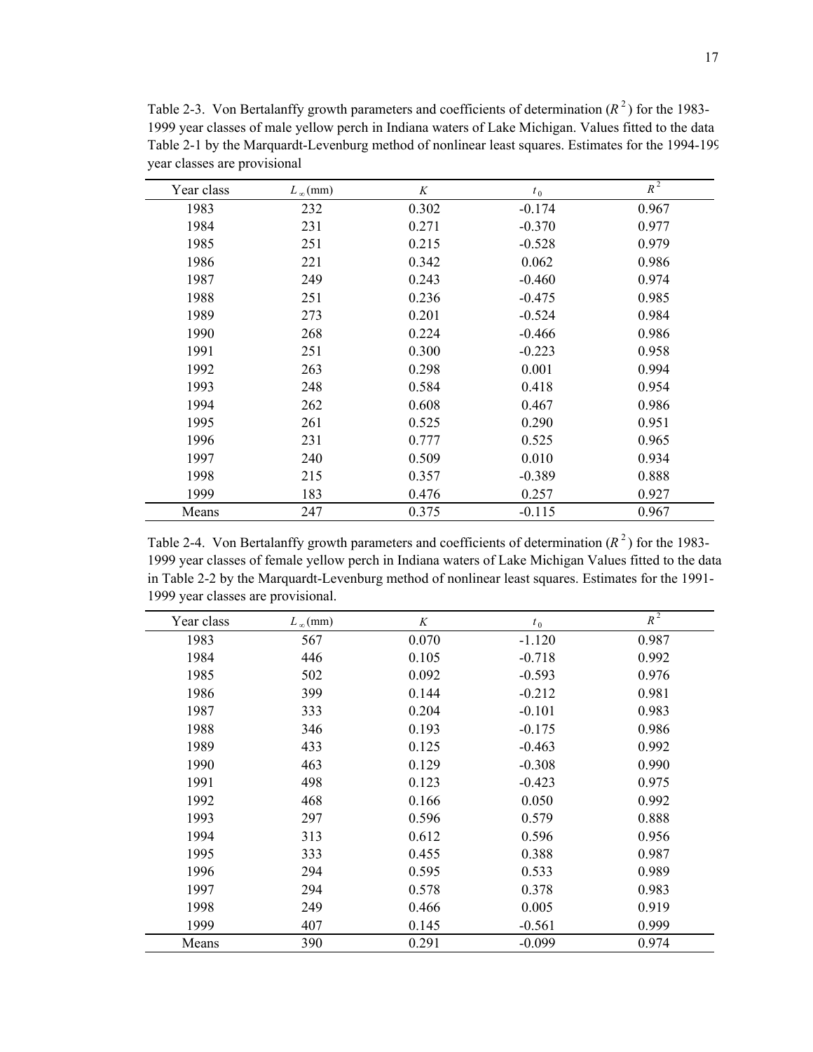Table 2-3. Von Bertalanffy growth parameters and coefficients of determination ($R^2$) for the 1983-1999 year classes of male yellow perch in Indiana waters of Lake Michigan. Values fitted to the data Table 2-1 by the Marquardt-Levenburg method of nonlinear least squares. Estimates for the 1994-199 year classes are provisional

| Year class | $L_\infty$ (mm) | $K$ | $t_0$ | $R^2$ |
|---|---|---|---|---|
| 1983 | 232 | 0.302 | -0.174 | 0.967 |
| 1984 | 231 | 0.271 | -0.370 | 0.977 |
| 1985 | 251 | 0.215 | -0.528 | 0.979 |
| 1986 | 221 | 0.342 | 0.062 | 0.986 |
| 1987 | 249 | 0.243 | -0.460 | 0.974 |
| 1988 | 251 | 0.236 | -0.475 | 0.985 |
| 1989 | 273 | 0.201 | -0.524 | 0.984 |
| 1990 | 268 | 0.224 | -0.466 | 0.986 |
| 1991 | 251 | 0.300 | -0.223 | 0.958 |
| 1992 | 263 | 0.298 | 0.001 | 0.994 |
| 1993 | 248 | 0.584 | 0.418 | 0.954 |
| 1994 | 262 | 0.608 | 0.467 | 0.986 |
| 1995 | 261 | 0.525 | 0.290 | 0.951 |
| 1996 | 231 | 0.777 | 0.525 | 0.965 |
| 1997 | 240 | 0.509 | 0.010 | 0.934 |
| 1998 | 215 | 0.357 | -0.389 | 0.888 |
| 1999 | 183 | 0.476 | 0.257 | 0.927 |
| Means | 247 | 0.375 | -0.115 | 0.967 |

Table 2-4. Von Bertalanffy growth parameters and coefficients of determination ($R^2$) for the 1983-1999 year classes of female yellow perch in Indiana waters of Lake Michigan Values fitted to the data in Table 2-2 by the Marquardt-Levenburg method of nonlinear least squares. Estimates for the 1991-1999 year classes are provisional.

| Year class | $L_\infty$ (mm) | $K$ | $t_0$ | $R^2$ |
|---|---|---|---|---|
| 1983 | 567 | 0.070 | -1.120 | 0.987 |
| 1984 | 446 | 0.105 | -0.718 | 0.992 |
| 1985 | 502 | 0.092 | -0.593 | 0.976 |
| 1986 | 399 | 0.144 | -0.212 | 0.981 |
| 1987 | 333 | 0.204 | -0.101 | 0.983 |
| 1988 | 346 | 0.193 | -0.175 | 0.986 |
| 1989 | 433 | 0.125 | -0.463 | 0.992 |
| 1990 | 463 | 0.129 | -0.308 | 0.990 |
| 1991 | 498 | 0.123 | -0.423 | 0.975 |
| 1992 | 468 | 0.166 | 0.050 | 0.992 |
| 1993 | 297 | 0.596 | 0.579 | 0.888 |
| 1994 | 313 | 0.612 | 0.596 | 0.956 |
| 1995 | 333 | 0.455 | 0.388 | 0.987 |
| 1996 | 294 | 0.595 | 0.533 | 0.989 |
| 1997 | 294 | 0.578 | 0.378 | 0.983 |
| 1998 | 249 | 0.466 | 0.005 | 0.919 |
| 1999 | 407 | 0.145 | -0.561 | 0.999 |
| Means | 390 | 0.291 | -0.099 | 0.974 |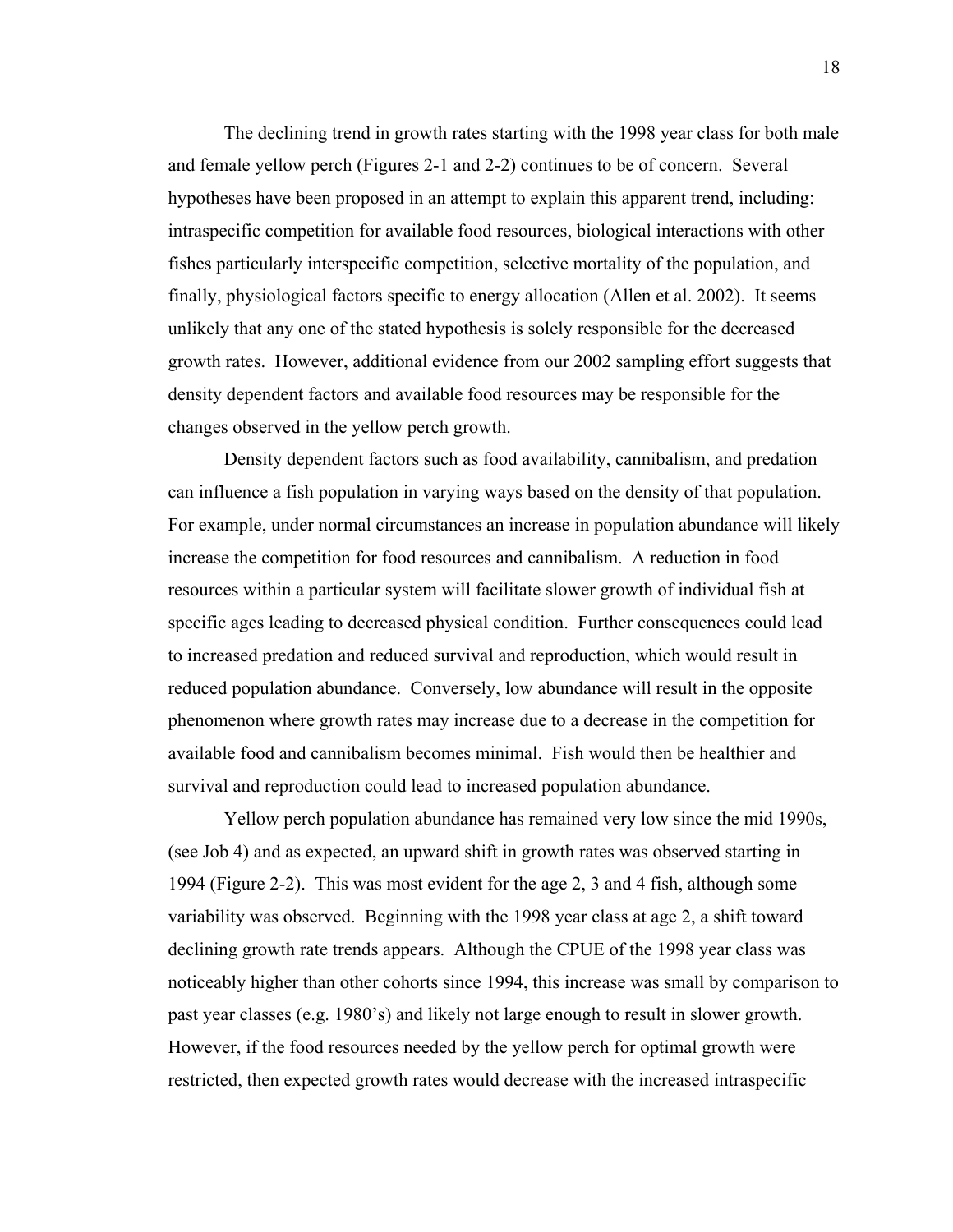The declining trend in growth rates starting with the 1998 year class for both male and female yellow perch (Figures 2-1 and 2-2) continues to be of concern. Several hypotheses have been proposed in an attempt to explain this apparent trend, including: intraspecific competition for available food resources, biological interactions with other fishes particularly interspecific competition, selective mortality of the population, and finally, physiological factors specific to energy allocation (Allen et al. 2002). It seems unlikely that any one of the stated hypothesis is solely responsible for the decreased growth rates. However, additional evidence from our 2002 sampling effort suggests that density dependent factors and available food resources may be responsible for the changes observed in the yellow perch growth.

Density dependent factors such as food availability, cannibalism, and predation can influence a fish population in varying ways based on the density of that population. For example, under normal circumstances an increase in population abundance will likely increase the competition for food resources and cannibalism. A reduction in food resources within a particular system will facilitate slower growth of individual fish at specific ages leading to decreased physical condition. Further consequences could lead to increased predation and reduced survival and reproduction, which would result in reduced population abundance. Conversely, low abundance will result in the opposite phenomenon where growth rates may increase due to a decrease in the competition for available food and cannibalism becomes minimal. Fish would then be healthier and survival and reproduction could lead to increased population abundance.

Yellow perch population abundance has remained very low since the mid 1990s, (see Job 4) and as expected, an upward shift in growth rates was observed starting in 1994 (Figure 2-2). This was most evident for the age 2, 3 and 4 fish, although some variability was observed. Beginning with the 1998 year class at age 2, a shift toward declining growth rate trends appears. Although the CPUE of the 1998 year class was noticeably higher than other cohorts since 1994, this increase was small by comparison to past year classes (e.g. 1980's) and likely not large enough to result in slower growth. However, if the food resources needed by the yellow perch for optimal growth were restricted, then expected growth rates would decrease with the increased intraspecific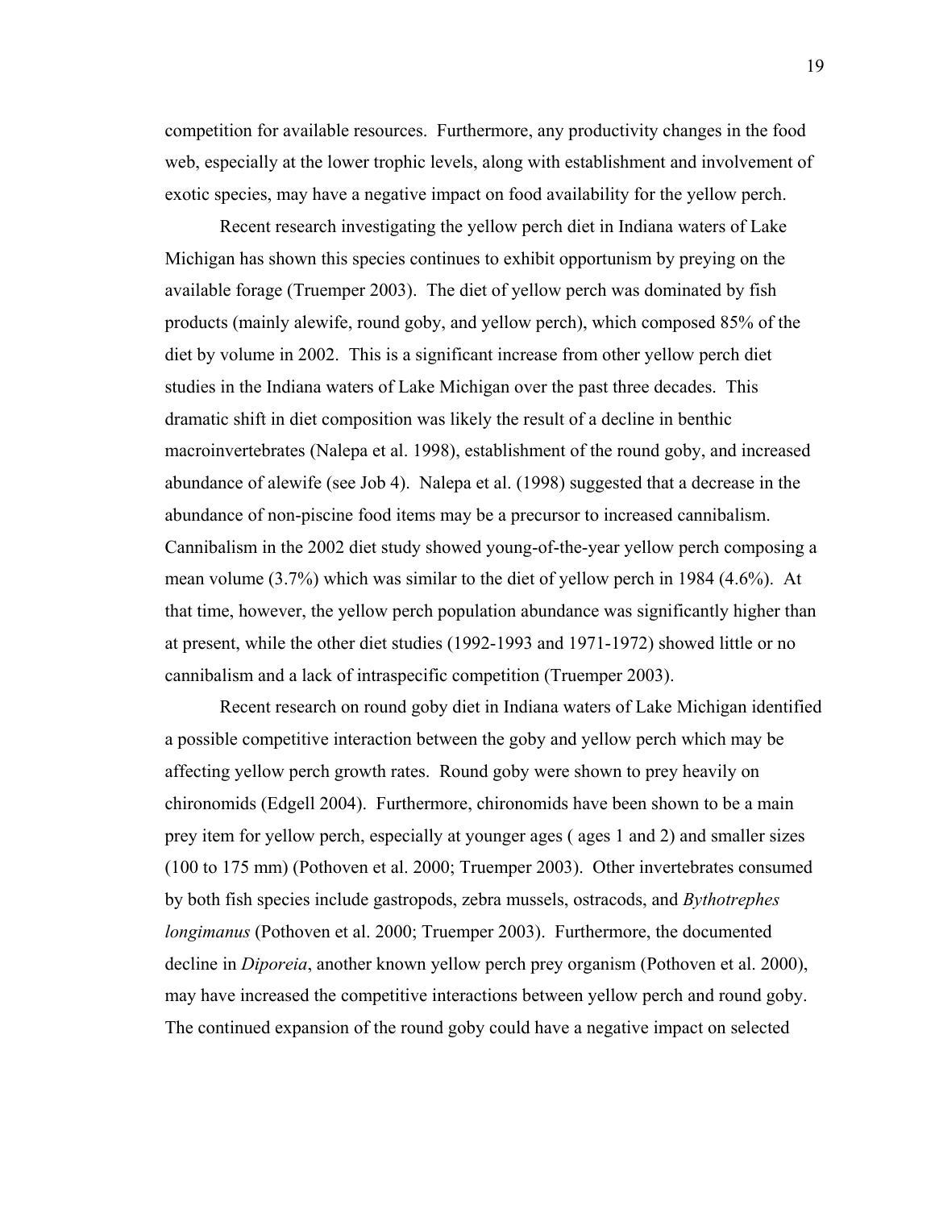competition for available resources. Furthermore, any productivity changes in the food web, especially at the lower trophic levels, along with establishment and involvement of exotic species, may have a negative impact on food availability for the yellow perch.

Recent research investigating the yellow perch diet in Indiana waters of Lake Michigan has shown this species continues to exhibit opportunism by preying on the available forage (Truemper 2003). The diet of yellow perch was dominated by fish products (mainly alewife, round goby, and yellow perch), which composed 85% of the diet by volume in 2002. This is a significant increase from other yellow perch diet studies in the Indiana waters of Lake Michigan over the past three decades. This dramatic shift in diet composition was likely the result of a decline in benthic macroinvertebrates (Nalepa et al. 1998), establishment of the round goby, and increased abundance of alewife (see Job 4). Nalepa et al. (1998) suggested that a decrease in the abundance of non-piscine food items may be a precursor to increased cannibalism. Cannibalism in the 2002 diet study showed young-of-the-year yellow perch composing a mean volume (3.7%) which was similar to the diet of yellow perch in 1984 (4.6%). At that time, however, the yellow perch population abundance was significantly higher than at present, while the other diet studies (1992-1993 and 1971-1972) showed little or no cannibalism and a lack of intraspecific competition (Truemper 2003).

Recent research on round goby diet in Indiana waters of Lake Michigan identified a possible competitive interaction between the goby and yellow perch which may be affecting yellow perch growth rates. Round goby were shown to prey heavily on chironomids (Edgell 2004). Furthermore, chironomids have been shown to be a main prey item for yellow perch, especially at younger ages ( ages 1 and 2) and smaller sizes (100 to 175 mm) (Pothoven et al. 2000; Truemper 2003). Other invertebrates consumed by both fish species include gastropods, zebra mussels, ostracods, and *Bythotrephes longimanus* (Pothoven et al. 2000; Truemper 2003). Furthermore, the documented decline in *Diporeia*, another known yellow perch prey organism (Pothoven et al. 2000), may have increased the competitive interactions between yellow perch and round goby. The continued expansion of the round goby could have a negative impact on selected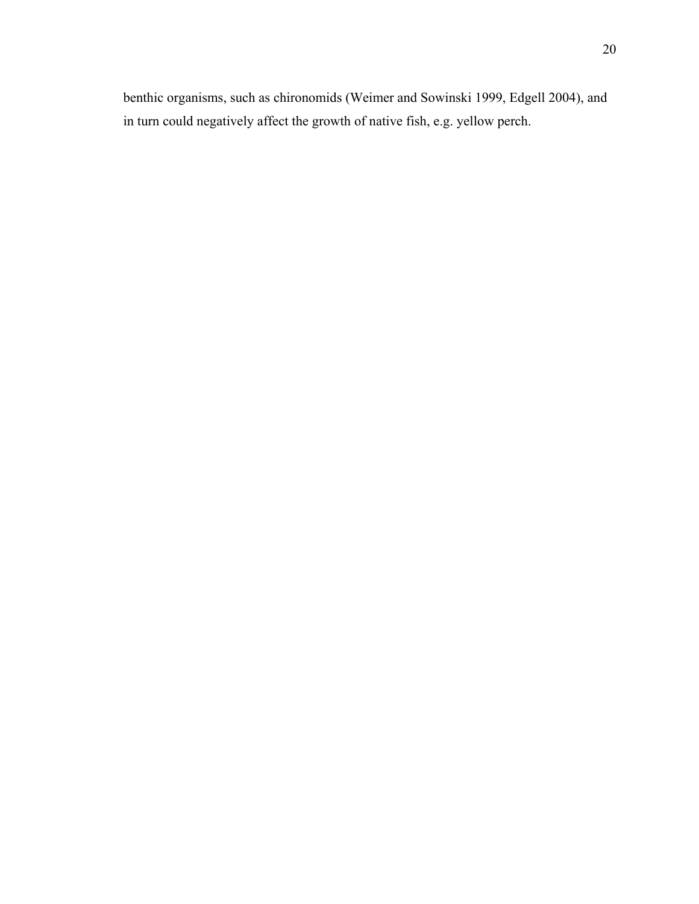benthic organisms, such as chironomids (Weimer and Sowinski 1999, Edgell 2004), and in turn could negatively affect the growth of native fish, e.g. yellow perch.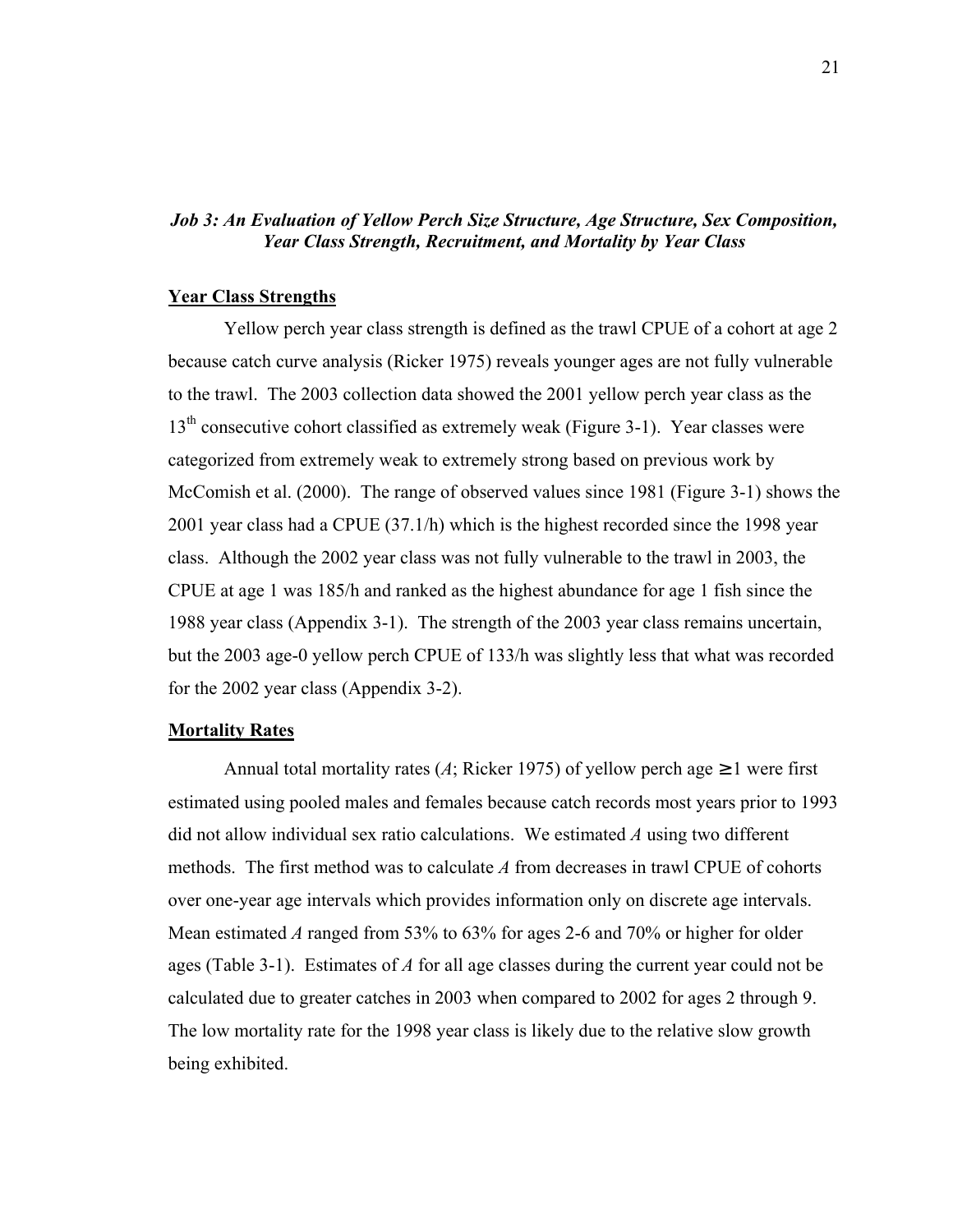### *Job 3: An Evaluation of Yellow Perch Size Structure, Age Structure, Sex Composition, Year Class Strength, Recruitment, and Mortality by Year Class*

**Year Class Strengths**

Yellow perch year class strength is defined as the trawl CPUE of a cohort at age 2 because catch curve analysis (Ricker 1975) reveals younger ages are not fully vulnerable to the trawl. The 2003 collection data showed the 2001 yellow perch year class as the 13th consecutive cohort classified as extremely weak (Figure 3-1). Year classes were categorized from extremely weak to extremely strong based on previous work by McComish et al. (2000). The range of observed values since 1981 (Figure 3-1) shows the 2001 year class had a CPUE (37.1/h) which is the highest recorded since the 1998 year class. Although the 2002 year class was not fully vulnerable to the trawl in 2003, the CPUE at age 1 was 185/h and ranked as the highest abundance for age 1 fish since the 1988 year class (Appendix 3-1). The strength of the 2003 year class remains uncertain, but the 2003 age-0 yellow perch CPUE of 133/h was slightly less that what was recorded for the 2002 year class (Appendix 3-2).

**Mortality Rates**

Annual total mortality rates (*A*; Ricker 1975) of yellow perch age $\geq 1$ were first estimated using pooled males and females because catch records most years prior to 1993 did not allow individual sex ratio calculations. We estimated *A* using two different methods. The first method was to calculate *A* from decreases in trawl CPUE of cohorts over one-year age intervals which provides information only on discrete age intervals. Mean estimated *A* ranged from 53% to 63% for ages 2-6 and 70% or higher for older ages (Table 3-1). Estimates of *A* for all age classes during the current year could not be calculated due to greater catches in 2003 when compared to 2002 for ages 2 through 9. The low mortality rate for the 1998 year class is likely due to the relative slow growth being exhibited.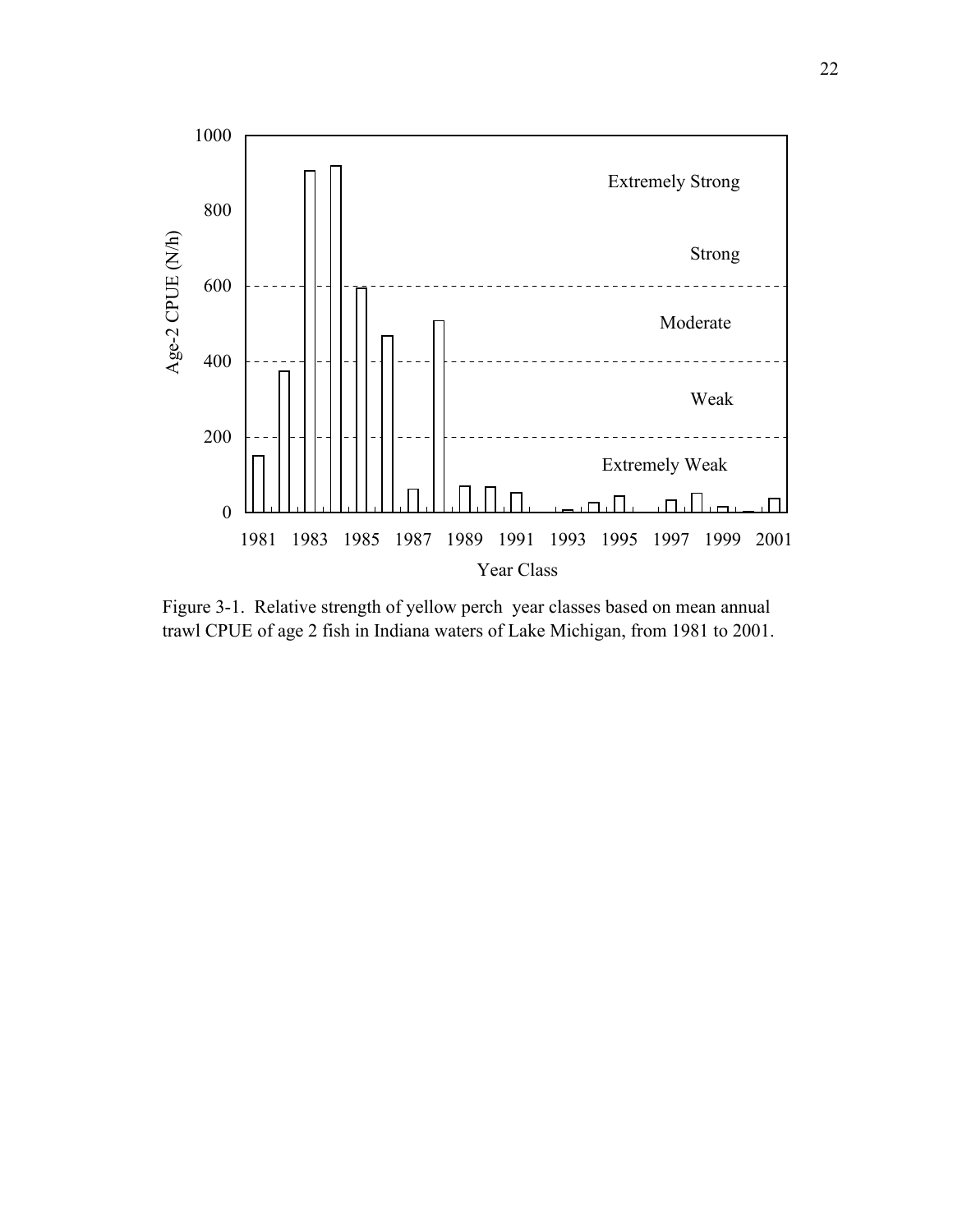Figure 3-1. Relative strength of yellow perch year classes based on mean annual trawl CPUE of age 2 fish in Indiana waters of Lake Michigan, from 1981 to 2001.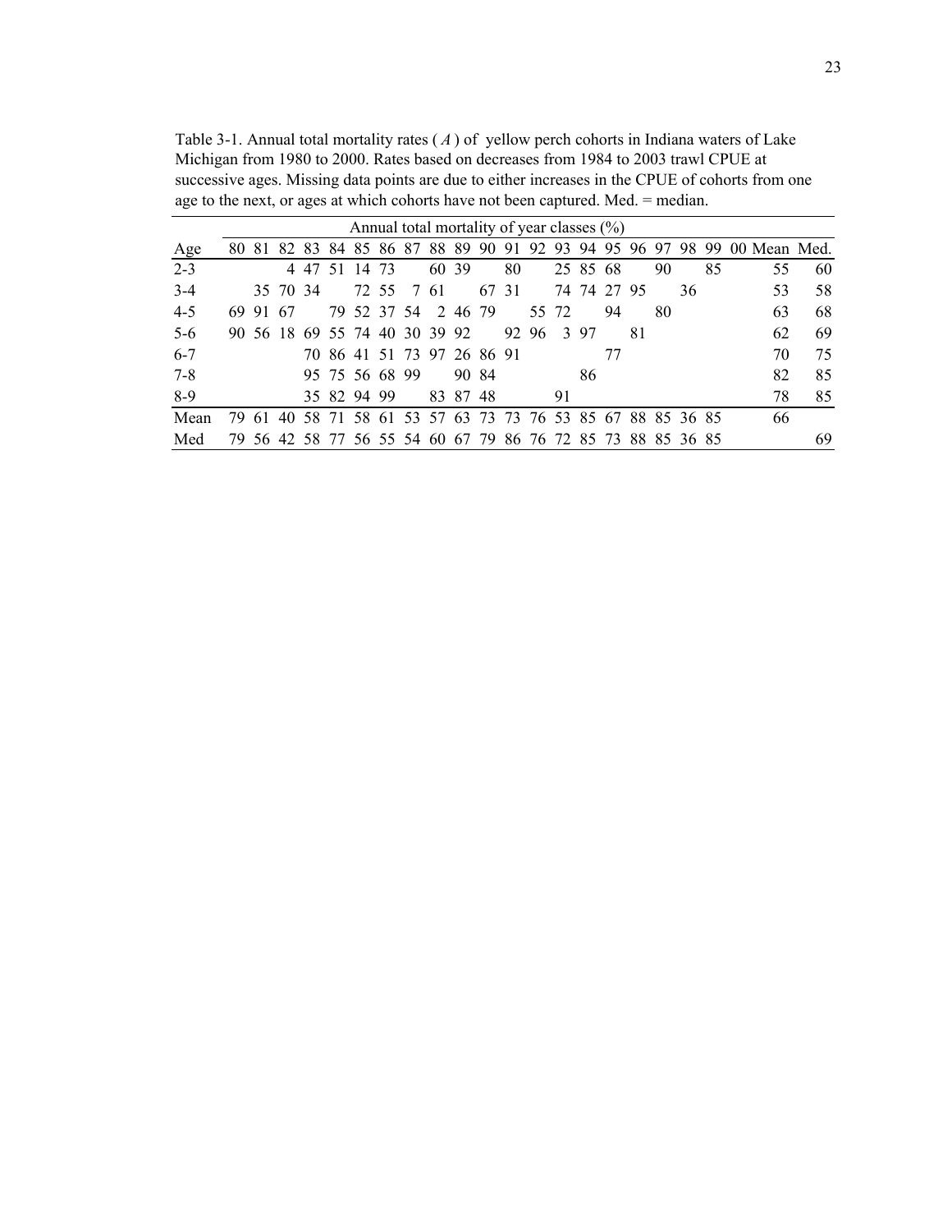Table 3-1. Annual total mortality rates ( *A* ) of yellow perch cohorts in Indiana waters of Lake Michigan from 1980 to 2000. Rates based on decreases from 1984 to 2003 trawl CPUE at successive ages. Missing data points are due to either increases in the CPUE of cohorts from one age to the next, or ages at which cohorts have not been captured. Med. = median.

| | Annual total mortality of year classes (%) | | | | | | | | | | | | | | | | | | | | | | |
|---|---|---|---|---|---|---|---|---|---|---|---|---|---|---|---|---|---|---|---|---|---|---|---|
| Age | 80 | 81 | 82 | 83 | 84 | 85 | 86 | 87 | 88 | 89 | 90 | 91 | 92 | 93 | 94 | 95 | 96 | 97 | 98 | 99 | 00 | Mean | Med. |
| 2-3 | | | 4 | 47 | 51 | 14 | 73 | | 60 | 39 | | 80 | | 25 | 85 | 68 | | 90 | | 85 | | 55 | 60 |
| 3-4 | | 35 | 70 | 34 | | 72 | 55 | 7 | 61 | | 67 | 31 | | 74 | 74 | 27 | 95 | | 36 | | | 53 | 58 |
| 4-5 | 69 | 91 | 67 | | 79 | 52 | 37 | 54 | 2 | 46 | 79 | | 55 | 72 | | 94 | | 80 | | | | 63 | 68 |
| 5-6 | 90 | 56 | 18 | 69 | 55 | 74 | 40 | 30 | 39 | 92 | | 92 | 96 | 3 | 97 | | 81 | | | | | 62 | 69 |
| 6-7 | | | | 70 | 86 | 41 | 51 | 73 | 97 | 26 | 86 | 91 | | | | 77 | | | | | | 70 | 75 |
| 7-8 | | | | 95 | 75 | 56 | 68 | 99 | | 90 | 84 | | | | 86 | | | | | | | 82 | 85 |
| 8-9 | | | | 35 | 82 | 94 | 99 | | 83 | 87 | 48 | | | 91 | | | | | | | | 78 | 85 |
| Mean | 79 | 61 | 40 | 58 | 71 | 58 | 61 | 53 | 57 | 63 | 73 | 73 | 76 | 53 | 85 | 67 | 88 | 85 | 36 | 85 | | 66 | |
| Med | 79 | 56 | 42 | 58 | 77 | 56 | 55 | 54 | 60 | 67 | 79 | 86 | 76 | 72 | 85 | 73 | 88 | 85 | 36 | 85 | | | 69 |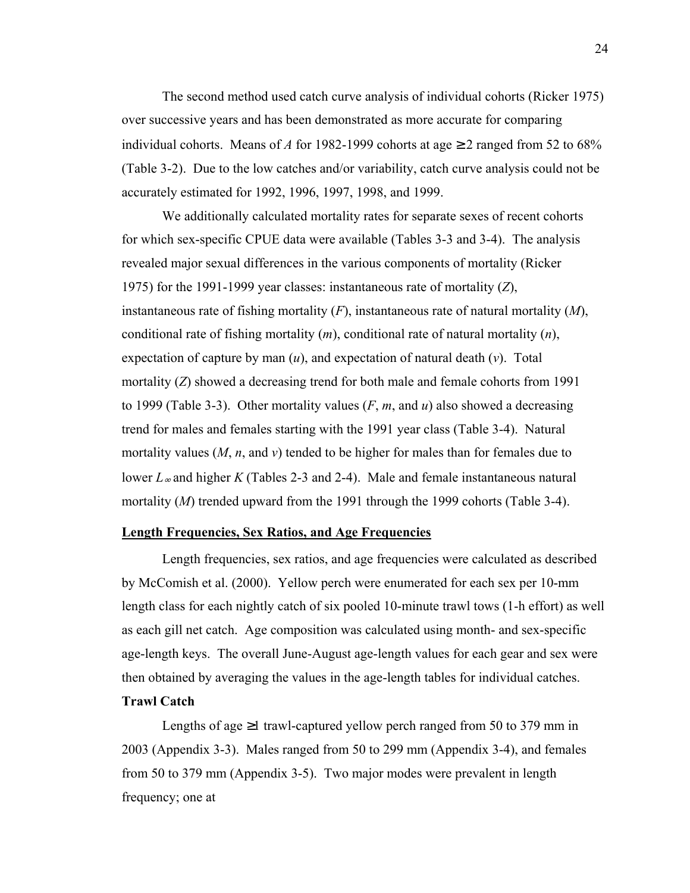The second method used catch curve analysis of individual cohorts (Ricker 1975) over successive years and has been demonstrated as more accurate for comparing individual cohorts. Means of $A$ for 1982-1999 cohorts at age $\geq 2$ ranged from 52 to 68% (Table 3-2). Due to the low catches and/or variability, catch curve analysis could not be accurately estimated for 1992, 1996, 1997, 1998, and 1999.

We additionally calculated mortality rates for separate sexes of recent cohorts for which sex-specific CPUE data were available (Tables 3-3 and 3-4). The analysis revealed major sexual differences in the various components of mortality (Ricker 1975) for the 1991-1999 year classes: instantaneous rate of mortality ($Z$), instantaneous rate of fishing mortality ($F$), instantaneous rate of natural mortality ($M$), conditional rate of fishing mortality ($m$), conditional rate of natural mortality ($n$), expectation of capture by man ($u$), and expectation of natural death ($v$). Total mortality ($Z$) showed a decreasing trend for both male and female cohorts from 1991 to 1999 (Table 3-3). Other mortality values ($F$, $m$, and $u$) also showed a decreasing trend for males and females starting with the 1991 year class (Table 3-4). Natural mortality values ($M$, $n$, and $v$) tended to be higher for males than for females due to lower $L_\infty$ and higher $K$ (Tables 2-3 and 2-4). Male and female instantaneous natural mortality ($M$) trended upward from the 1991 through the 1999 cohorts (Table 3-4).

## Length Frequencies, Sex Ratios, and Age Frequencies

Length frequencies, sex ratios, and age frequencies were calculated as described by McComish et al. (2000). Yellow perch were enumerated for each sex per 10-mm length class for each nightly catch of six pooled 10-minute trawl tows (1-h effort) as well as each gill net catch. Age composition was calculated using month- and sex-specific age-length keys. The overall June-August age-length values for each gear and sex were then obtained by averaging the values in the age-length tables for individual catches.

### Trawl Catch

Lengths of age $\geq 1$ trawl-captured yellow perch ranged from 50 to 379 mm in 2003 (Appendix 3-3). Males ranged from 50 to 299 mm (Appendix 3-4), and females from 50 to 379 mm (Appendix 3-5). Two major modes were prevalent in length frequency; one at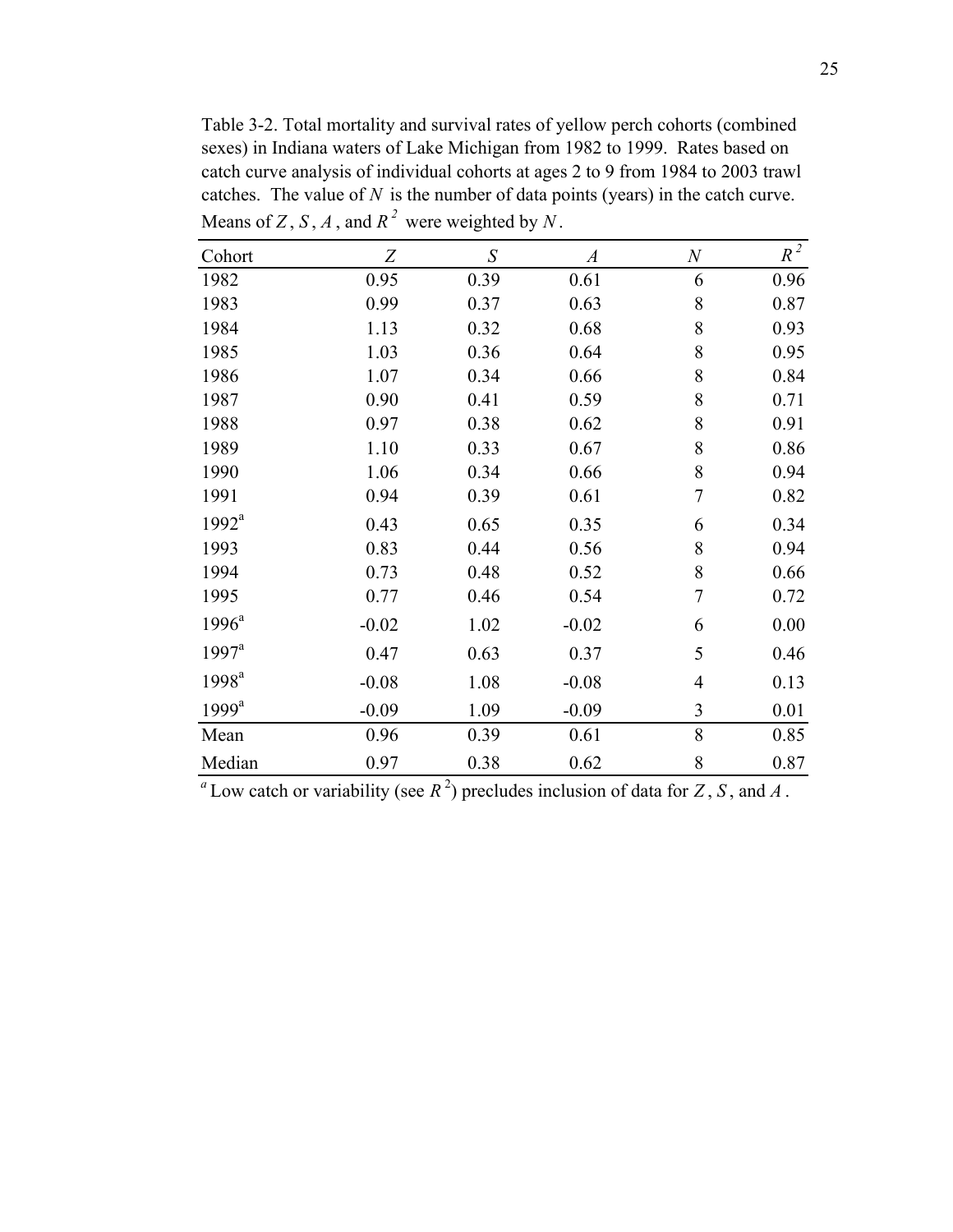Table 3-2. Total mortality and survival rates of yellow perch cohorts (combined sexes) in Indiana waters of Lake Michigan from 1982 to 1999. Rates based on catch curve analysis of individual cohorts at ages 2 to 9 from 1984 to 2003 trawl catches. The value of $N$ is the number of data points (years) in the catch curve. Means of $Z$, $S$, $A$, and $R^2$ were weighted by $N$.

| Cohort | $Z$ | $S$ | $A$ | $N$ | $R^2$ |
|---|---|---|---|---|---|
| 1982 | 0.95 | 0.39 | 0.61 | 6 | 0.96 |
| 1983 | 0.99 | 0.37 | 0.63 | 8 | 0.87 |
| 1984 | 1.13 | 0.32 | 0.68 | 8 | 0.93 |
| 1985 | 1.03 | 0.36 | 0.64 | 8 | 0.95 |
| 1986 | 1.07 | 0.34 | 0.66 | 8 | 0.84 |
| 1987 | 0.90 | 0.41 | 0.59 | 8 | 0.71 |
| 1988 | 0.97 | 0.38 | 0.62 | 8 | 0.91 |
| 1989 | 1.10 | 0.33 | 0.67 | 8 | 0.86 |
| 1990 | 1.06 | 0.34 | 0.66 | 8 | 0.94 |
| 1991 | 0.94 | 0.39 | 0.61 | 7 | 0.82 |
| 1992[a] | 0.43 | 0.65 | 0.35 | 6 | 0.34 |
| 1993 | 0.83 | 0.44 | 0.56 | 8 | 0.94 |
| 1994 | 0.73 | 0.48 | 0.52 | 8 | 0.66 |
| 1995 | 0.77 | 0.46 | 0.54 | 7 | 0.72 |
| 1996[a] | -0.02 | 1.02 | -0.02 | 6 | 0.00 |
| 1997[a] | 0.47 | 0.63 | 0.37 | 5 | 0.46 |
| 1998[a] | -0.08 | 1.08 | -0.08 | 4 | 0.13 |
| 1999[a] | -0.09 | 1.09 | -0.09 | 3 | 0.01 |
| Mean | 0.96 | 0.39 | 0.61 | 8 | 0.85 |
| Median | 0.97 | 0.38 | 0.62 | 8 | 0.87 |

[a] Low catch or variability (see $R^2$) precludes inclusion of data for $Z$, $S$, and $A$.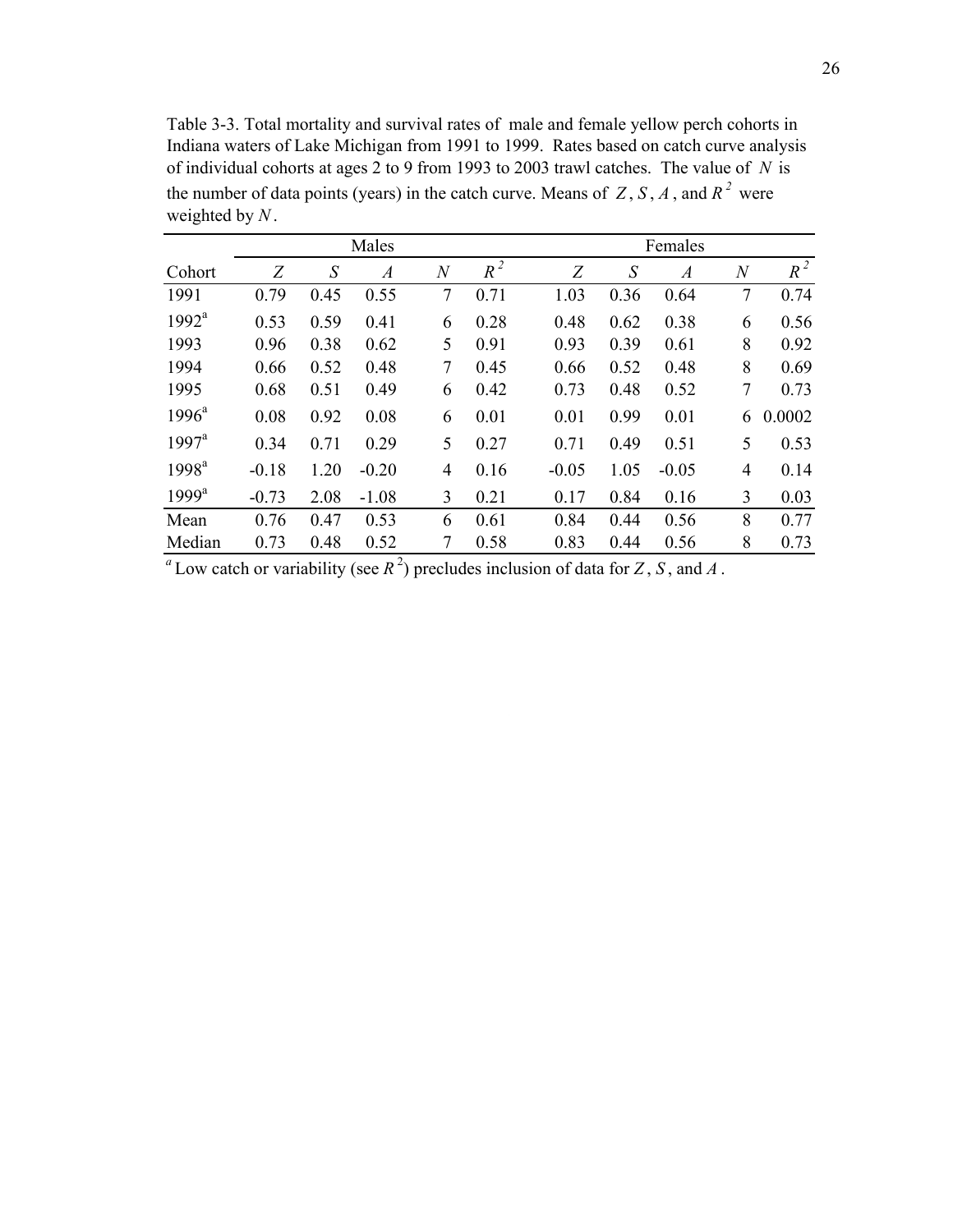Table 3-3. Total mortality and survival rates of male and female yellow perch cohorts in Indiana waters of Lake Michigan from 1991 to 1999. Rates based on catch curve analysis of individual cohorts at ages 2 to 9 from 1993 to 2003 trawl catches. The value of $N$ is the number of data points (years) in the catch curve. Means of $Z$, $S$, $A$, and $R^2$ were weighted by $N$.

| | Males | | | | | Females | | | | |
|---|---|---|---|---|---|---|---|---|---|---|
| Cohort | $Z$ | $S$ | $A$ | $N$ | $R^2$ | $Z$ | $S$ | $A$ | $N$ | $R^2$ |
| 1991 | 0.79 | 0.45 | 0.55 | 7 | 0.71 | 1.03 | 0.36 | 0.64 | 7 | 0.74 |
| 1992[a] | 0.53 | 0.59 | 0.41 | 6 | 0.28 | 0.48 | 0.62 | 0.38 | 6 | 0.56 |
| 1993 | 0.96 | 0.38 | 0.62 | 5 | 0.91 | 0.93 | 0.39 | 0.61 | 8 | 0.92 |
| 1994 | 0.66 | 0.52 | 0.48 | 7 | 0.45 | 0.66 | 0.52 | 0.48 | 8 | 0.69 |
| 1995 | 0.68 | 0.51 | 0.49 | 6 | 0.42 | 0.73 | 0.48 | 0.52 | 7 | 0.73 |
| 1996[a] | 0.08 | 0.92 | 0.08 | 6 | 0.01 | 0.01 | 0.99 | 0.01 | 6 | 0.0002 |
| 1997[a] | 0.34 | 0.71 | 0.29 | 5 | 0.27 | 0.71 | 0.49 | 0.51 | 5 | 0.53 |
| 1998[a] | -0.18 | 1.20 | -0.20 | 4 | 0.16 | -0.05 | 1.05 | -0.05 | 4 | 0.14 |
| 1999[a] | -0.73 | 2.08 | -1.08 | 3 | 0.21 | 0.17 | 0.84 | 0.16 | 3 | 0.03 |
| Mean | 0.76 | 0.47 | 0.53 | 6 | 0.61 | 0.84 | 0.44 | 0.56 | 8 | 0.77 |
| Median | 0.73 | 0.48 | 0.52 | 7 | 0.58 | 0.83 | 0.44 | 0.56 | 8 | 0.73 |

[a] Low catch or variability (see $R^2$) precludes inclusion of data for $Z$, $S$, and $A$.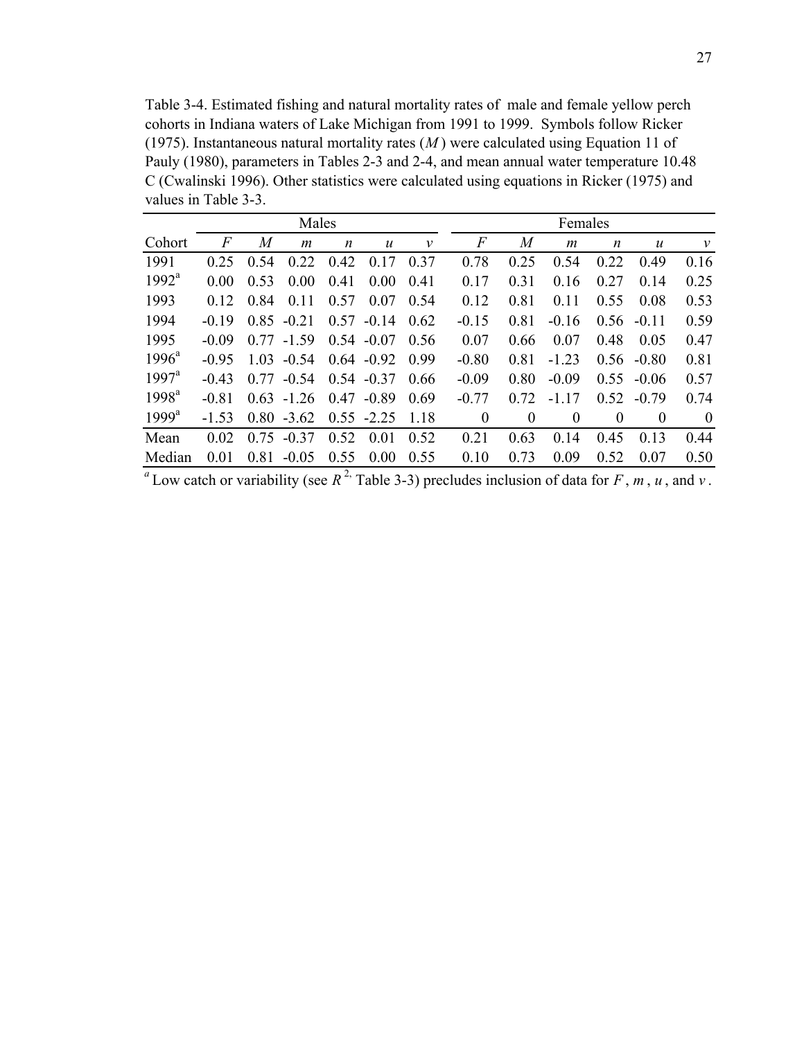Table 3-4. Estimated fishing and natural mortality rates of male and female yellow perch cohorts in Indiana waters of Lake Michigan from 1991 to 1999. Symbols follow Ricker (1975). Instantaneous natural mortality rates ($M$) were calculated using Equation 11 of Pauly (1980), parameters in Tables 2-3 and 2-4, and mean annual water temperature 10.48 C (Cwalinski 1996). Other statistics were calculated using equations in Ricker (1975) and values in Table 3-3.

| | Males | | | | | | Females | | | | | |
|---|---|---|---|---|---|---|---|---|---|---|---|---|
| Cohort | $F$ | $M$ | $m$ | $n$ | $u$ | $v$ | $F$ | $M$ | $m$ | $n$ | $u$ | $v$ |
| 1991 | 0.25 | 0.54 | 0.22 | 0.42 | 0.17 | 0.37 | 0.78 | 0.25 | 0.54 | 0.22 | 0.49 | 0.16 |
| 1992[a] | 0.00 | 0.53 | 0.00 | 0.41 | 0.00 | 0.41 | 0.17 | 0.31 | 0.16 | 0.27 | 0.14 | 0.25 |
| 1993 | 0.12 | 0.84 | 0.11 | 0.57 | 0.07 | 0.54 | 0.12 | 0.81 | 0.11 | 0.55 | 0.08 | 0.53 |
| 1994 | -0.19 | 0.85 | -0.21 | 0.57 | -0.14 | 0.62 | -0.15 | 0.81 | -0.16 | 0.56 | -0.11 | 0.59 |
| 1995 | -0.09 | 0.77 | -1.59 | 0.54 | -0.07 | 0.56 | 0.07 | 0.66 | 0.07 | 0.48 | 0.05 | 0.47 |
| 1996[a] | -0.95 | 1.03 | -0.54 | 0.64 | -0.92 | 0.99 | -0.80 | 0.81 | -1.23 | 0.56 | -0.80 | 0.81 |
| 1997[a] | -0.43 | 0.77 | -0.54 | 0.54 | -0.37 | 0.66 | -0.09 | 0.80 | -0.09 | 0.55 | -0.06 | 0.57 |
| 1998[a] | -0.81 | 0.63 | -1.26 | 0.47 | -0.89 | 0.69 | -0.77 | 0.72 | -1.17 | 0.52 | -0.79 | 0.74 |
| 1999[a] | -1.53 | 0.80 | -3.62 | 0.55 | -2.25 | 1.18 | 0 | 0 | 0 | 0 | 0 | 0 |
| Mean | 0.02 | 0.75 | -0.37 | 0.52 | 0.01 | 0.52 | 0.21 | 0.63 | 0.14 | 0.45 | 0.13 | 0.44 |
| Median | 0.01 | 0.81 | -0.05 | 0.55 | 0.00 | 0.55 | 0.10 | 0.73 | 0.09 | 0.52 | 0.07 | 0.50 |

[a] Low catch or variability (see $R^2$, Table 3-3) precludes inclusion of data for $F$, $m$, $u$, and $v$.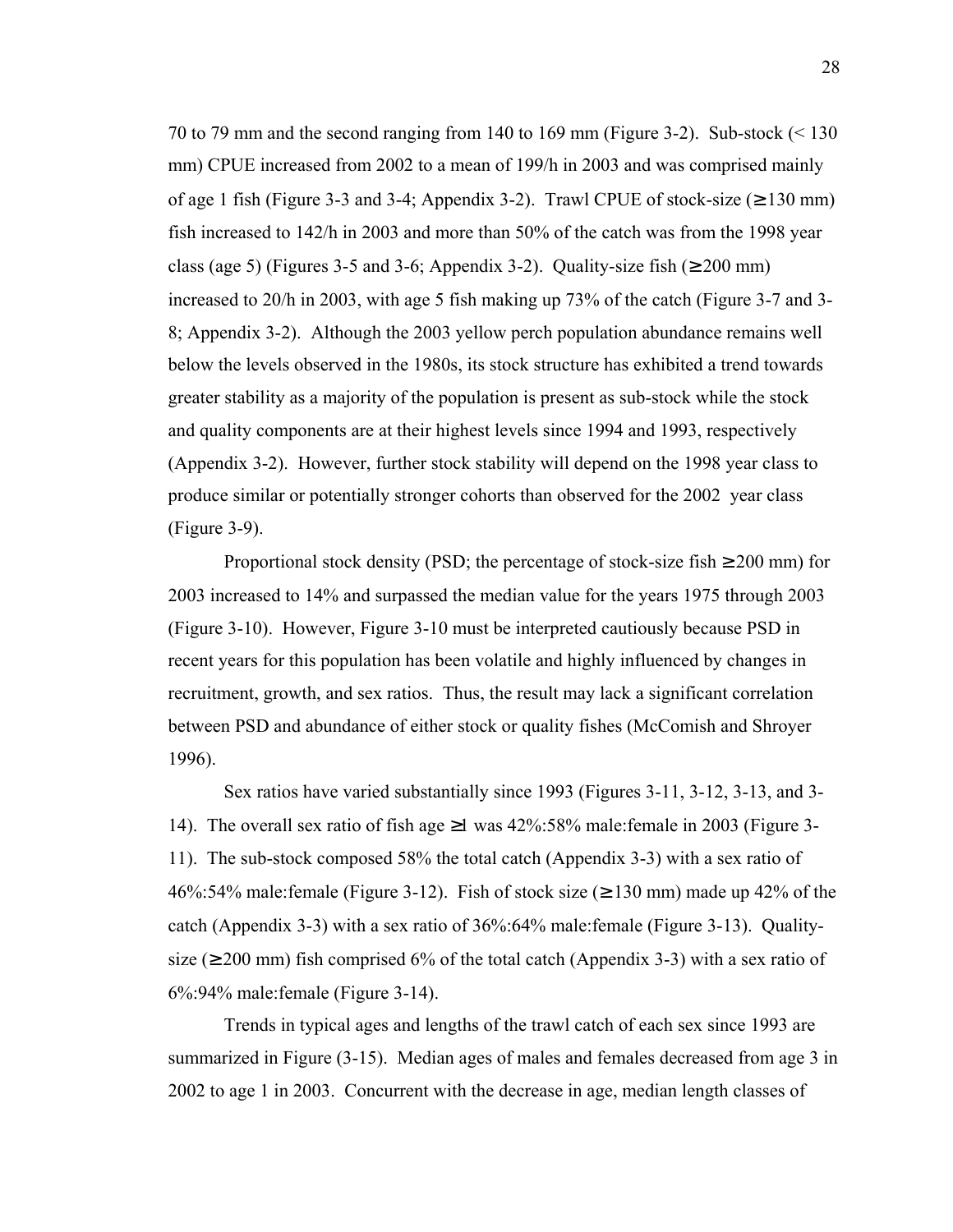70 to 79 mm and the second ranging from 140 to 169 mm (Figure 3-2). Sub-stock (< 130 mm) CPUE increased from 2002 to a mean of 199/h in 2003 and was comprised mainly of age 1 fish (Figure 3-3 and 3-4; Appendix 3-2). Trawl CPUE of stock-size (≥130 mm) fish increased to 142/h in 2003 and more than 50% of the catch was from the 1998 year class (age 5) (Figures 3-5 and 3-6; Appendix 3-2). Quality-size fish (≥200 mm) increased to 20/h in 2003, with age 5 fish making up 73% of the catch (Figure 3-7 and 3-8; Appendix 3-2). Although the 2003 yellow perch population abundance remains well below the levels observed in the 1980s, its stock structure has exhibited a trend towards greater stability as a majority of the population is present as sub-stock while the stock and quality components are at their highest levels since 1994 and 1993, respectively (Appendix 3-2). However, further stock stability will depend on the 1998 year class to produce similar or potentially stronger cohorts than observed for the 2002 year class (Figure 3-9).

Proportional stock density (PSD; the percentage of stock-size fish ≥200 mm) for 2003 increased to 14% and surpassed the median value for the years 1975 through 2003 (Figure 3-10). However, Figure 3-10 must be interpreted cautiously because PSD in recent years for this population has been volatile and highly influenced by changes in recruitment, growth, and sex ratios. Thus, the result may lack a significant correlation between PSD and abundance of either stock or quality fishes (McComish and Shroyer 1996).

Sex ratios have varied substantially since 1993 (Figures 3-11, 3-12, 3-13, and 3-14). The overall sex ratio of fish age ≥1 was 42%:58% male:female in 2003 (Figure 3-11). The sub-stock composed 58% the total catch (Appendix 3-3) with a sex ratio of 46%:54% male:female (Figure 3-12). Fish of stock size (≥130 mm) made up 42% of the catch (Appendix 3-3) with a sex ratio of 36%:64% male:female (Figure 3-13). Quality-size (≥200 mm) fish comprised 6% of the total catch (Appendix 3-3) with a sex ratio of 6%:94% male:female (Figure 3-14).

Trends in typical ages and lengths of the trawl catch of each sex since 1993 are summarized in Figure (3-15). Median ages of males and females decreased from age 3 in 2002 to age 1 in 2003. Concurrent with the decrease in age, median length classes of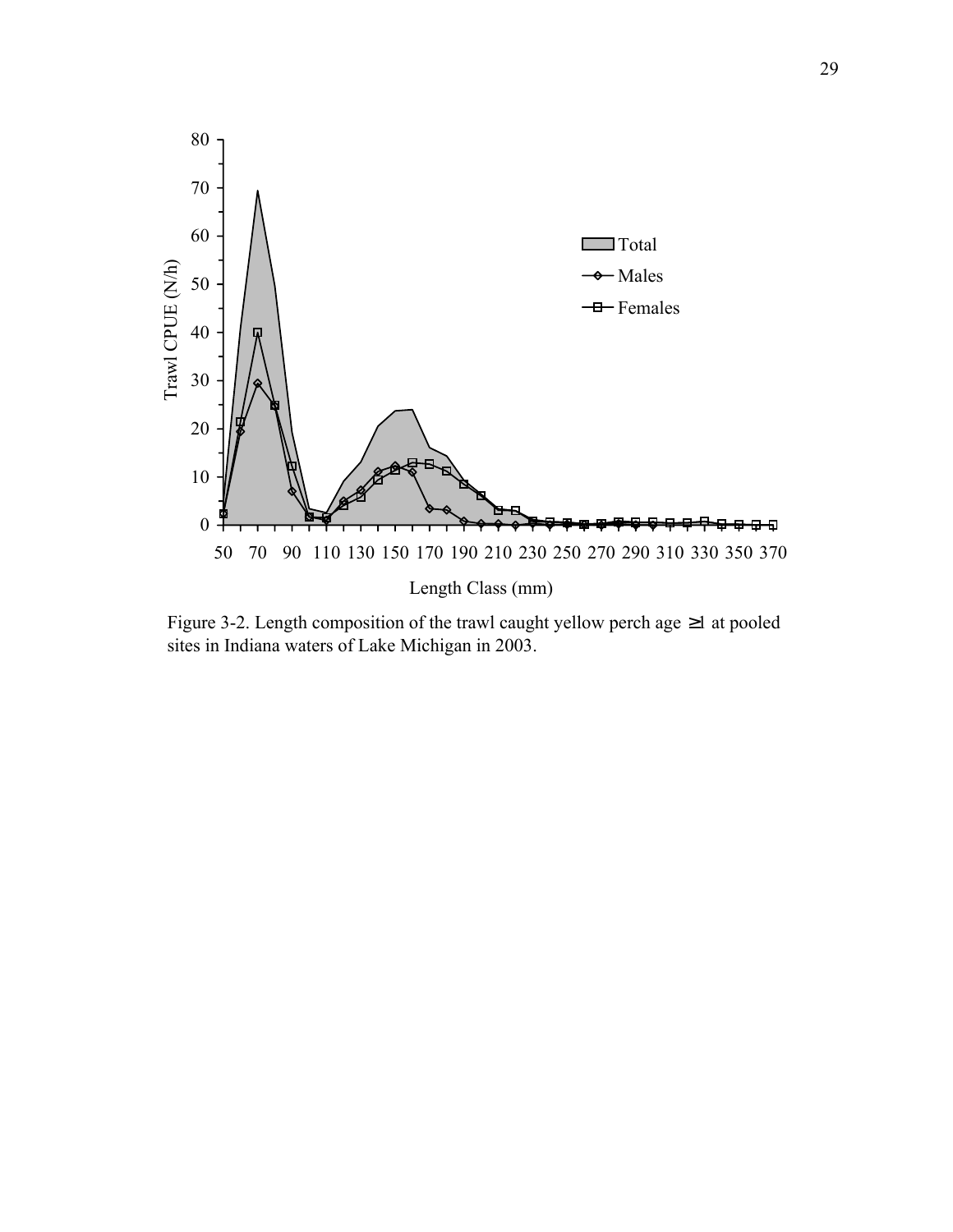Figure 3-2. Length composition of the trawl caught yellow perch age ≥1 at pooled sites in Indiana waters of Lake Michigan in 2003.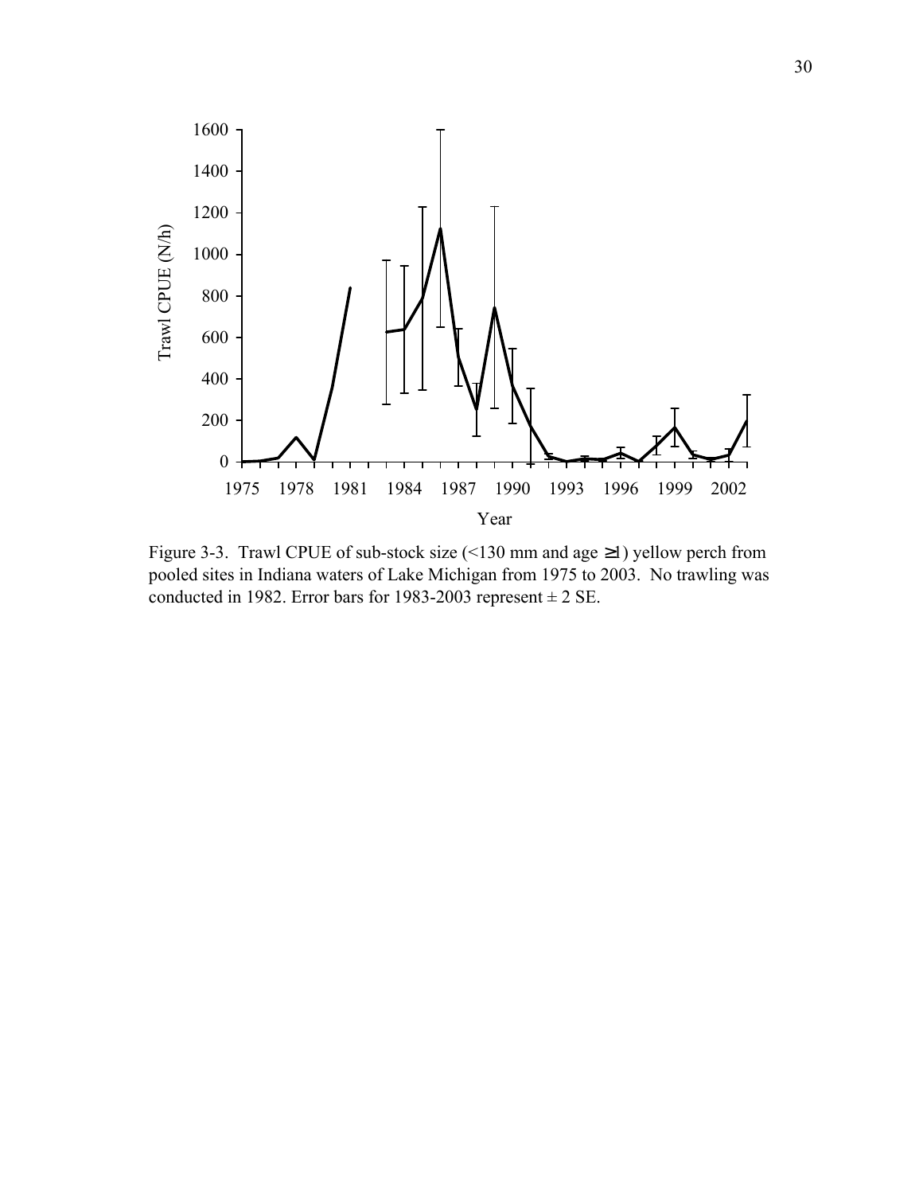Figure 3-3. Trawl CPUE of sub-stock size (<130 mm and age ≥1) yellow perch from pooled sites in Indiana waters of Lake Michigan from 1975 to 2003. No trawling was conducted in 1982. Error bars for 1983-2003 represent ± 2 SE.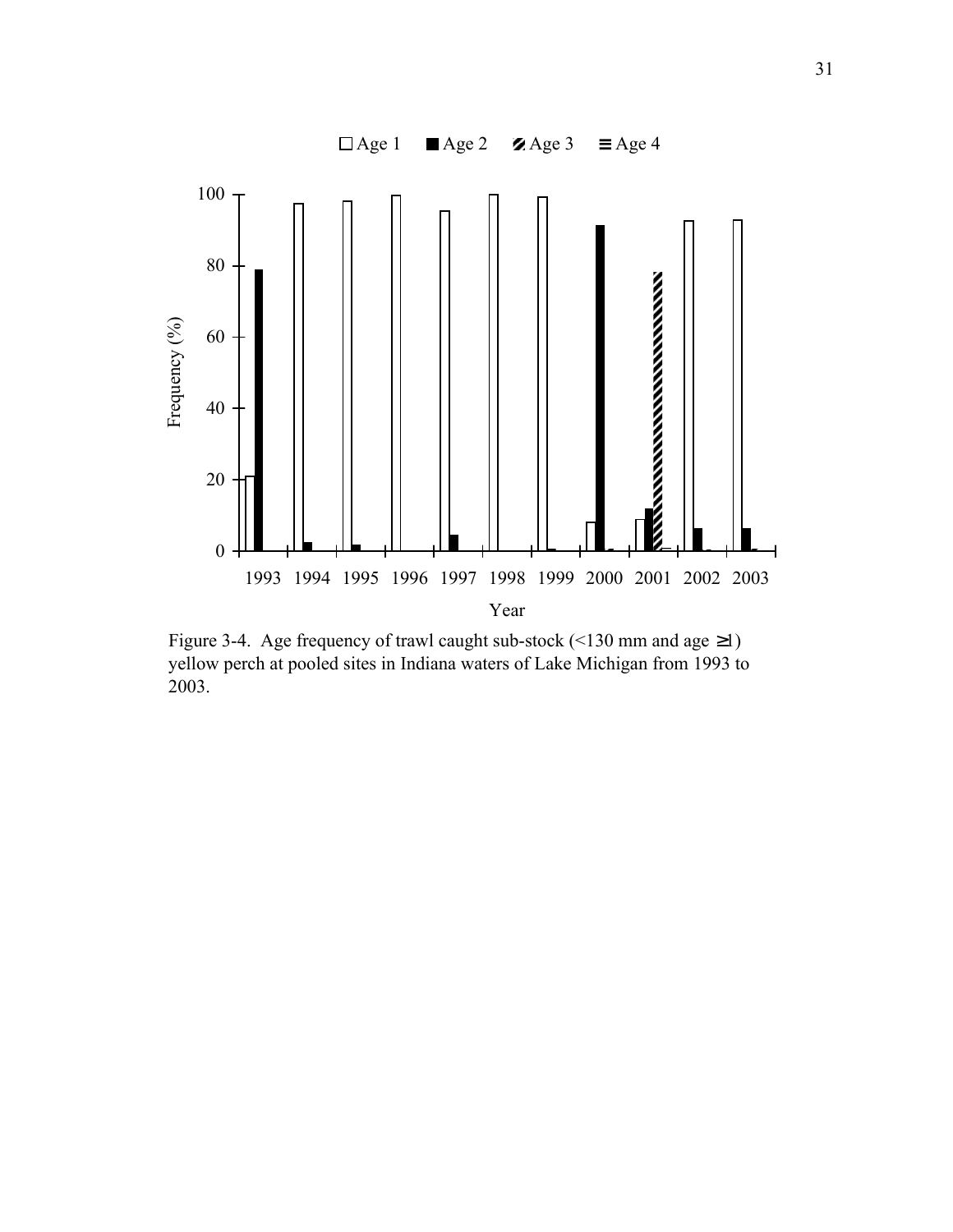□ Age 1 ■ Age 2 ▨ Age 3 ≡ Age 4

Frequency (%)

Year

1993 1994 1995 1996 1997 1998 1999 2000 2001 2002 2003

Figure 3-4. Age frequency of trawl caught sub-stock (<130 mm and age ≥1) yellow perch at pooled sites in Indiana waters of Lake Michigan from 1993 to 2003.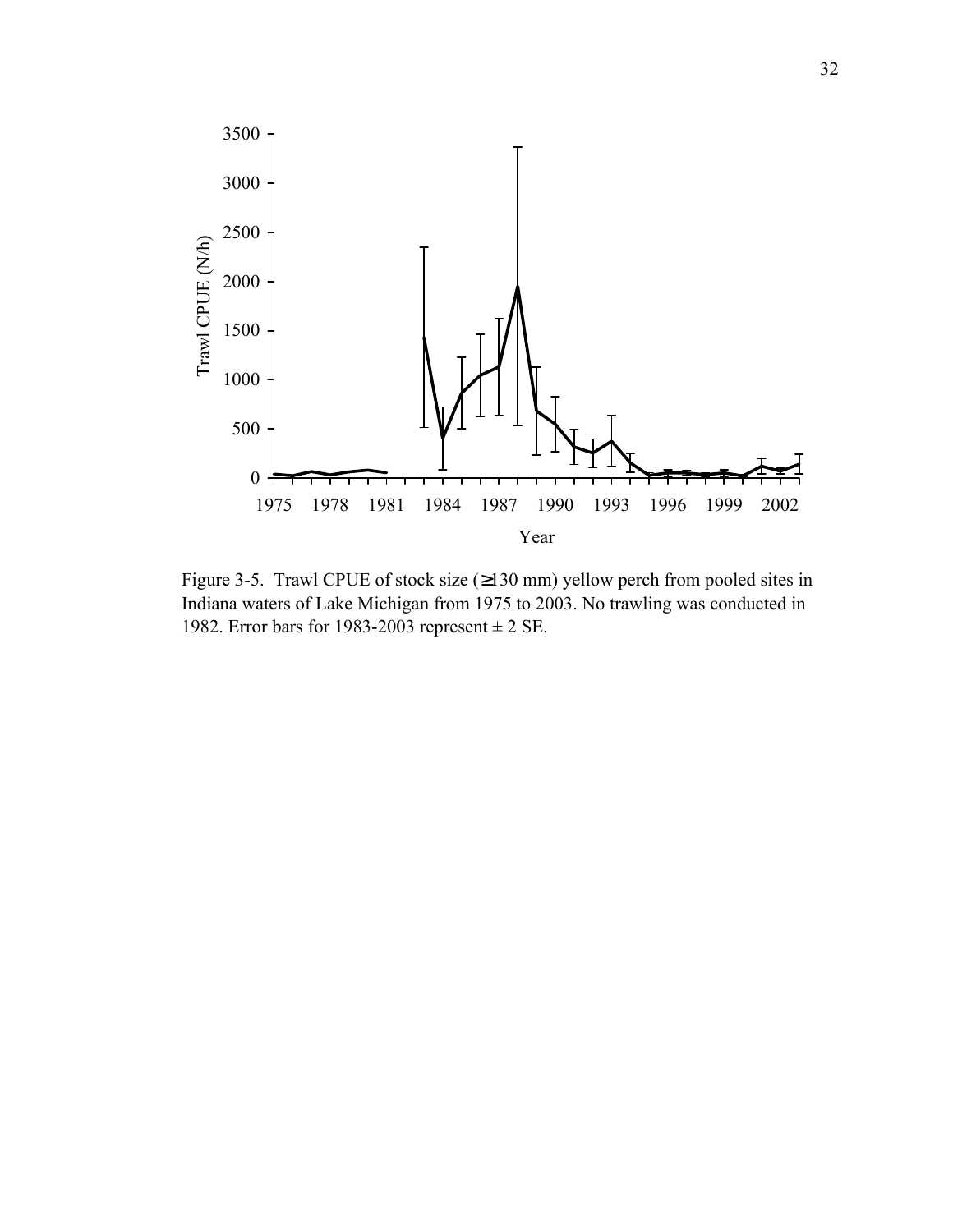Figure 3-5. Trawl CPUE of stock size (≥130 mm) yellow perch from pooled sites in Indiana waters of Lake Michigan from 1975 to 2003. No trawling was conducted in 1982. Error bars for 1983-2003 represent ± 2 SE.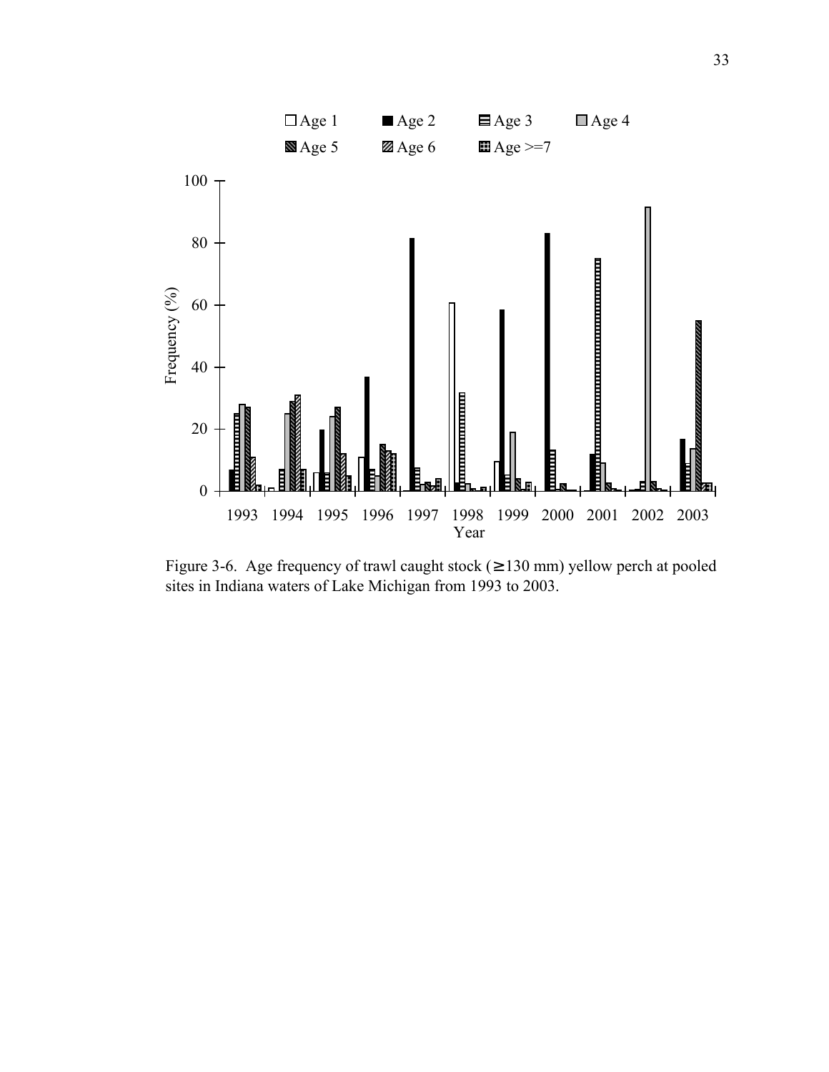Figure 3-6. Age frequency of trawl caught stock (≥130 mm) yellow perch at pooled sites in Indiana waters of Lake Michigan from 1993 to 2003.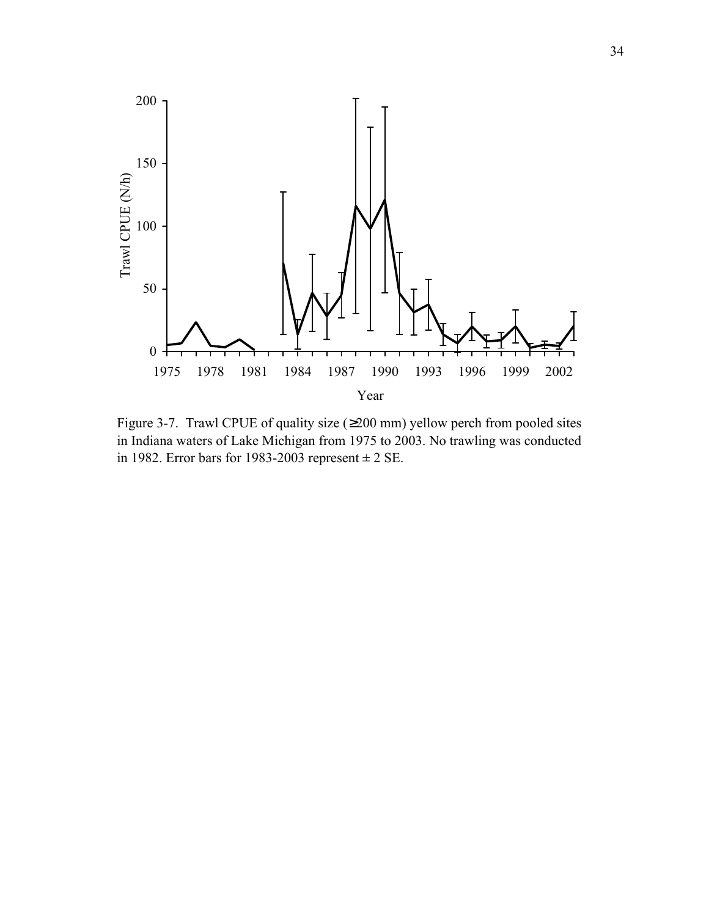Figure 3-7. Trawl CPUE of quality size (≥200 mm) yellow perch from pooled sites in Indiana waters of Lake Michigan from 1975 to 2003. No trawling was conducted in 1982. Error bars for 1983-2003 represent ± 2 SE.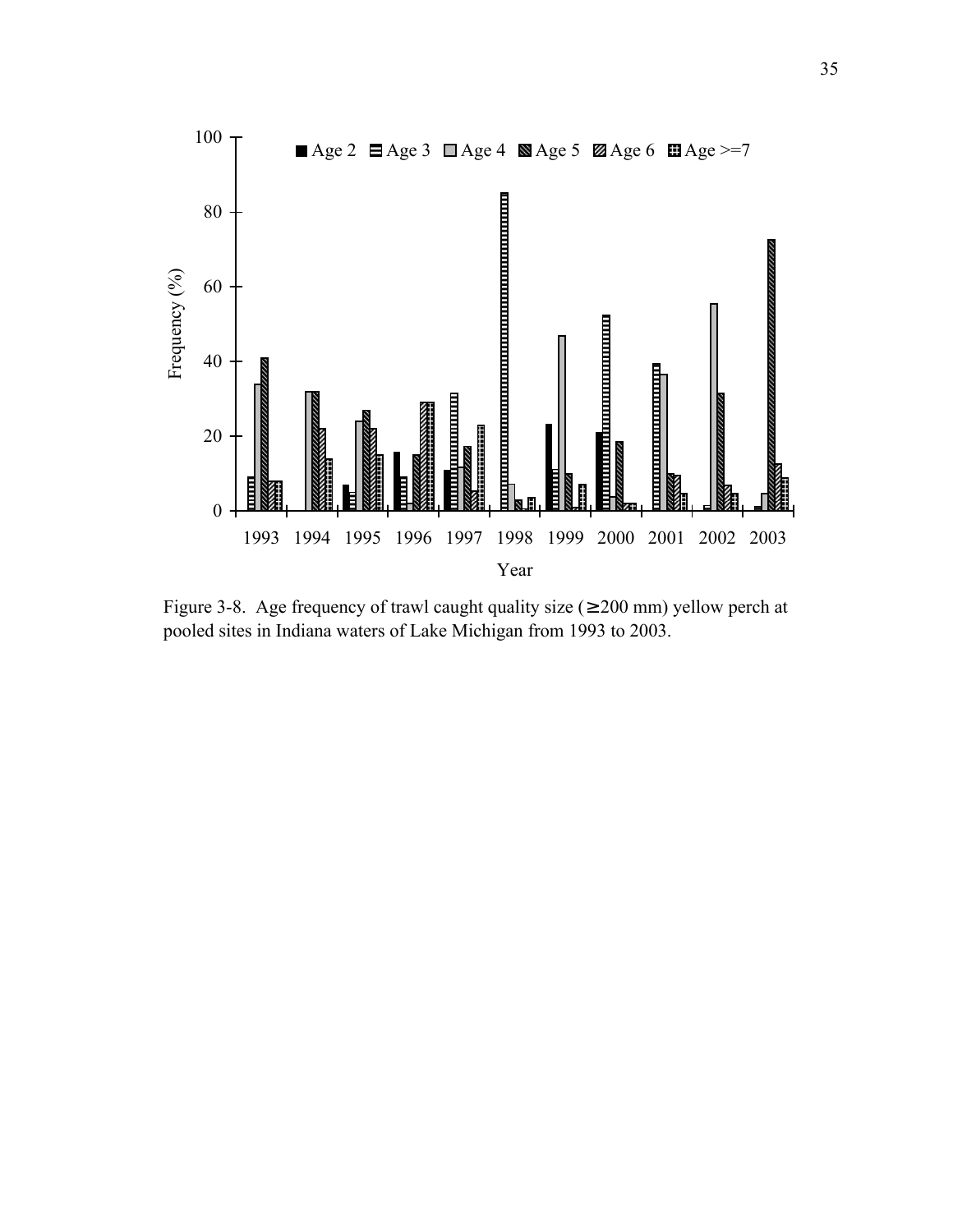Figure 3-8. Age frequency of trawl caught quality size (≥200 mm) yellow perch at pooled sites in Indiana waters of Lake Michigan from 1993 to 2003.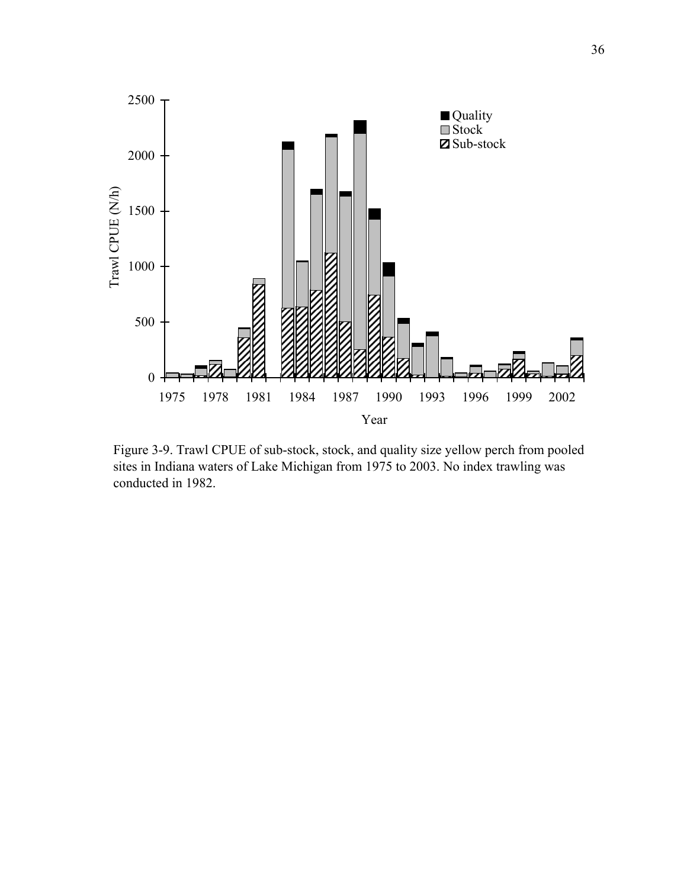Figure 3-9. Trawl CPUE of sub-stock, stock, and quality size yellow perch from pooled sites in Indiana waters of Lake Michigan from 1975 to 2003. No index trawling was conducted in 1982.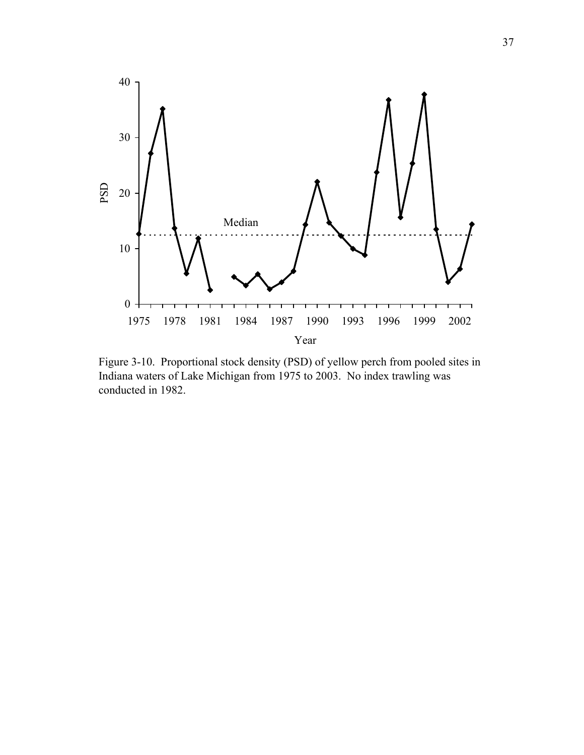Figure 3-10. Proportional stock density (PSD) of yellow perch from pooled sites in Indiana waters of Lake Michigan from 1975 to 2003. No index trawling was conducted in 1982.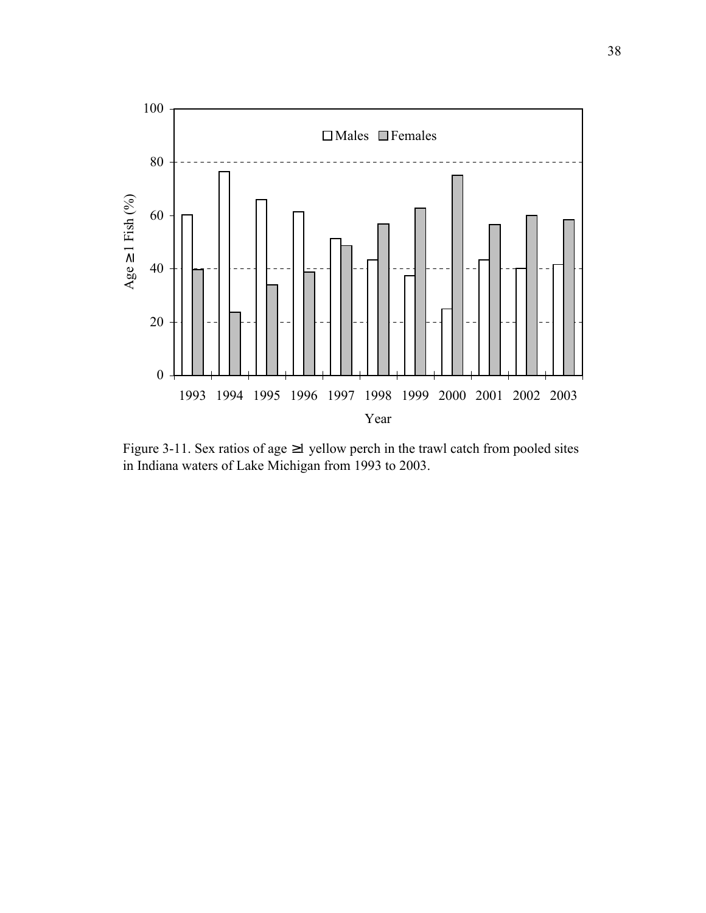Figure 3-11. Sex ratios of age ≥1 yellow perch in the trawl catch from pooled sites in Indiana waters of Lake Michigan from 1993 to 2003.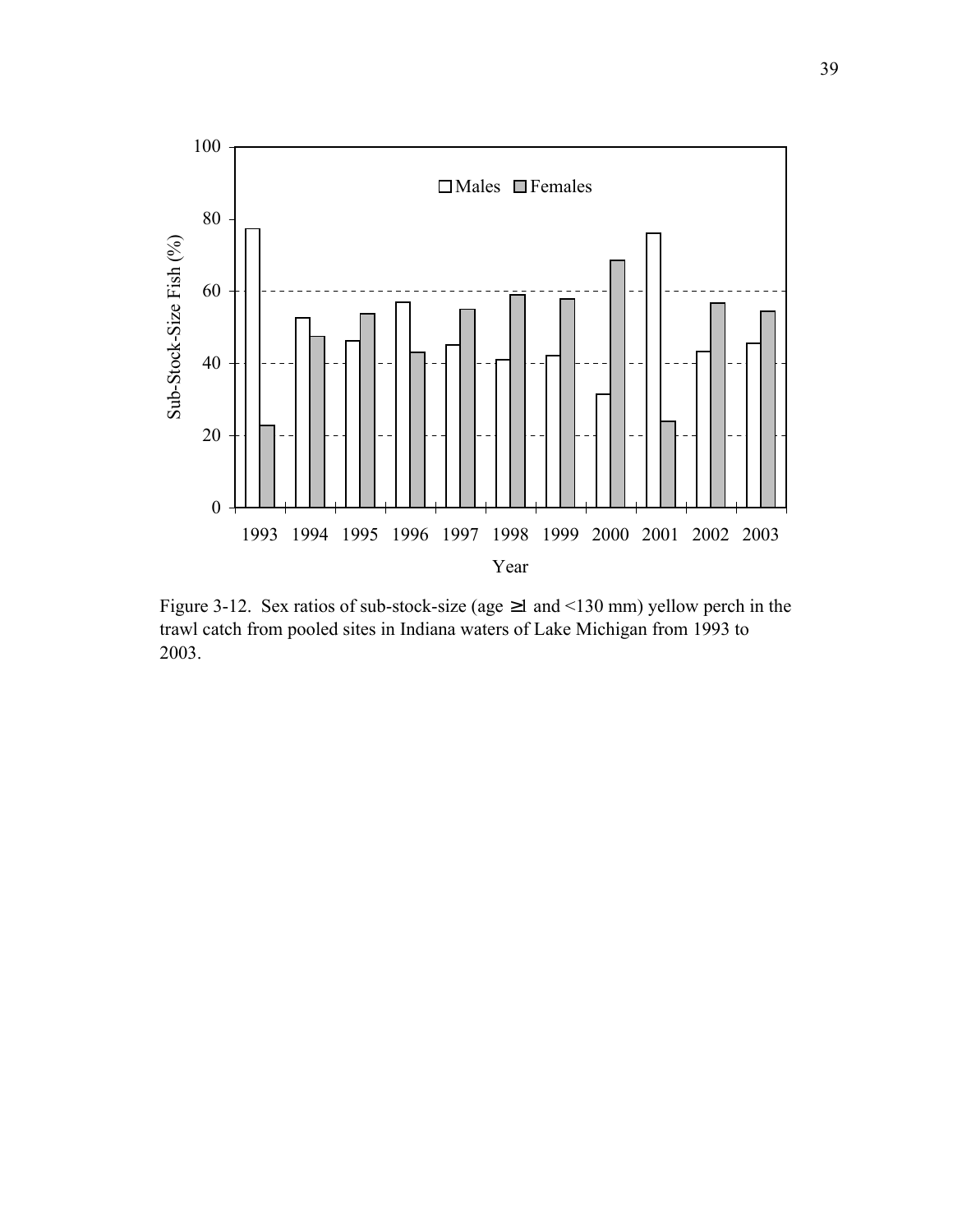Figure 3-12. Sex ratios of sub-stock-size (age ≥1 and <130 mm) yellow perch in the trawl catch from pooled sites in Indiana waters of Lake Michigan from 1993 to 2003.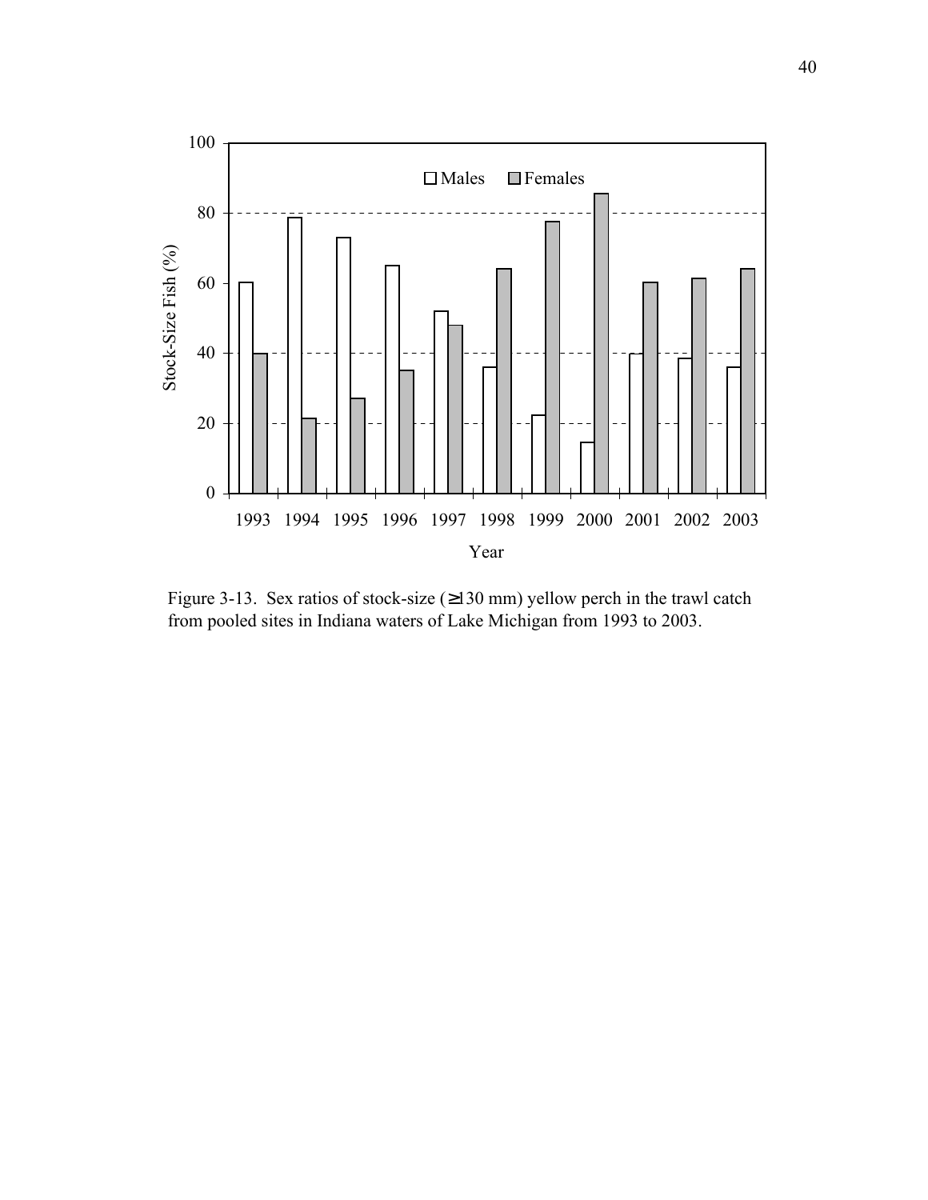Figure 3-13. Sex ratios of stock-size (≥130 mm) yellow perch in the trawl catch from pooled sites in Indiana waters of Lake Michigan from 1993 to 2003.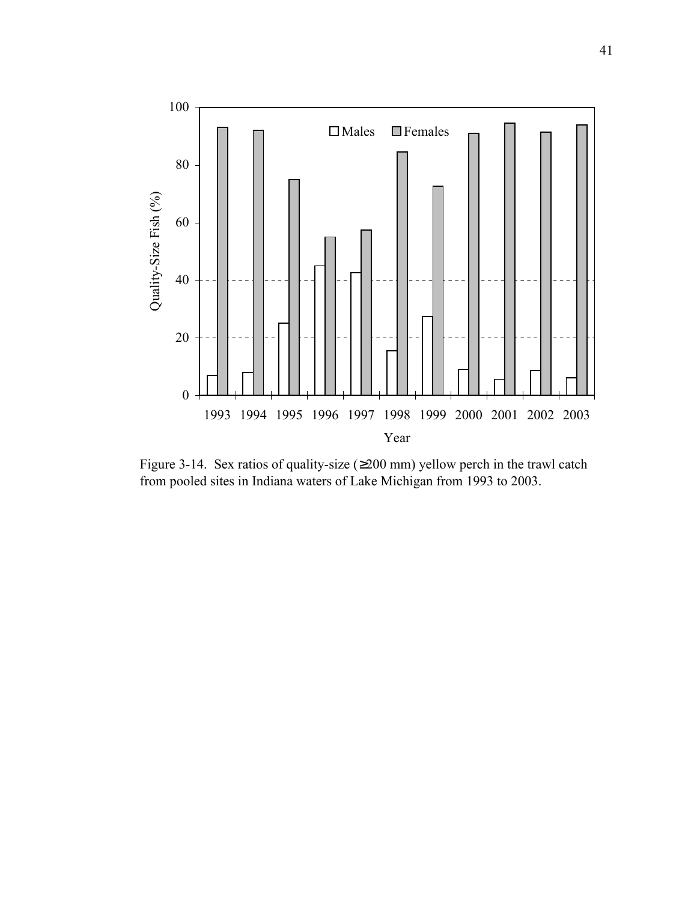Figure 3-14. Sex ratios of quality-size (≥200 mm) yellow perch in the trawl catch from pooled sites in Indiana waters of Lake Michigan from 1993 to 2003.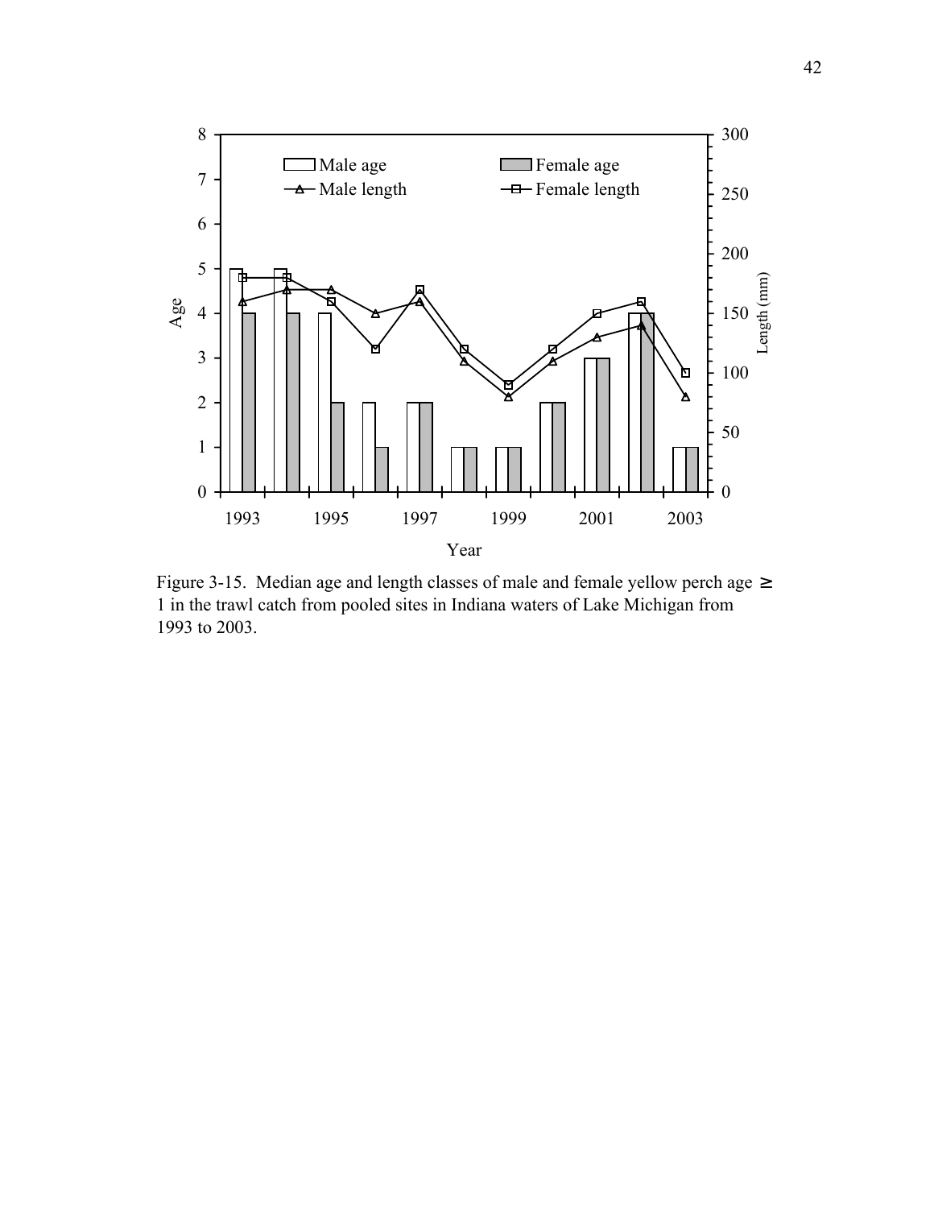Figure 3-15. Median age and length classes of male and female yellow perch age ≥ 1 in the trawl catch from pooled sites in Indiana waters of Lake Michigan from 1993 to 2003.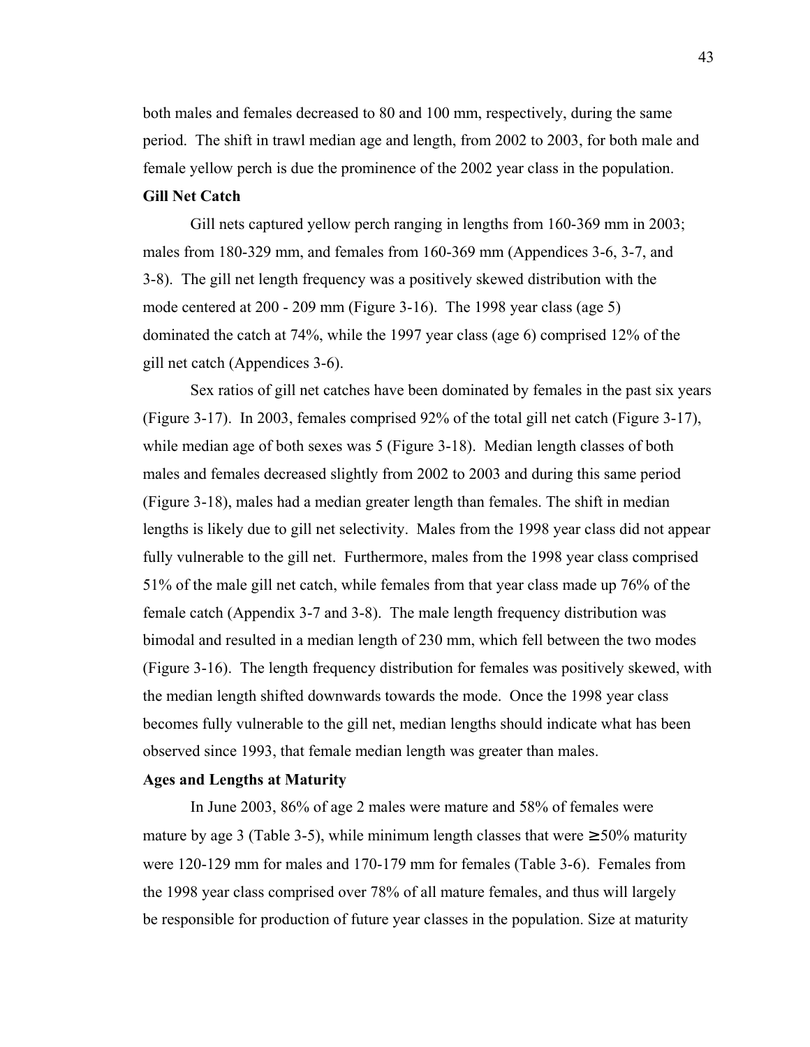both males and females decreased to 80 and 100 mm, respectively, during the same period. The shift in trawl median age and length, from 2002 to 2003, for both male and female yellow perch is due the prominence of the 2002 year class in the population.

**Gill Net Catch**

Gill nets captured yellow perch ranging in lengths from 160-369 mm in 2003; males from 180-329 mm, and females from 160-369 mm (Appendices 3-6, 3-7, and 3-8). The gill net length frequency was a positively skewed distribution with the mode centered at 200 - 209 mm (Figure 3-16). The 1998 year class (age 5) dominated the catch at 74%, while the 1997 year class (age 6) comprised 12% of the gill net catch (Appendices 3-6).

Sex ratios of gill net catches have been dominated by females in the past six years (Figure 3-17). In 2003, females comprised 92% of the total gill net catch (Figure 3-17), while median age of both sexes was 5 (Figure 3-18). Median length classes of both males and females decreased slightly from 2002 to 2003 and during this same period (Figure 3-18), males had a median greater length than females. The shift in median lengths is likely due to gill net selectivity. Males from the 1998 year class did not appear fully vulnerable to the gill net. Furthermore, males from the 1998 year class comprised 51% of the male gill net catch, while females from that year class made up 76% of the female catch (Appendix 3-7 and 3-8). The male length frequency distribution was bimodal and resulted in a median length of 230 mm, which fell between the two modes (Figure 3-16). The length frequency distribution for females was positively skewed, with the median length shifted downwards towards the mode. Once the 1998 year class becomes fully vulnerable to the gill net, median lengths should indicate what has been observed since 1993, that female median length was greater than males.

**Ages and Lengths at Maturity**

In June 2003, 86% of age 2 males were mature and 58% of females were mature by age 3 (Table 3-5), while minimum length classes that were $\geq$ 50% maturity were 120-129 mm for males and 170-179 mm for females (Table 3-6). Females from the 1998 year class comprised over 78% of all mature females, and thus will largely be responsible for production of future year classes in the population. Size at maturity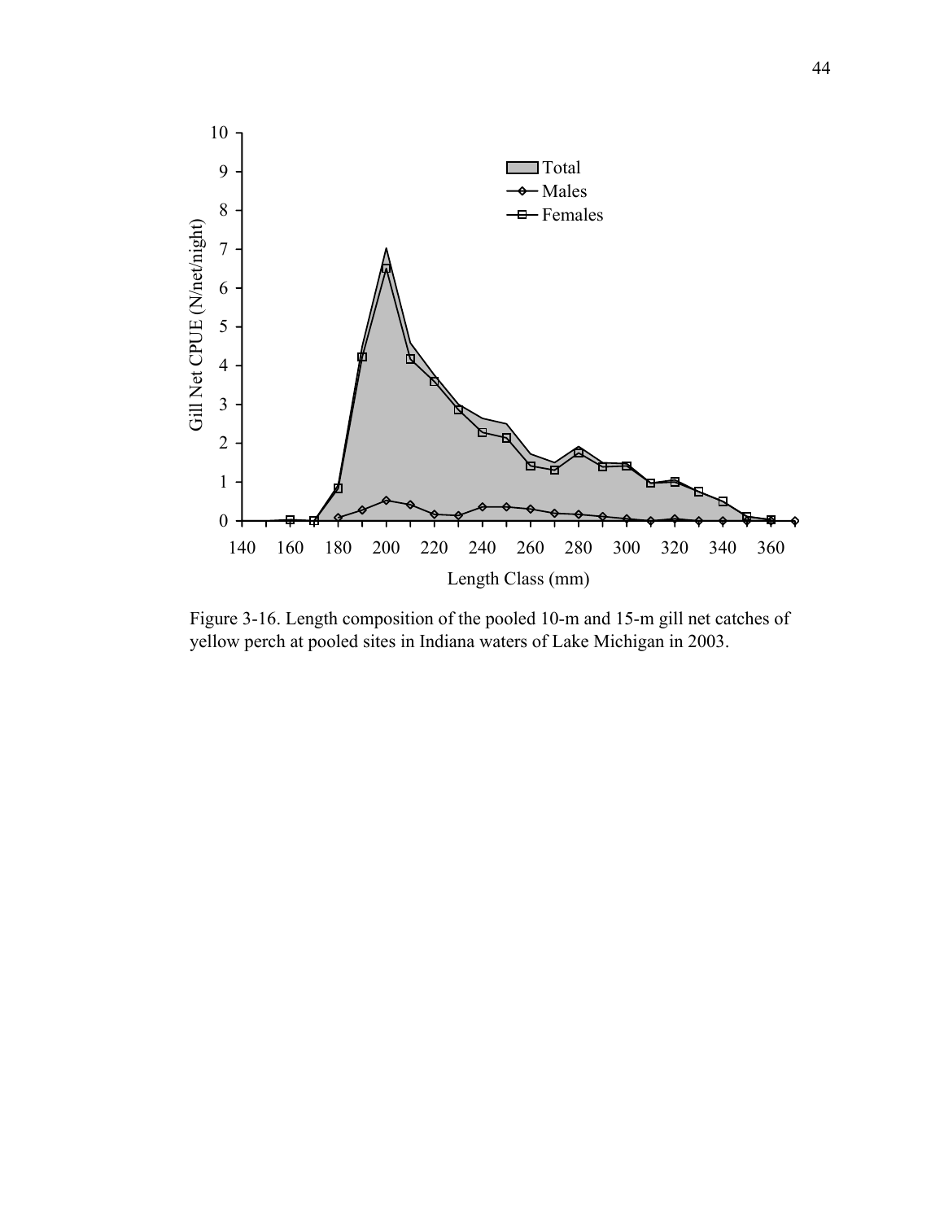Figure 3-16. Length composition of the pooled 10-m and 15-m gill net catches of yellow perch at pooled sites in Indiana waters of Lake Michigan in 2003.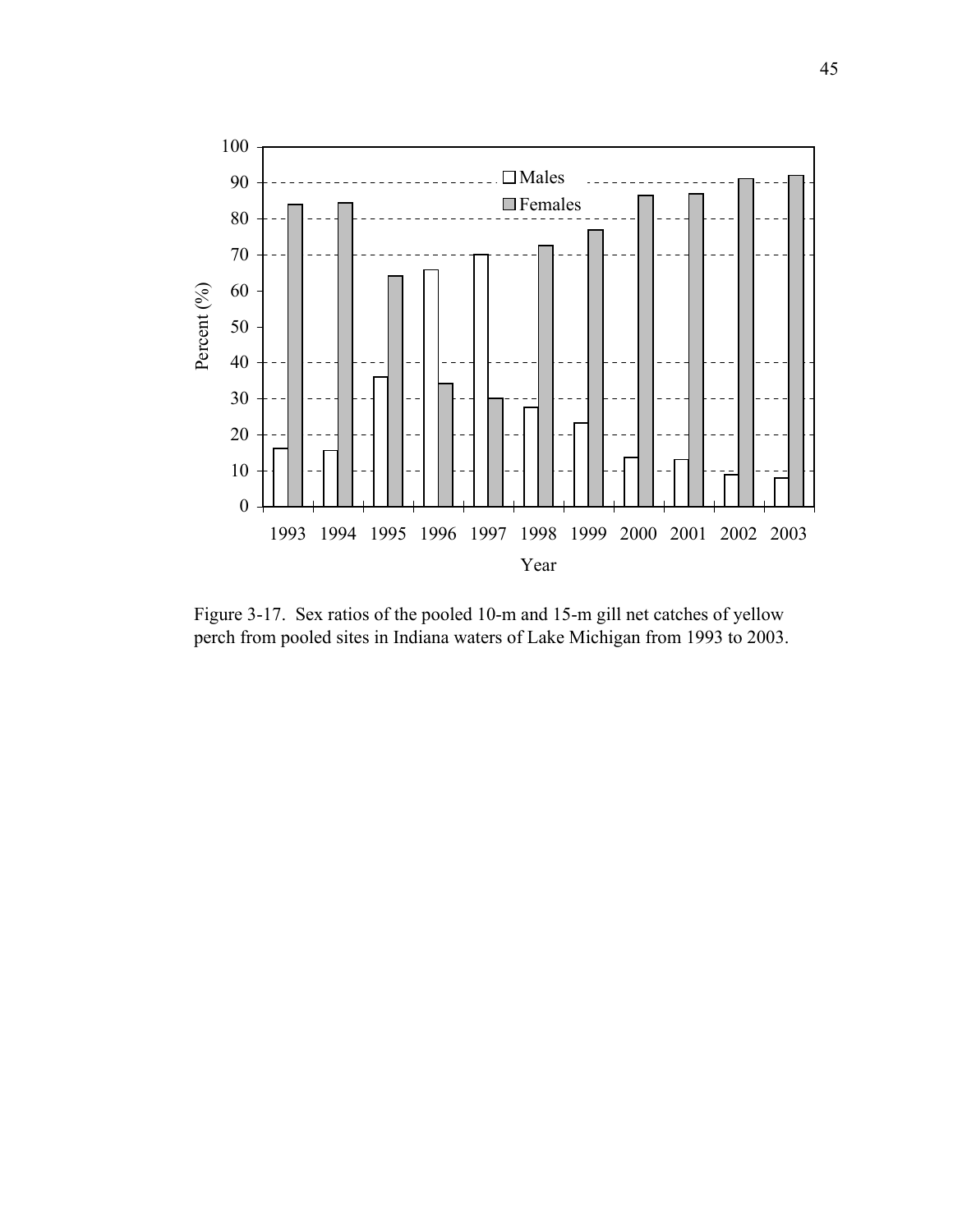Figure 3-17. Sex ratios of the pooled 10-m and 15-m gill net catches of yellow perch from pooled sites in Indiana waters of Lake Michigan from 1993 to 2003.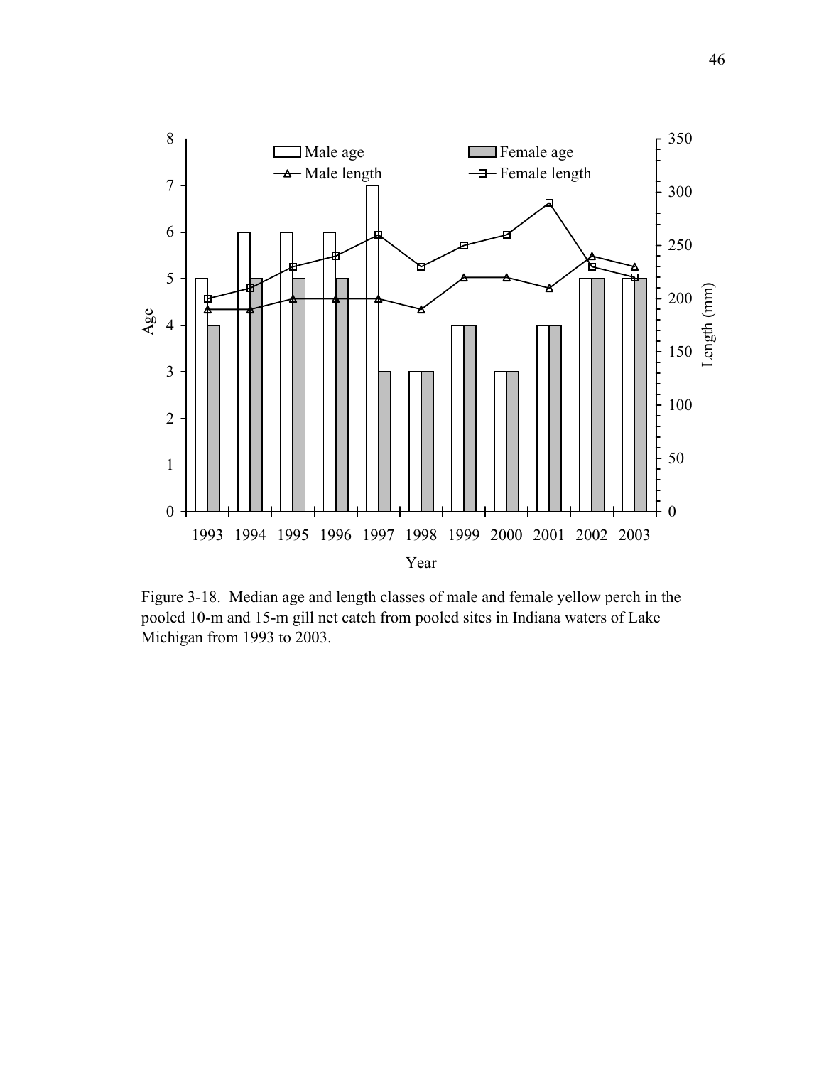Figure 3-18. Median age and length classes of male and female yellow perch in the pooled 10-m and 15-m gill net catch from pooled sites in Indiana waters of Lake Michigan from 1993 to 2003.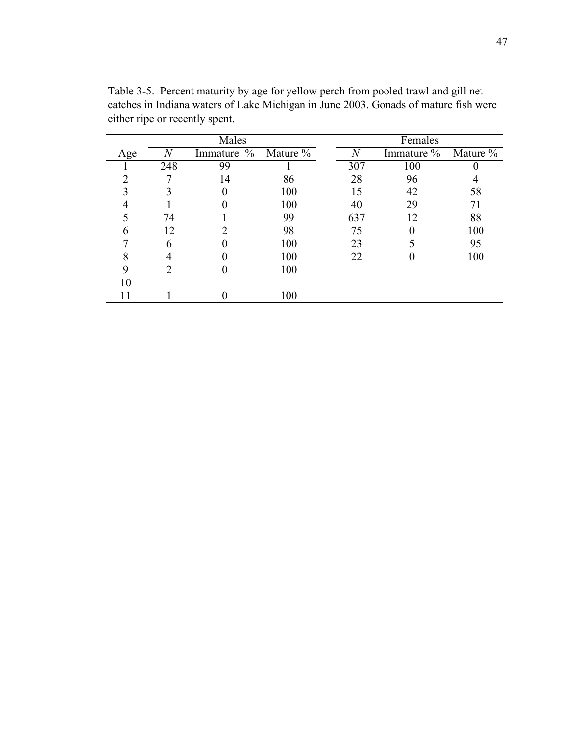Table 3-5. Percent maturity by age for yellow perch from pooled trawl and gill net catches in Indiana waters of Lake Michigan in June 2003. Gonads of mature fish were either ripe or recently spent.

| | Males | | | Females | | |
|---|---|---|---|---|---|---|
| Age | *N* | Immature % | Mature % | *N* | Immature % | Mature % |
| 1 | 248 | 99 | 1 | 307 | 100 | 0 |
| 2 | 7 | 14 | 86 | 28 | 96 | 4 |
| 3 | 3 | 0 | 100 | 15 | 42 | 58 |
| 4 | 1 | 0 | 100 | 40 | 29 | 71 |
| 5 | 74 | 1 | 99 | 637 | 12 | 88 |
| 6 | 12 | 2 | 98 | 75 | 0 | 100 |
| 7 | 6 | 0 | 100 | 23 | 5 | 95 |
| 8 | 4 | 0 | 100 | 22 | 0 | 100 |
| 9 | 2 | 0 | 100 | | | |
| 10 | | | | | | |
| 11 | 1 | 0 | 100 | | | |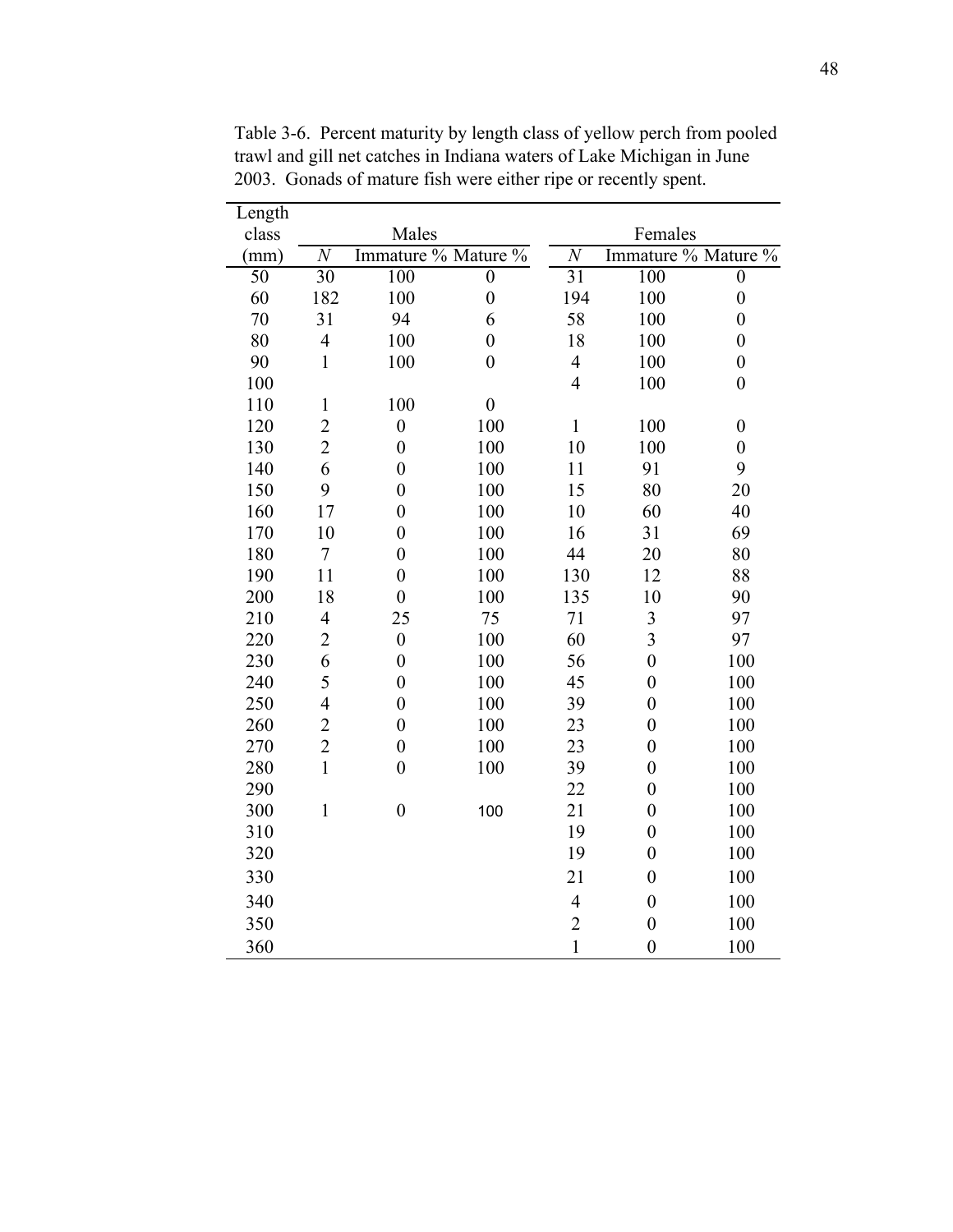Table 3-6. Percent maturity by length class of yellow perch from pooled trawl and gill net catches in Indiana waters of Lake Michigan in June 2003. Gonads of mature fish were either ripe or recently spent.

| Length class | Males | | | Females | | |
|---|---|---|---|---|---|---|
| (mm) | *N* | Immature % | Mature % | *N* | Immature % | Mature % |
| 50 | 30 | 100 | 0 | 31 | 100 | 0 |
| 60 | 182 | 100 | 0 | 194 | 100 | 0 |
| 70 | 31 | 94 | 6 | 58 | 100 | 0 |
| 80 | 4 | 100 | 0 | 18 | 100 | 0 |
| 90 | 1 | 100 | 0 | 4 | 100 | 0 |
| 100 | | | | 4 | 100 | 0 |
| 110 | 1 | 100 | 0 | | | |
| 120 | 2 | 0 | 100 | 1 | 100 | 0 |
| 130 | 2 | 0 | 100 | 10 | 100 | 0 |
| 140 | 6 | 0 | 100 | 11 | 91 | 9 |
| 150 | 9 | 0 | 100 | 15 | 80 | 20 |
| 160 | 17 | 0 | 100 | 10 | 60 | 40 |
| 170 | 10 | 0 | 100 | 16 | 31 | 69 |
| 180 | 7 | 0 | 100 | 44 | 20 | 80 |
| 190 | 11 | 0 | 100 | 130 | 12 | 88 |
| 200 | 18 | 0 | 100 | 135 | 10 | 90 |
| 210 | 4 | 25 | 75 | 71 | 3 | 97 |
| 220 | 2 | 0 | 100 | 60 | 3 | 97 |
| 230 | 6 | 0 | 100 | 56 | 0 | 100 |
| 240 | 5 | 0 | 100 | 45 | 0 | 100 |
| 250 | 4 | 0 | 100 | 39 | 0 | 100 |
| 260 | 2 | 0 | 100 | 23 | 0 | 100 |
| 270 | 2 | 0 | 100 | 23 | 0 | 100 |
| 280 | 1 | 0 | 100 | 39 | 0 | 100 |
| 290 | | | | 22 | 0 | 100 |
| 300 | 1 | 0 | 100 | 21 | 0 | 100 |
| 310 | | | | 19 | 0 | 100 |
| 320 | | | | 19 | 0 | 100 |
| 330 | | | | 21 | 0 | 100 |
| 340 | | | | 4 | 0 | 100 |
| 350 | | | | 2 | 0 | 100 |
| 360 | | | | 1 | 0 | 100 |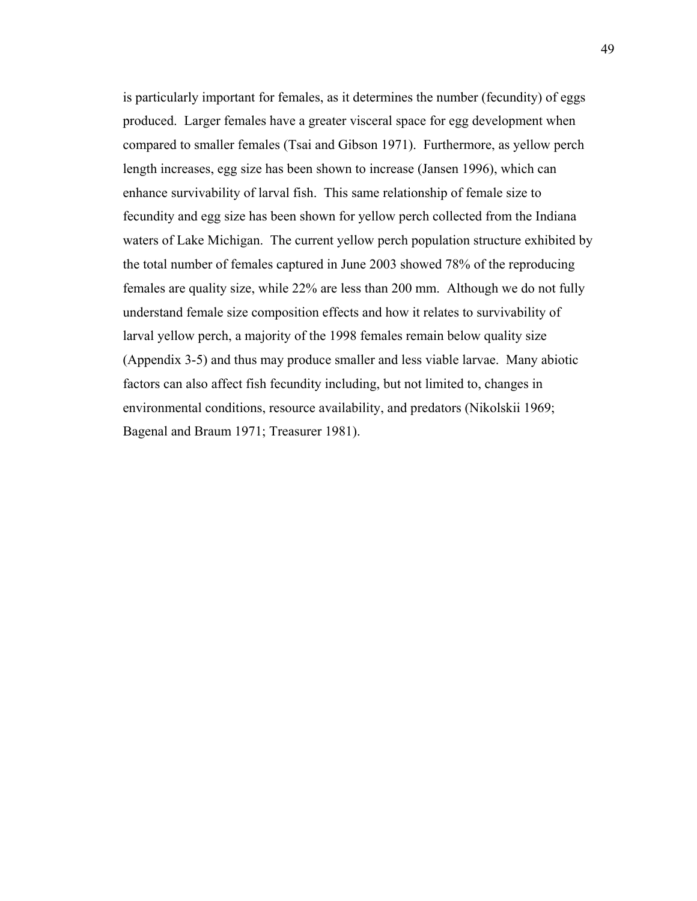is particularly important for females, as it determines the number (fecundity) of eggs produced. Larger females have a greater visceral space for egg development when compared to smaller females (Tsai and Gibson 1971). Furthermore, as yellow perch length increases, egg size has been shown to increase (Jansen 1996), which can enhance survivability of larval fish. This same relationship of female size to fecundity and egg size has been shown for yellow perch collected from the Indiana waters of Lake Michigan. The current yellow perch population structure exhibited by the total number of females captured in June 2003 showed 78% of the reproducing females are quality size, while 22% are less than 200 mm. Although we do not fully understand female size composition effects and how it relates to survivability of larval yellow perch, a majority of the 1998 females remain below quality size (Appendix 3-5) and thus may produce smaller and less viable larvae. Many abiotic factors can also affect fish fecundity including, but not limited to, changes in environmental conditions, resource availability, and predators (Nikolskii 1969; Bagenal and Braum 1971; Treasurer 1981).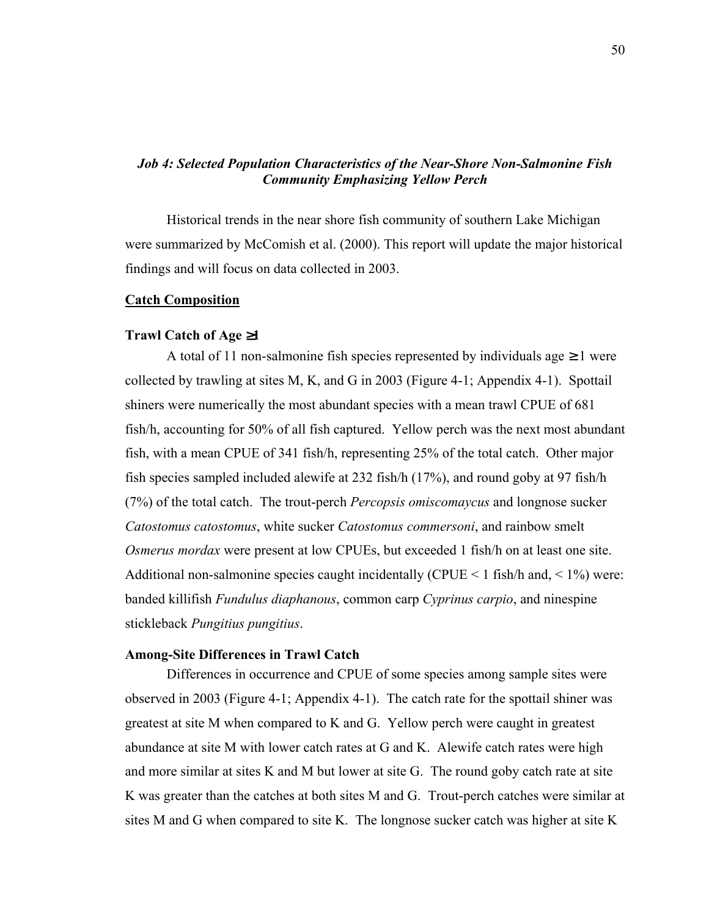### *Job 4: Selected Population Characteristics of the Near-Shore Non-Salmonine Fish Community Emphasizing Yellow Perch*

Historical trends in the near shore fish community of southern Lake Michigan were summarized by McComish et al. (2000). This report will update the major historical findings and will focus on data collected in 2003.

## Catch Composition

### Trawl Catch of Age ≥1

A total of 11 non-salmonine fish species represented by individuals age ≥1 were collected by trawling at sites M, K, and G in 2003 (Figure 4-1; Appendix 4-1). Spottail shiners were numerically the most abundant species with a mean trawl CPUE of 681 fish/h, accounting for 50% of all fish captured. Yellow perch was the next most abundant fish, with a mean CPUE of 341 fish/h, representing 25% of the total catch. Other major fish species sampled included alewife at 232 fish/h (17%), and round goby at 97 fish/h (7%) of the total catch. The trout-perch *Percopsis omiscomaycus* and longnose sucker *Catostomus catostomus*, white sucker *Catostomus commersoni*, and rainbow smelt *Osmerus mordax* were present at low CPUEs, but exceeded 1 fish/h on at least one site. Additional non-salmonine species caught incidentally (CPUE < 1 fish/h and, < 1%) were: banded killifish *Fundulus diaphanous*, common carp *Cyprinus carpio*, and ninespine stickleback *Pungitius pungitius*.

### Among-Site Differences in Trawl Catch

Differences in occurrence and CPUE of some species among sample sites were observed in 2003 (Figure 4-1; Appendix 4-1). The catch rate for the spottail shiner was greatest at site M when compared to K and G. Yellow perch were caught in greatest abundance at site M with lower catch rates at G and K. Alewife catch rates were high and more similar at sites K and M but lower at site G. The round goby catch rate at site K was greater than the catches at both sites M and G. Trout-perch catches were similar at sites M and G when compared to site K. The longnose sucker catch was higher at site K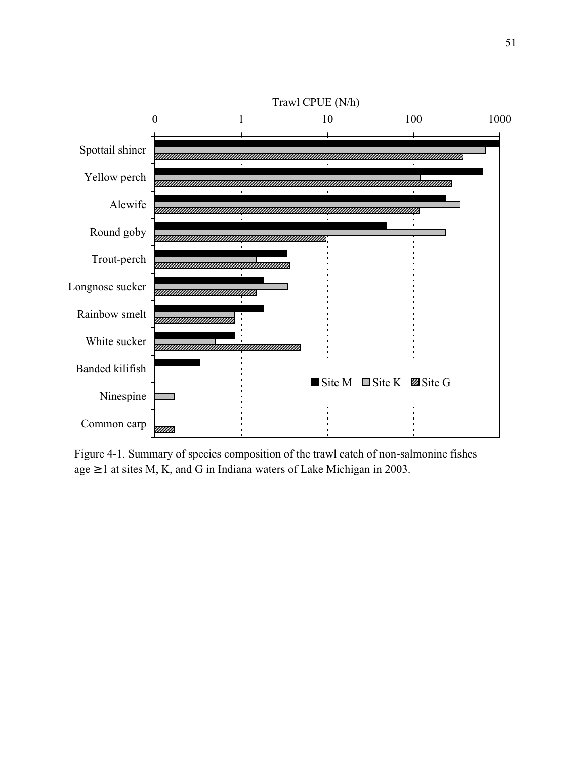Figure 4-1. Summary of species composition of the trawl catch of non-salmonine fishes age ≥1 at sites M, K, and G in Indiana waters of Lake Michigan in 2003.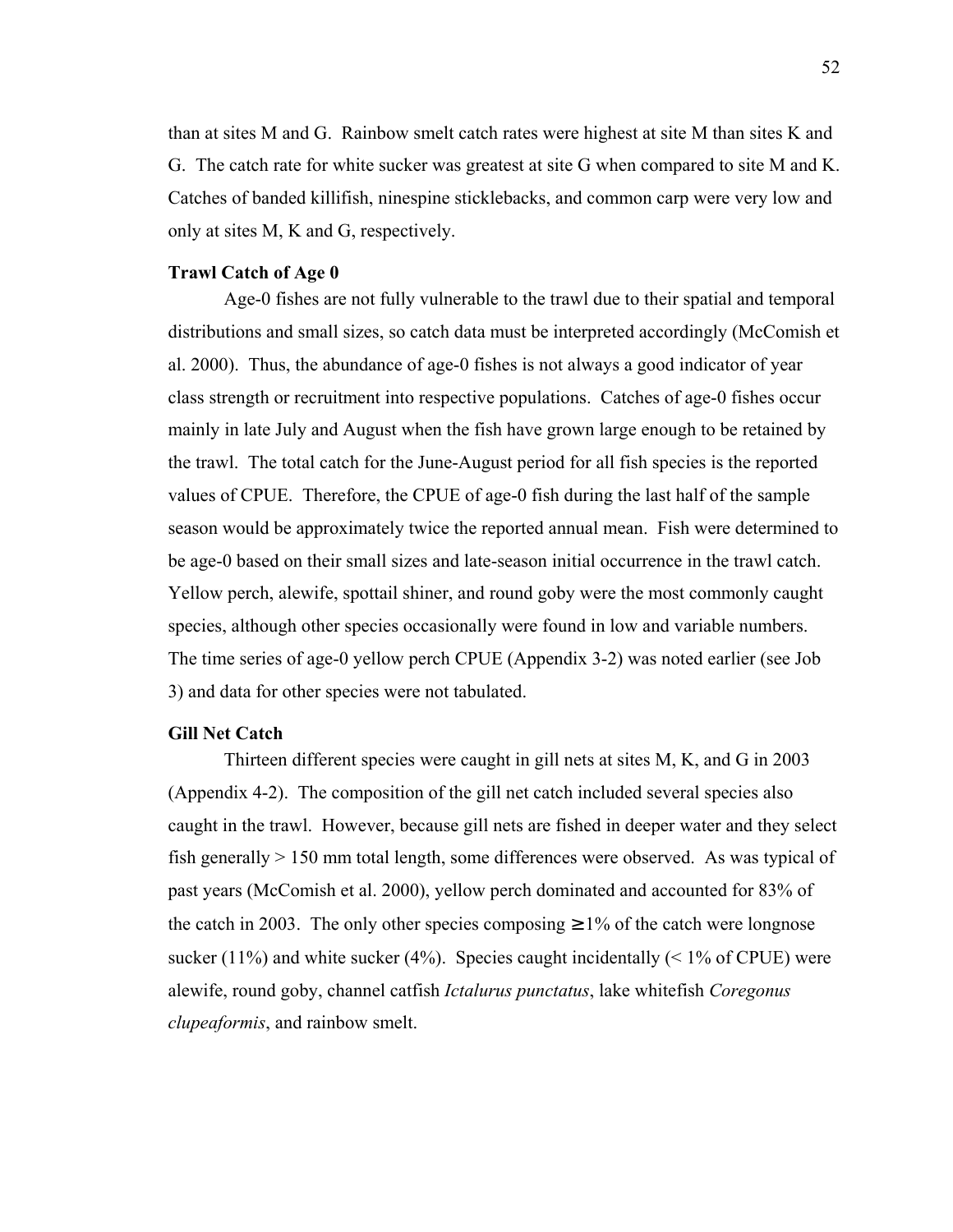than at sites M and G. Rainbow smelt catch rates were highest at site M than sites K and G. The catch rate for white sucker was greatest at site G when compared to site M and K. Catches of banded killifish, ninespine sticklebacks, and common carp were very low and only at sites M, K and G, respectively.

**Trawl Catch of Age 0**

Age-0 fishes are not fully vulnerable to the trawl due to their spatial and temporal distributions and small sizes, so catch data must be interpreted accordingly (McComish et al. 2000). Thus, the abundance of age-0 fishes is not always a good indicator of year class strength or recruitment into respective populations. Catches of age-0 fishes occur mainly in late July and August when the fish have grown large enough to be retained by the trawl. The total catch for the June-August period for all fish species is the reported values of CPUE. Therefore, the CPUE of age-0 fish during the last half of the sample season would be approximately twice the reported annual mean. Fish were determined to be age-0 based on their small sizes and late-season initial occurrence in the trawl catch. Yellow perch, alewife, spottail shiner, and round goby were the most commonly caught species, although other species occasionally were found in low and variable numbers. The time series of age-0 yellow perch CPUE (Appendix 3-2) was noted earlier (see Job 3) and data for other species were not tabulated.

**Gill Net Catch**

Thirteen different species were caught in gill nets at sites M, K, and G in 2003 (Appendix 4-2). The composition of the gill net catch included several species also caught in the trawl. However, because gill nets are fished in deeper water and they select fish generally > 150 mm total length, some differences were observed. As was typical of past years (McComish et al. 2000), yellow perch dominated and accounted for 83% of the catch in 2003. The only other species composing ≥ 1% of the catch were longnose sucker (11%) and white sucker (4%). Species caught incidentally (< 1% of CPUE) were alewife, round goby, channel catfish *Ictalurus punctatus*, lake whitefish *Coregonus clupeaformis*, and rainbow smelt.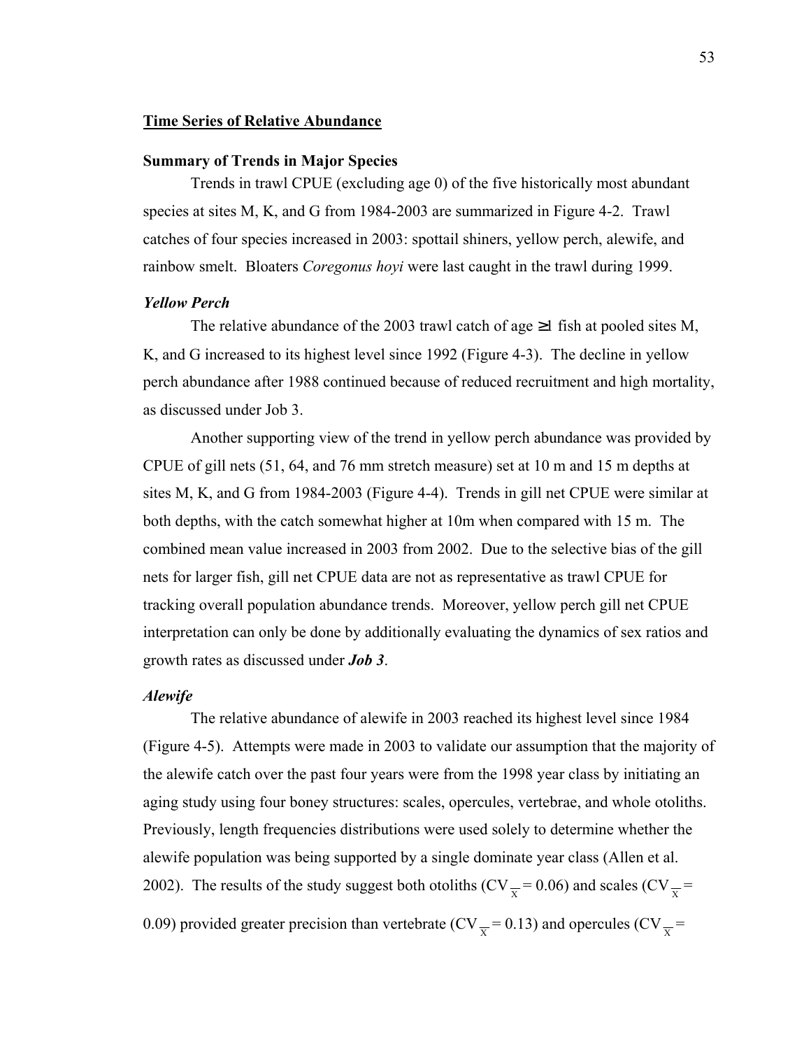## Time Series of Relative Abundance

### Summary of Trends in Major Species

Trends in trawl CPUE (excluding age 0) of the five historically most abundant species at sites M, K, and G from 1984-2003 are summarized in Figure 4-2. Trawl catches of four species increased in 2003: spottail shiners, yellow perch, alewife, and rainbow smelt. Bloaters *Coregonus hoyi* were last caught in the trawl during 1999.

### *Yellow Perch*

The relative abundance of the 2003 trawl catch of age ≥1 fish at pooled sites M, K, and G increased to its highest level since 1992 (Figure 4-3). The decline in yellow perch abundance after 1988 continued because of reduced recruitment and high mortality, as discussed under Job 3.

Another supporting view of the trend in yellow perch abundance was provided by CPUE of gill nets (51, 64, and 76 mm stretch measure) set at 10 m and 15 m depths at sites M, K, and G from 1984-2003 (Figure 4-4). Trends in gill net CPUE were similar at both depths, with the catch somewhat higher at 10m when compared with 15 m. The combined mean value increased in 2003 from 2002. Due to the selective bias of the gill nets for larger fish, gill net CPUE data are not as representative as trawl CPUE for tracking overall population abundance trends. Moreover, yellow perch gill net CPUE interpretation can only be done by additionally evaluating the dynamics of sex ratios and growth rates as discussed under ***Job 3***.

### *Alewife*

The relative abundance of alewife in 2003 reached its highest level since 1984 (Figure 4-5). Attempts were made in 2003 to validate our assumption that the majority of the alewife catch over the past four years were from the 1998 year class by initiating an aging study using four boney structures: scales, opercules, vertebrae, and whole otoliths. Previously, length frequencies distributions were used solely to determine whether the alewife population was being supported by a single dominate year class (Allen et al. 2002). The results of the study suggest both otoliths ($CV_{\overline{x}} = 0.06$) and scales ($CV_{\overline{x}} = 0.09$) provided greater precision than vertebrate ($CV_{\overline{x}} = 0.13$) and opercules ($CV_{\overline{x}} =$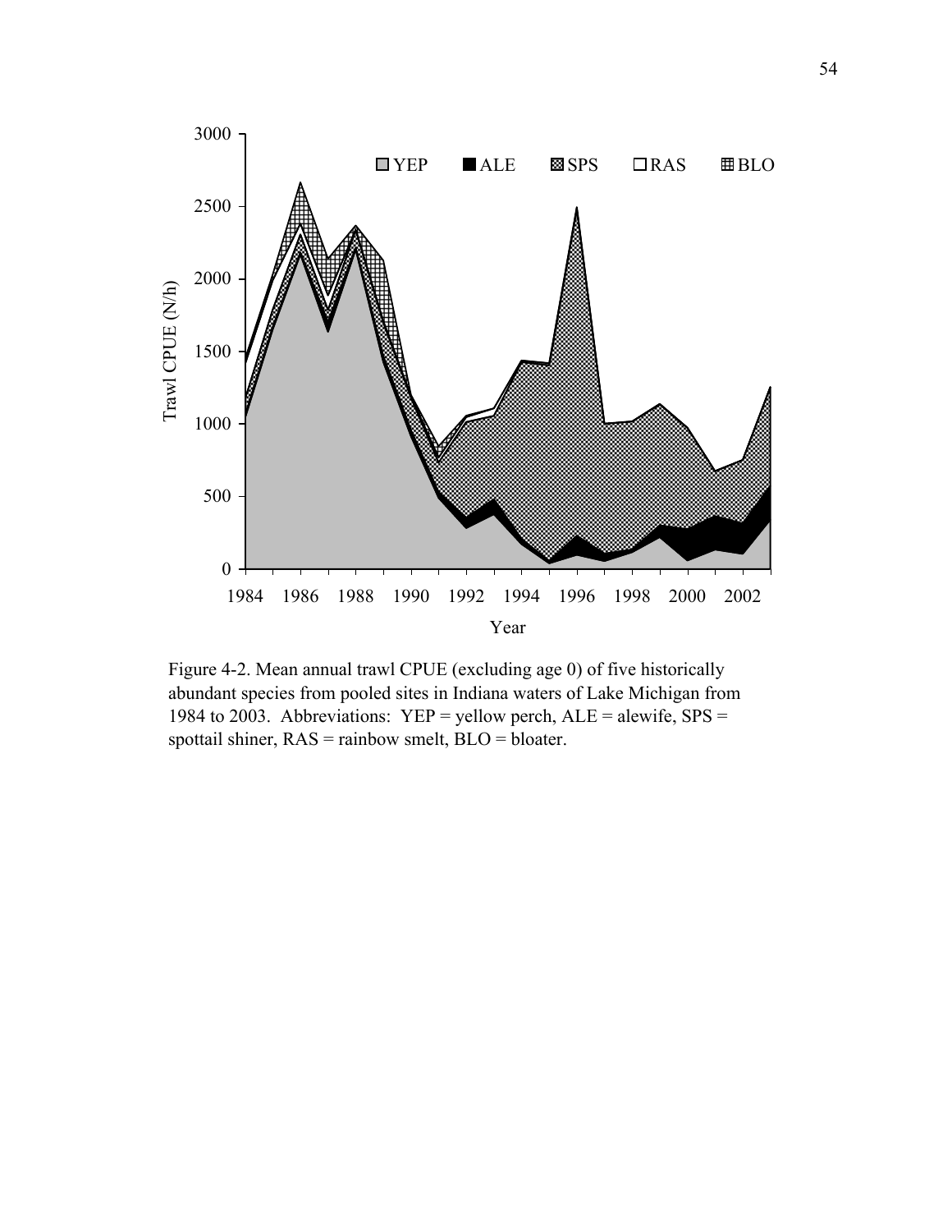Figure 4-2. Mean annual trawl CPUE (excluding age 0) of five historically abundant species from pooled sites in Indiana waters of Lake Michigan from 1984 to 2003. Abbreviations: YEP = yellow perch, ALE = alewife, SPS = spottail shiner, RAS = rainbow smelt, BLO = bloater.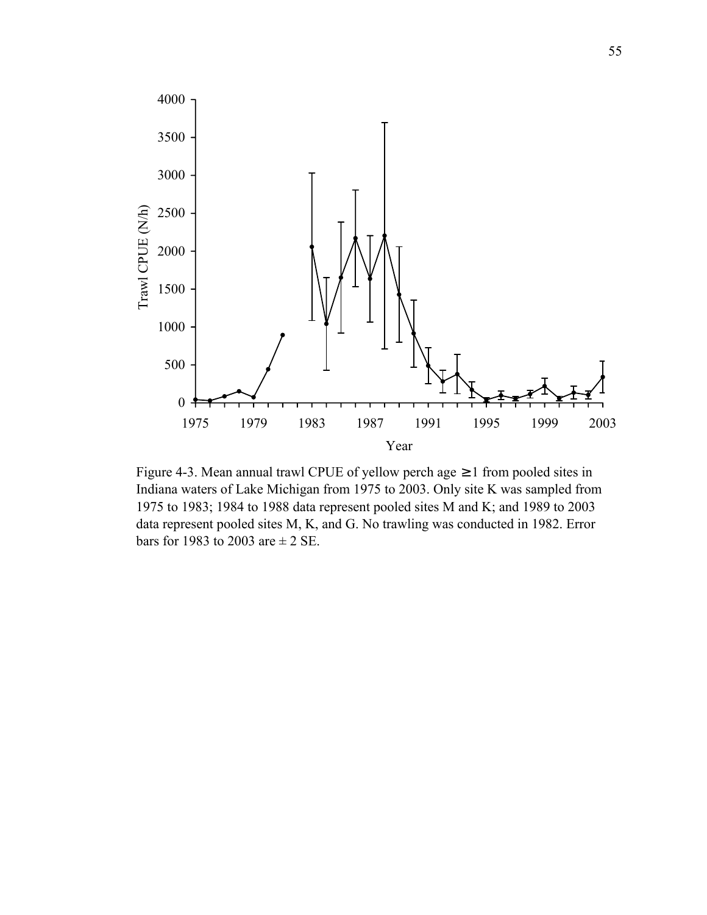Figure 4-3. Mean annual trawl CPUE of yellow perch age ≥1 from pooled sites in Indiana waters of Lake Michigan from 1975 to 2003. Only site K was sampled from 1975 to 1983; 1984 to 1988 data represent pooled sites M and K; and 1989 to 2003 data represent pooled sites M, K, and G. No trawling was conducted in 1982. Error bars for 1983 to 2003 are ± 2 SE.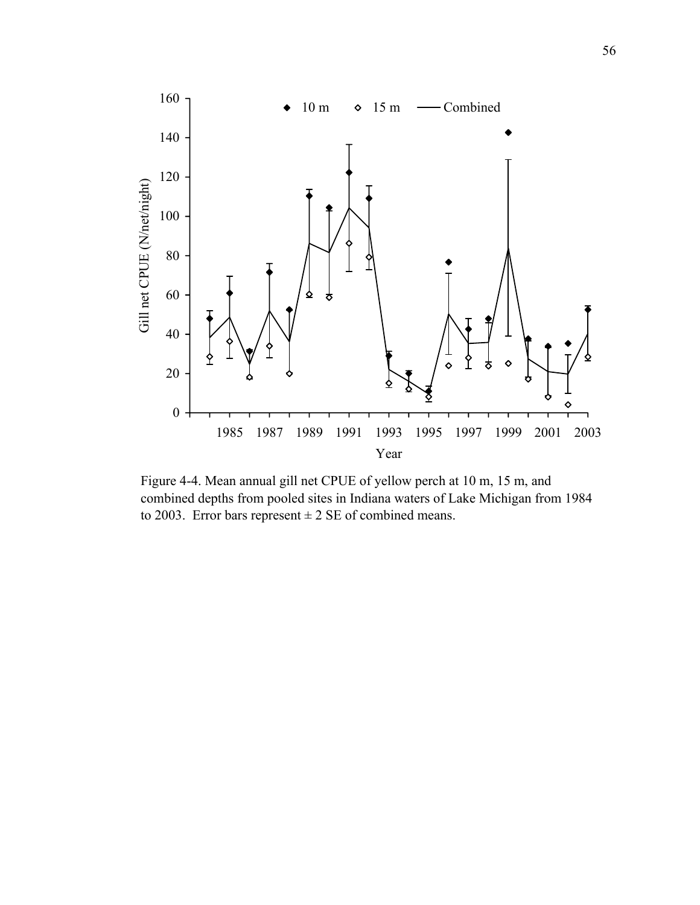Figure 4-4. Mean annual gill net CPUE of yellow perch at 10 m, 15 m, and combined depths from pooled sites in Indiana waters of Lake Michigan from 1984 to 2003. Error bars represent ± 2 SE of combined means.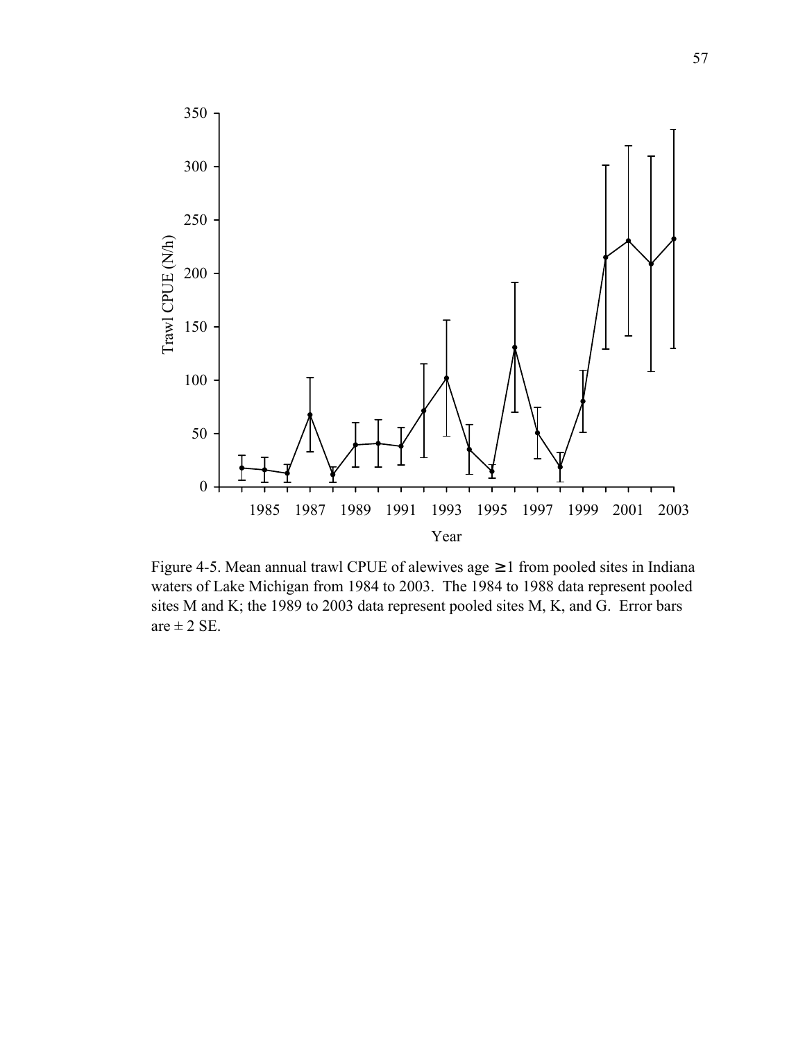Figure 4-5. Mean annual trawl CPUE of alewives age ≥ 1 from pooled sites in Indiana waters of Lake Michigan from 1984 to 2003. The 1984 to 1988 data represent pooled sites M and K; the 1989 to 2003 data represent pooled sites M, K, and G. Error bars are ± 2 SE.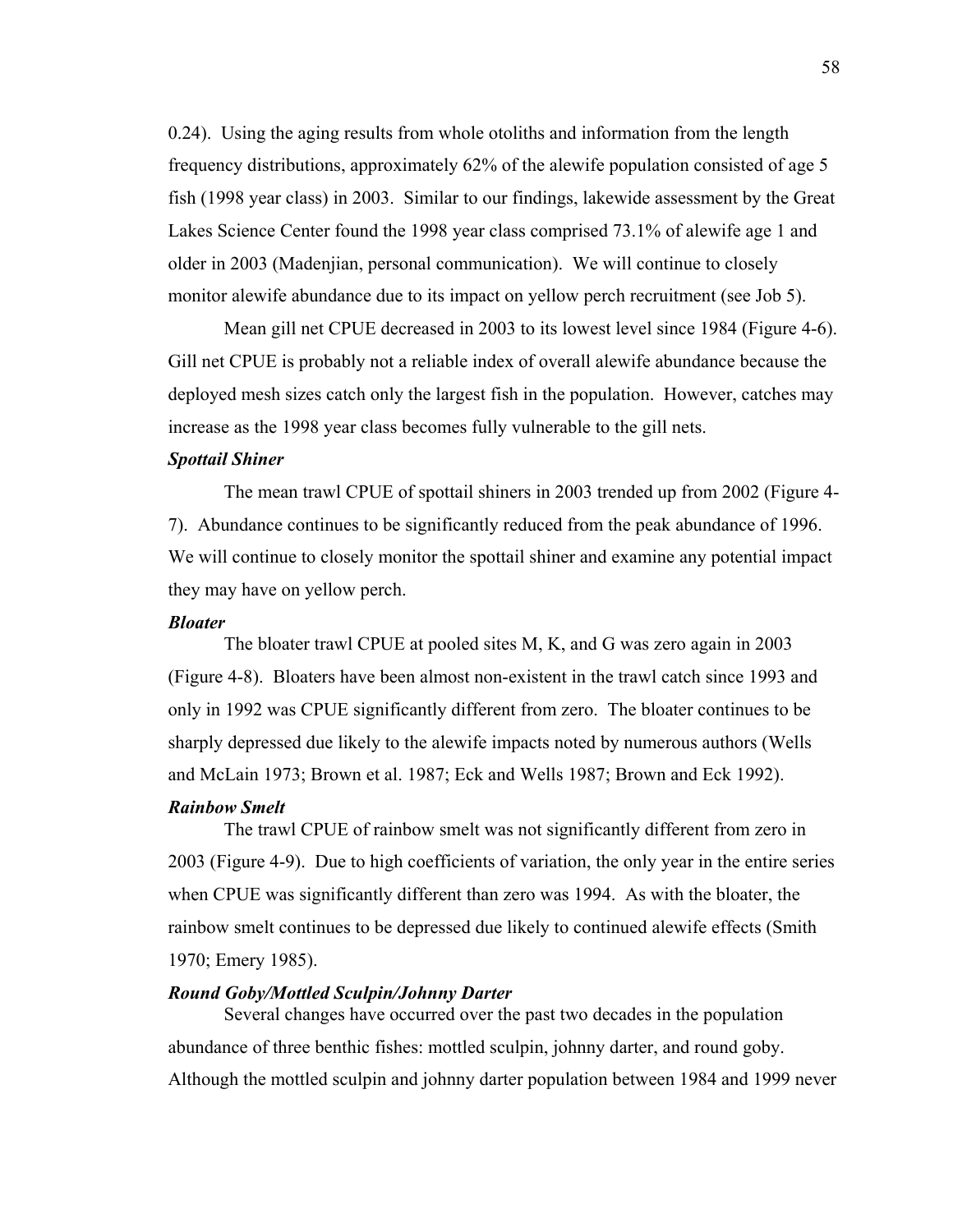0.24). Using the aging results from whole otoliths and information from the length frequency distributions, approximately 62% of the alewife population consisted of age 5 fish (1998 year class) in 2003. Similar to our findings, lakewide assessment by the Great Lakes Science Center found the 1998 year class comprised 73.1% of alewife age 1 and older in 2003 (Madenjian, personal communication). We will continue to closely monitor alewife abundance due to its impact on yellow perch recruitment (see Job 5).

Mean gill net CPUE decreased in 2003 to its lowest level since 1984 (Figure 4-6). Gill net CPUE is probably not a reliable index of overall alewife abundance because the deployed mesh sizes catch only the largest fish in the population. However, catches may increase as the 1998 year class becomes fully vulnerable to the gill nets.

***Spottail Shiner***

The mean trawl CPUE of spottail shiners in 2003 trended up from 2002 (Figure 4-7). Abundance continues to be significantly reduced from the peak abundance of 1996. We will continue to closely monitor the spottail shiner and examine any potential impact they may have on yellow perch.

***Bloater***

The bloater trawl CPUE at pooled sites M, K, and G was zero again in 2003 (Figure 4-8). Bloaters have been almost non-existent in the trawl catch since 1993 and only in 1992 was CPUE significantly different from zero. The bloater continues to be sharply depressed due likely to the alewife impacts noted by numerous authors (Wells and McLain 1973; Brown et al. 1987; Eck and Wells 1987; Brown and Eck 1992).

***Rainbow Smelt***

The trawl CPUE of rainbow smelt was not significantly different from zero in 2003 (Figure 4-9). Due to high coefficients of variation, the only year in the entire series when CPUE was significantly different than zero was 1994. As with the bloater, the rainbow smelt continues to be depressed due likely to continued alewife effects (Smith 1970; Emery 1985).

***Round Goby/Mottled Sculpin/Johnny Darter***

Several changes have occurred over the past two decades in the population abundance of three benthic fishes: mottled sculpin, johnny darter, and round goby. Although the mottled sculpin and johnny darter population between 1984 and 1999 never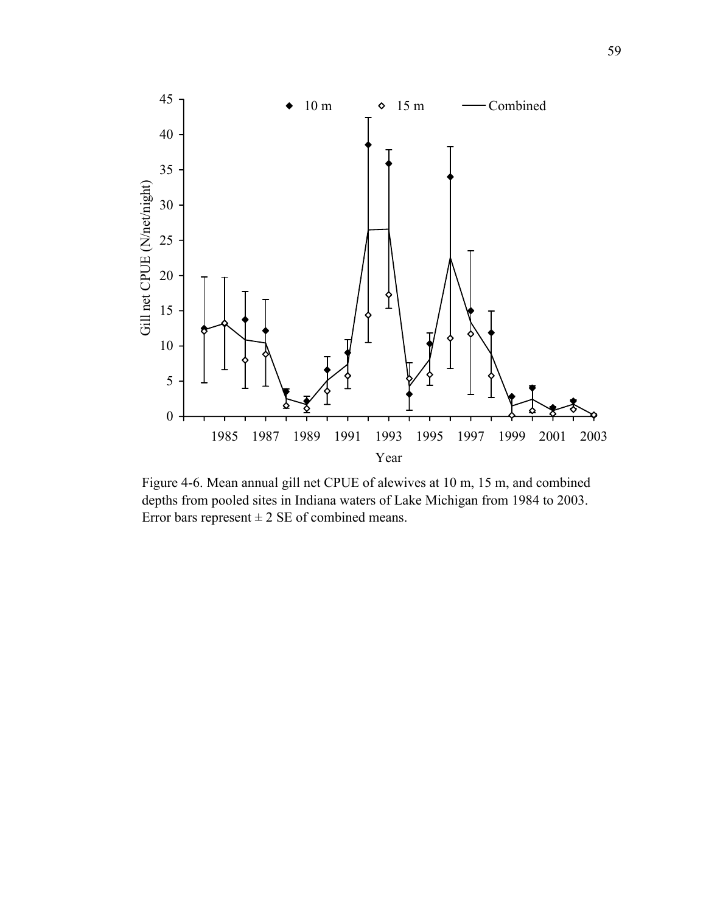Figure 4-6. Mean annual gill net CPUE of alewives at 10 m, 15 m, and combined depths from pooled sites in Indiana waters of Lake Michigan from 1984 to 2003. Error bars represent ± 2 SE of combined means.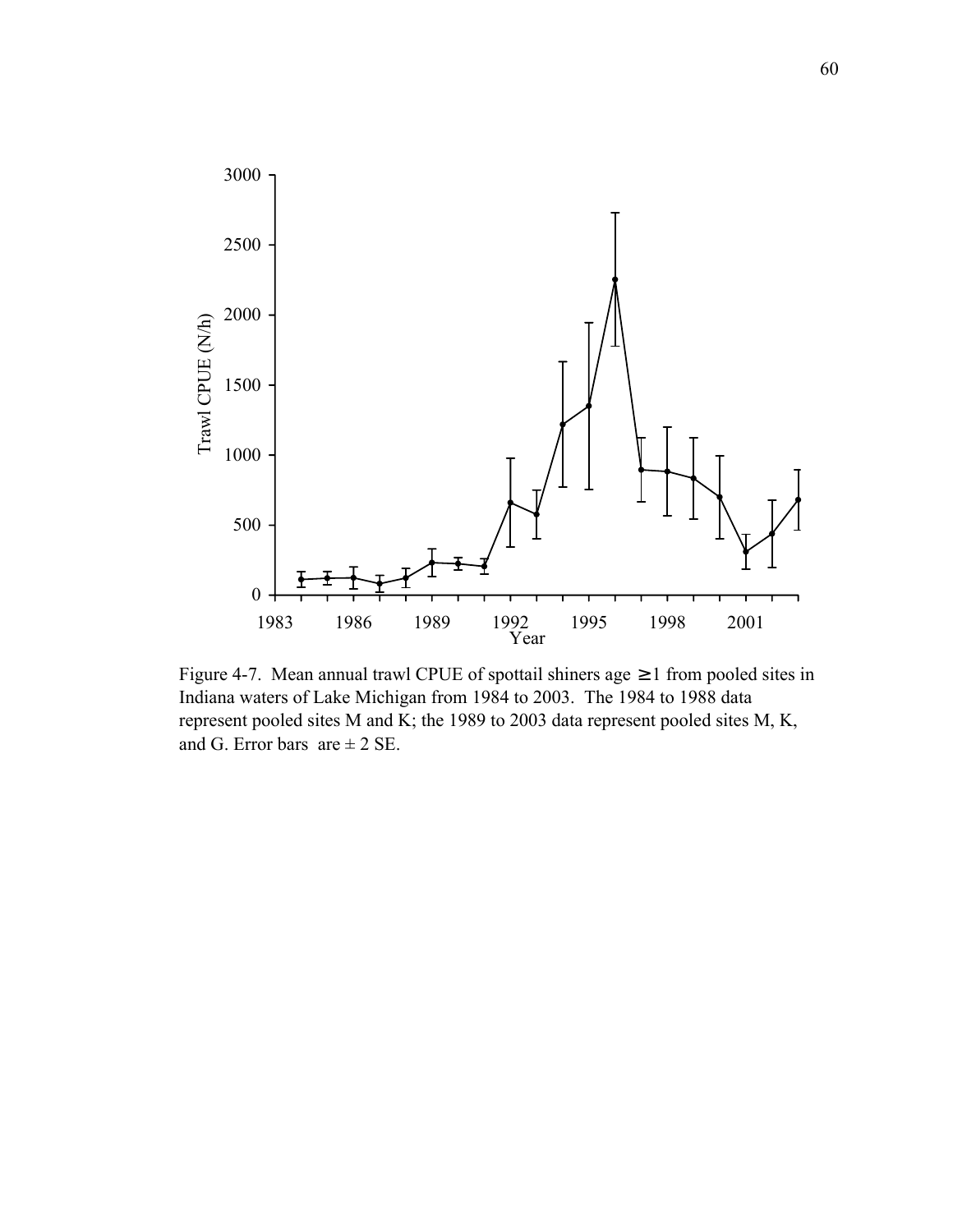Figure 4-7. Mean annual trawl CPUE of spottail shiners age ≥1 from pooled sites in Indiana waters of Lake Michigan from 1984 to 2003. The 1984 to 1988 data represent pooled sites M and K; the 1989 to 2003 data represent pooled sites M, K, and G. Error bars are ± 2 SE.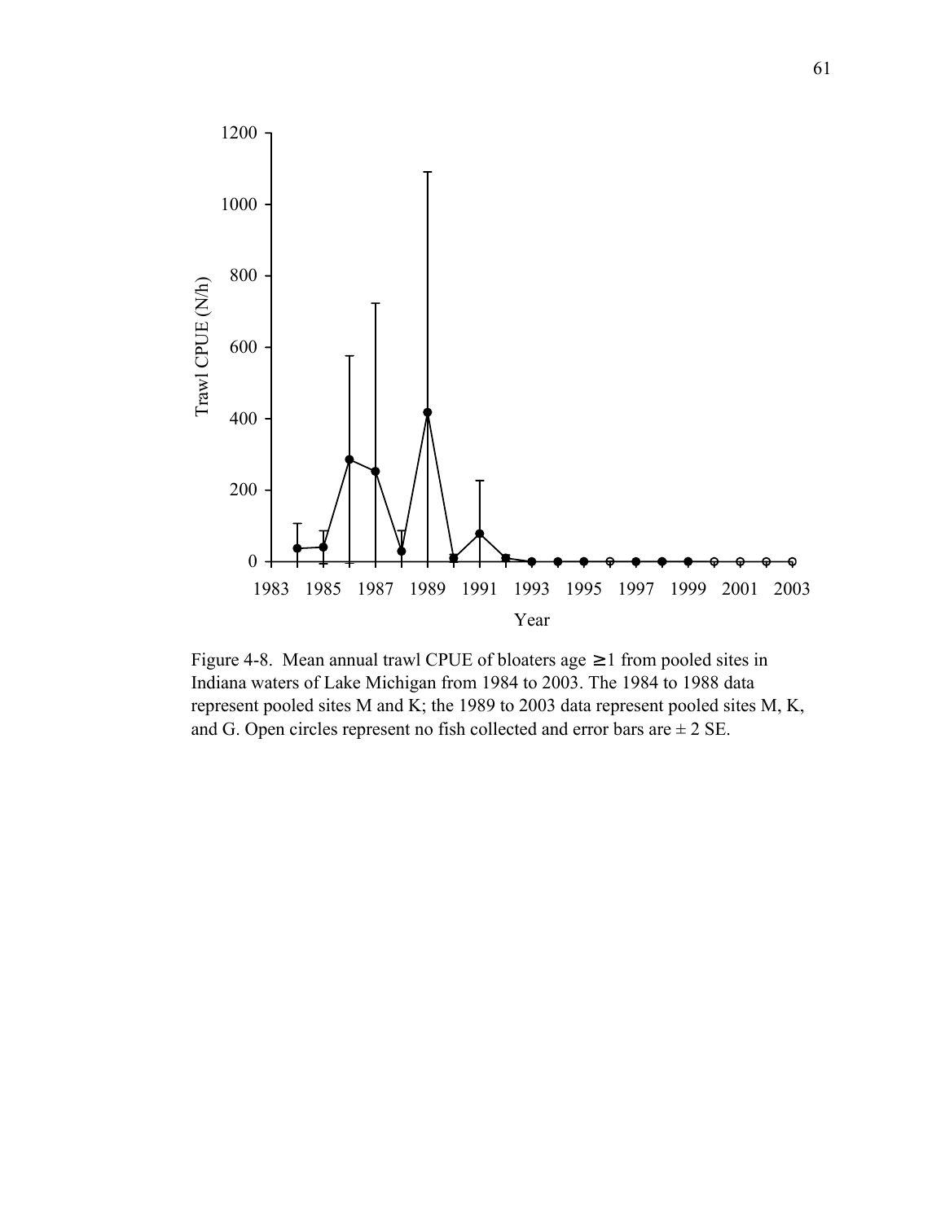Figure 4-8. Mean annual trawl CPUE of bloaters age ≥1 from pooled sites in Indiana waters of Lake Michigan from 1984 to 2003. The 1984 to 1988 data represent pooled sites M and K; the 1989 to 2003 data represent pooled sites M, K, and G. Open circles represent no fish collected and error bars are ± 2 SE.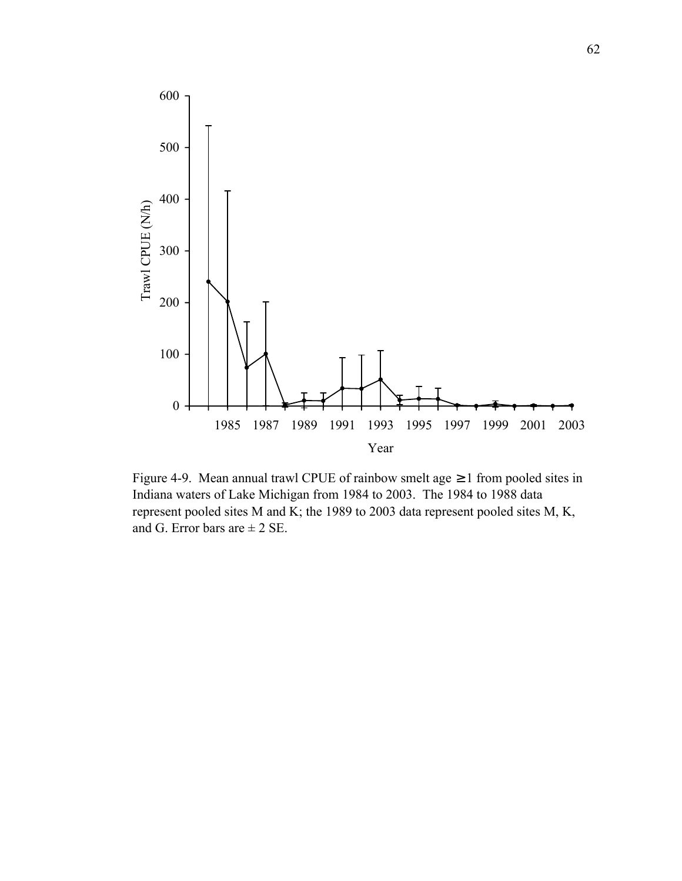Figure 4-9. Mean annual trawl CPUE of rainbow smelt age ≥1 from pooled sites in Indiana waters of Lake Michigan from 1984 to 2003. The 1984 to 1988 data represent pooled sites M and K; the 1989 to 2003 data represent pooled sites M, K, and G. Error bars are ± 2 SE.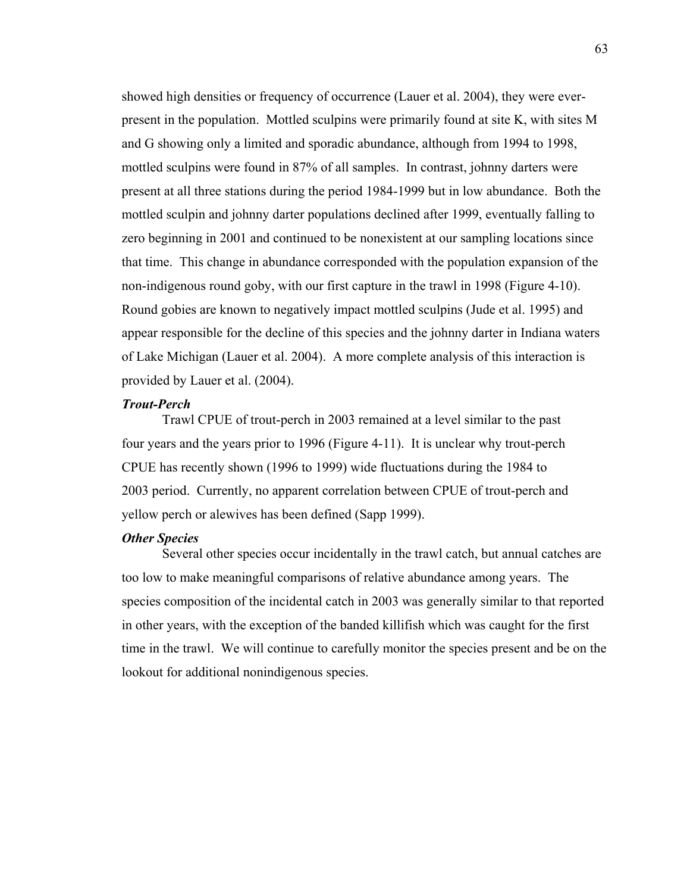showed high densities or frequency of occurrence (Lauer et al. 2004), they were ever-present in the population. Mottled sculpins were primarily found at site K, with sites M and G showing only a limited and sporadic abundance, although from 1994 to 1998, mottled sculpins were found in 87% of all samples. In contrast, johnny darters were present at all three stations during the period 1984-1999 but in low abundance. Both the mottled sculpin and johnny darter populations declined after 1999, eventually falling to zero beginning in 2001 and continued to be nonexistent at our sampling locations since that time. This change in abundance corresponded with the population expansion of the non-indigenous round goby, with our first capture in the trawl in 1998 (Figure 4-10). Round gobies are known to negatively impact mottled sculpins (Jude et al. 1995) and appear responsible for the decline of this species and the johnny darter in Indiana waters of Lake Michigan (Lauer et al. 2004). A more complete analysis of this interaction is provided by Lauer et al. (2004).

***Trout-Perch***

Trawl CPUE of trout-perch in 2003 remained at a level similar to the past four years and the years prior to 1996 (Figure 4-11). It is unclear why trout-perch CPUE has recently shown (1996 to 1999) wide fluctuations during the 1984 to 2003 period. Currently, no apparent correlation between CPUE of trout-perch and yellow perch or alewives has been defined (Sapp 1999).

***Other Species***

Several other species occur incidentally in the trawl catch, but annual catches are too low to make meaningful comparisons of relative abundance among years. The species composition of the incidental catch in 2003 was generally similar to that reported in other years, with the exception of the banded killifish which was caught for the first time in the trawl. We will continue to carefully monitor the species present and be on the lookout for additional nonindigenous species.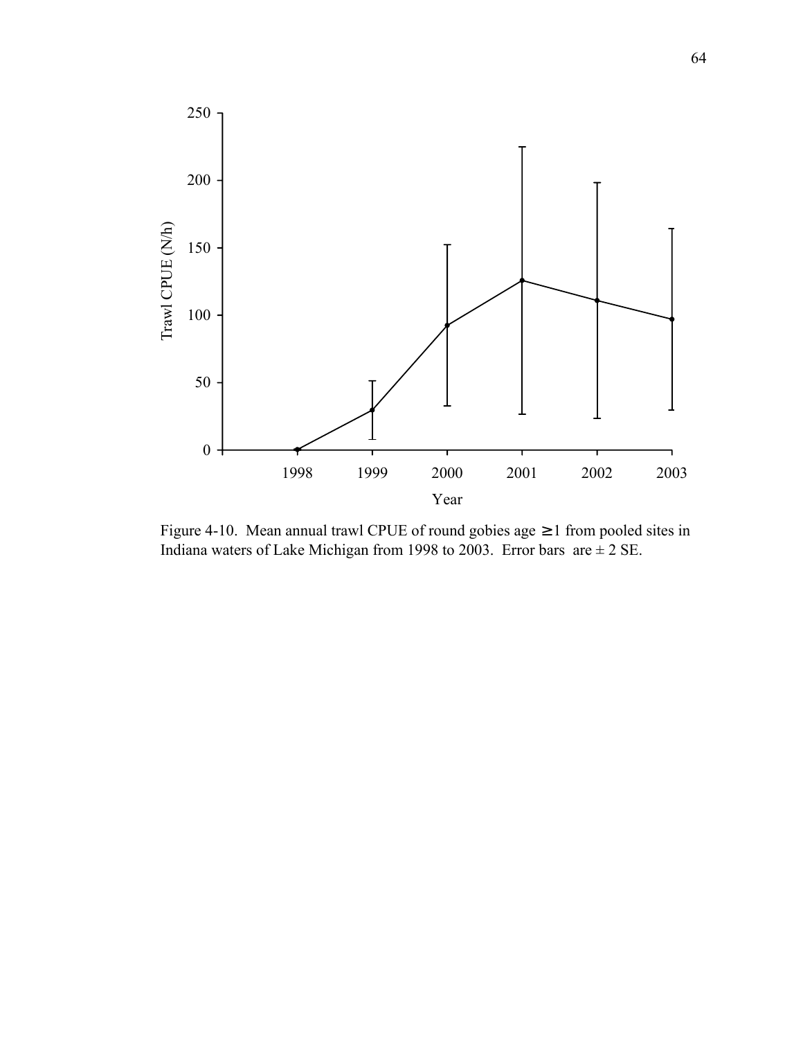Figure 4-10. Mean annual trawl CPUE of round gobies age ≥1 from pooled sites in Indiana waters of Lake Michigan from 1998 to 2003. Error bars are ± 2 SE.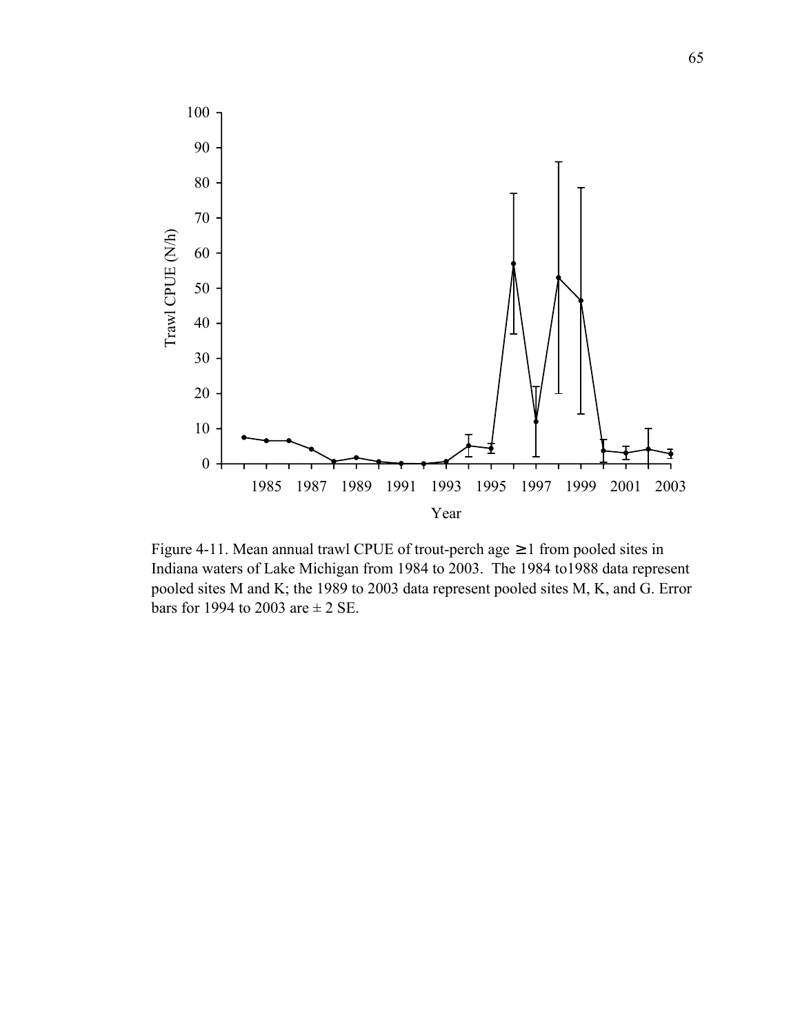Figure 4-11. Mean annual trawl CPUE of trout-perch age ≥1 from pooled sites in Indiana waters of Lake Michigan from 1984 to 2003. The 1984 to1988 data represent pooled sites M and K; the 1989 to 2003 data represent pooled sites M, K, and G. Error bars for 1994 to 2003 are ± 2 SE.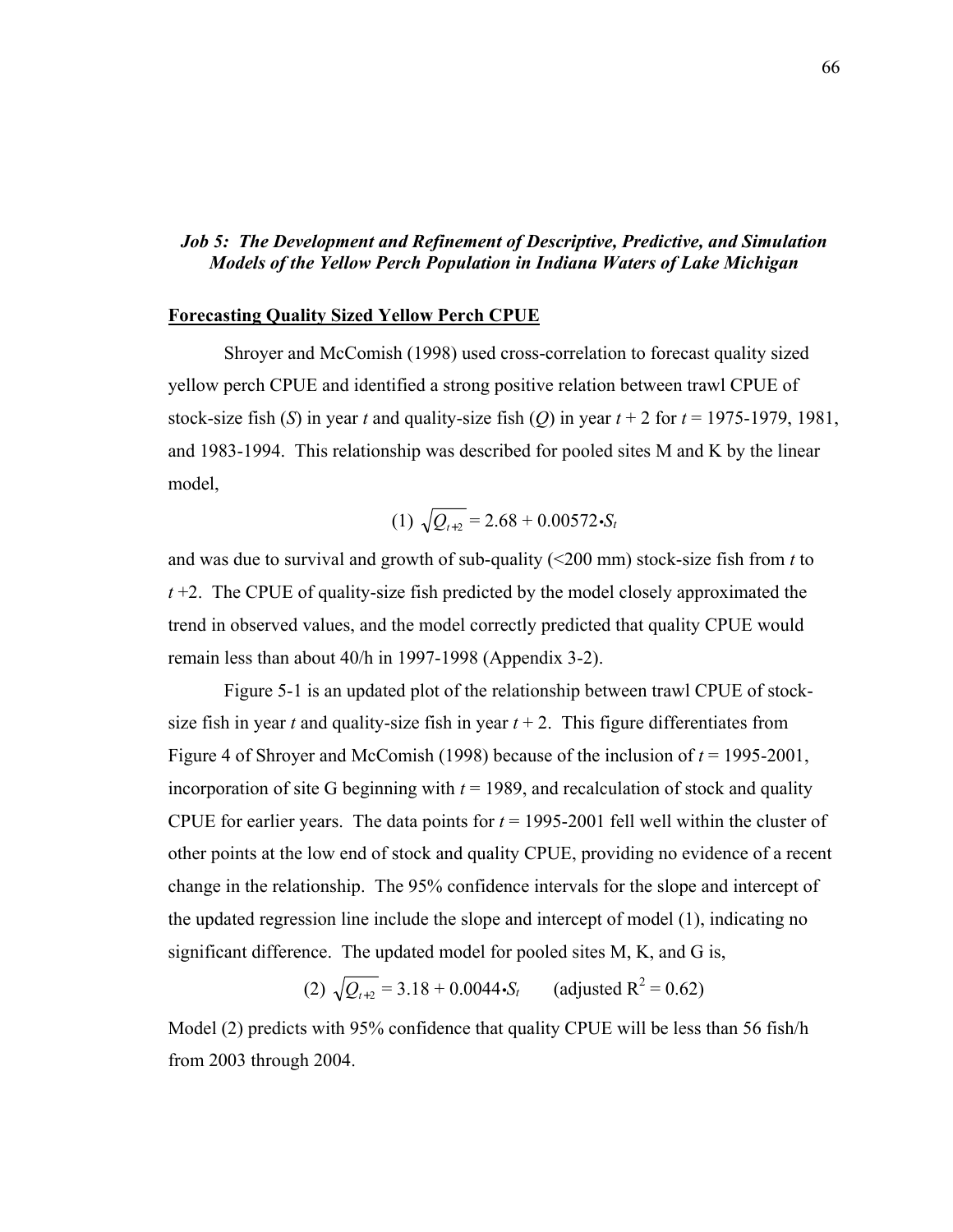### *Job 5: The Development and Refinement of Descriptive, Predictive, and Simulation Models of the Yellow Perch Population in Indiana Waters of Lake Michigan*

**Forecasting Quality Sized Yellow Perch CPUE**

Shroyer and McComish (1998) used cross-correlation to forecast quality sized yellow perch CPUE and identified a strong positive relation between trawl CPUE of stock-size fish ($S$) in year $t$ and quality-size fish ($Q$) in year $t + 2$ for $t$ = 1975-1979, 1981, and 1983-1994. This relationship was described for pooled sites M and K by the linear model,

$$(1)\ \sqrt{Q_{t+2}} = 2.68 + 0.00572 \bullet S_t$$

and was due to survival and growth of sub-quality (<200 mm) stock-size fish from $t$ to $t$ +2. The CPUE of quality-size fish predicted by the model closely approximated the trend in observed values, and the model correctly predicted that quality CPUE would remain less than about 40/h in 1997-1998 (Appendix 3-2).

Figure 5-1 is an updated plot of the relationship between trawl CPUE of stock-size fish in year $t$ and quality-size fish in year $t$ + 2. This figure differentiates from Figure 4 of Shroyer and McComish (1998) because of the inclusion of $t$ = 1995-2001, incorporation of site G beginning with $t$ = 1989, and recalculation of stock and quality CPUE for earlier years. The data points for $t$ = 1995-2001 fell well within the cluster of other points at the low end of stock and quality CPUE, providing no evidence of a recent change in the relationship. The 95% confidence intervals for the slope and intercept of the updated regression line include the slope and intercept of model (1), indicating no significant difference. The updated model for pooled sites M, K, and G is,

$$(2)\ \sqrt{Q_{t+2}} = 3.18 + 0.0044 \bullet S_t \qquad (\text{adjusted } R^2 = 0.62)$$

Model (2) predicts with 95% confidence that quality CPUE will be less than 56 fish/h from 2003 through 2004.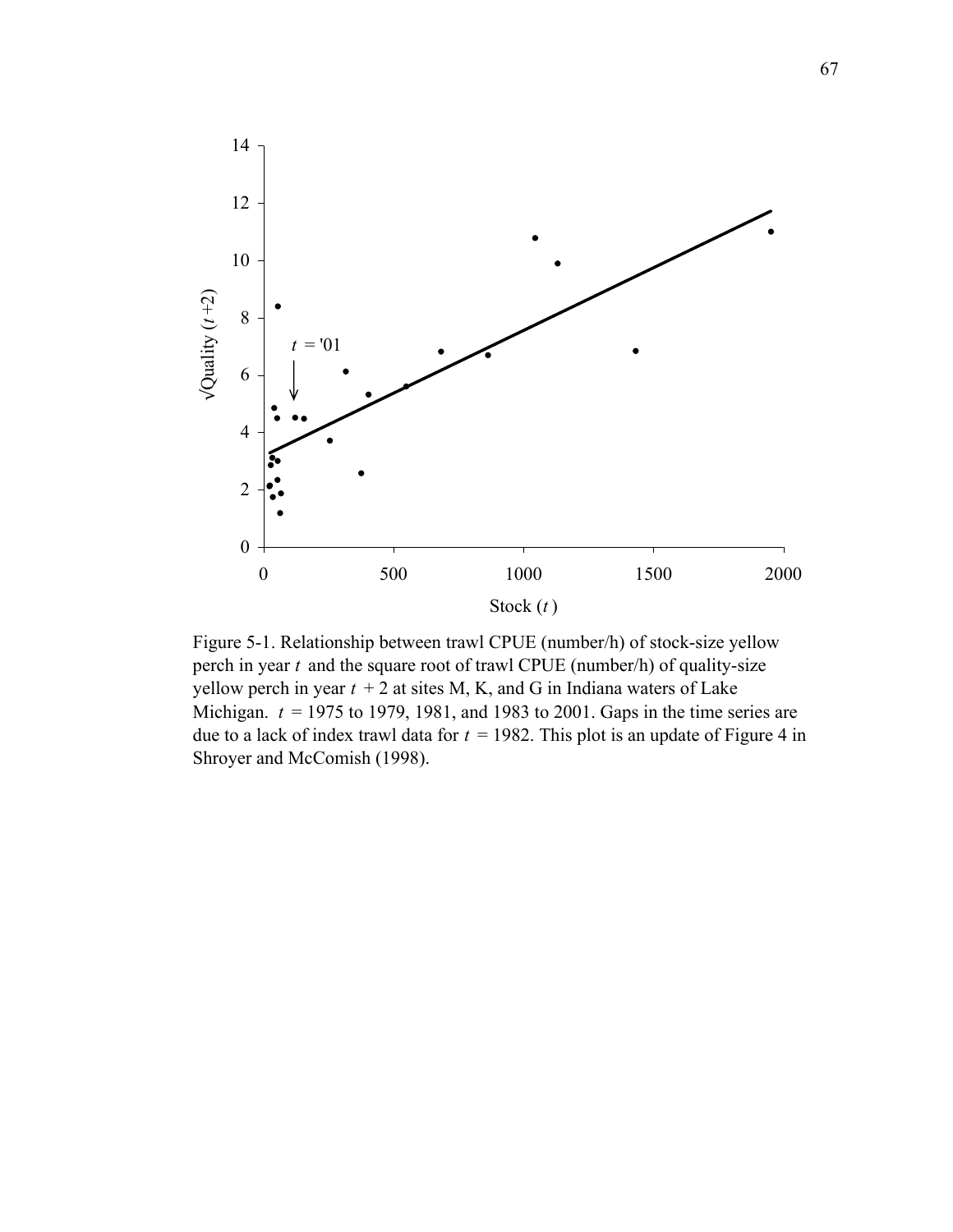Figure 5-1. Relationship between trawl CPUE (number/h) of stock-size yellow perch in year $t$ and the square root of trawl CPUE (number/h) of quality-size yellow perch in year $t + 2$ at sites M, K, and G in Indiana waters of Lake Michigan. $t$ = 1975 to 1979, 1981, and 1983 to 2001. Gaps in the time series are due to a lack of index trawl data for $t$ = 1982. This plot is an update of Figure 4 in Shroyer and McComish (1998).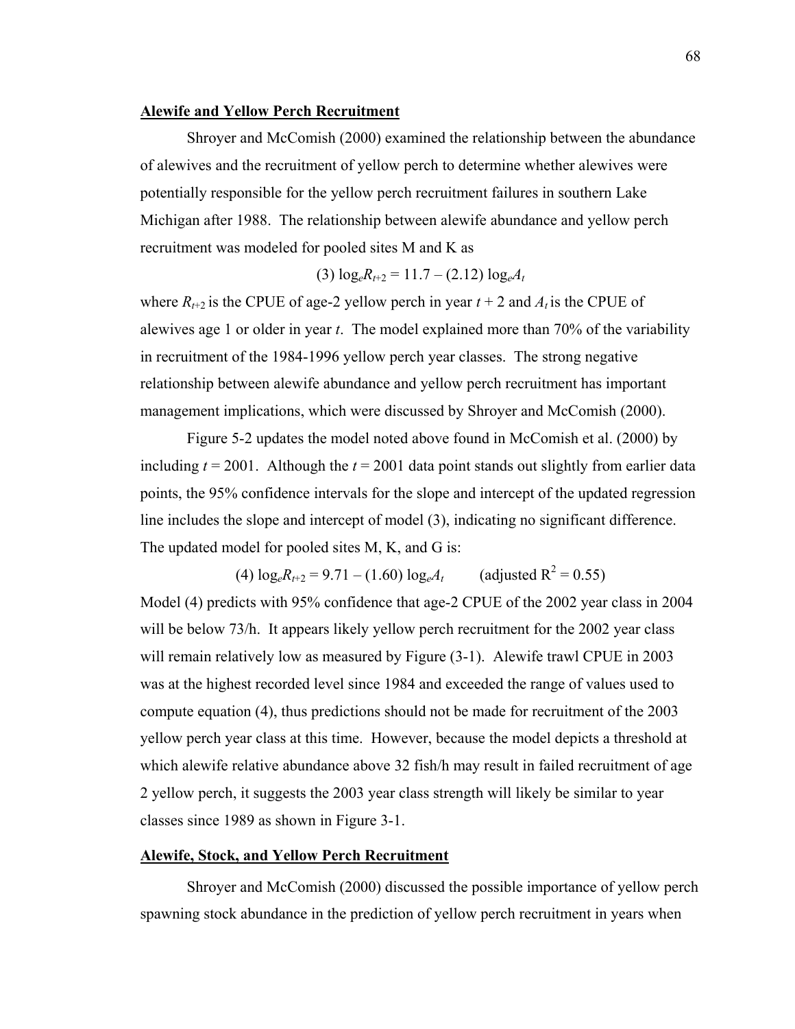## Alewife and Yellow Perch Recruitment

Shroyer and McComish (2000) examined the relationship between the abundance of alewives and the recruitment of yellow perch to determine whether alewives were potentially responsible for the yellow perch recruitment failures in southern Lake Michigan after 1988. The relationship between alewife abundance and yellow perch recruitment was modeled for pooled sites M and K as

$$(3)\ \log_e R_{t+2} = 11.7 - (2.12)\log_e A_t$$

where $R_{t+2}$ is the CPUE of age-2 yellow perch in year $t + 2$ and $A_t$ is the CPUE of alewives age 1 or older in year $t$. The model explained more than 70% of the variability in recruitment of the 1984-1996 yellow perch year classes. The strong negative relationship between alewife abundance and yellow perch recruitment has important management implications, which were discussed by Shroyer and McComish (2000).

Figure 5-2 updates the model noted above found in McComish et al. (2000) by including $t = 2001$. Although the $t = 2001$ data point stands out slightly from earlier data points, the 95% confidence intervals for the slope and intercept of the updated regression line includes the slope and intercept of model (3), indicating no significant difference. The updated model for pooled sites M, K, and G is:

$$(4)\ \log_e R_{t+2} = 9.71 - (1.60)\log_e A_t \qquad (\text{adjusted } R^2 = 0.55)$$

Model (4) predicts with 95% confidence that age-2 CPUE of the 2002 year class in 2004 will be below 73/h. It appears likely yellow perch recruitment for the 2002 year class will remain relatively low as measured by Figure (3-1). Alewife trawl CPUE in 2003 was at the highest recorded level since 1984 and exceeded the range of values used to compute equation (4), thus predictions should not be made for recruitment of the 2003 yellow perch year class at this time. However, because the model depicts a threshold at which alewife relative abundance above 32 fish/h may result in failed recruitment of age 2 yellow perch, it suggests the 2003 year class strength will likely be similar to year classes since 1989 as shown in Figure 3-1.

## Alewife, Stock, and Yellow Perch Recruitment

Shroyer and McComish (2000) discussed the possible importance of yellow perch spawning stock abundance in the prediction of yellow perch recruitment in years when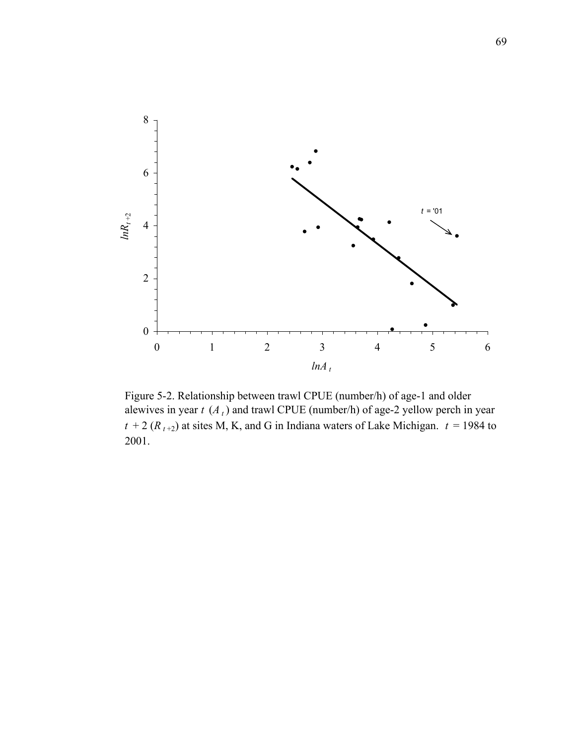Figure 5-2. Relationship between trawl CPUE (number/h) of age-1 and older alewives in year $t$ ($A_t$) and trawl CPUE (number/h) of age-2 yellow perch in year $t + 2$ ($R_{t+2}$) at sites M, K, and G in Indiana waters of Lake Michigan. $t$ = 1984 to 2001.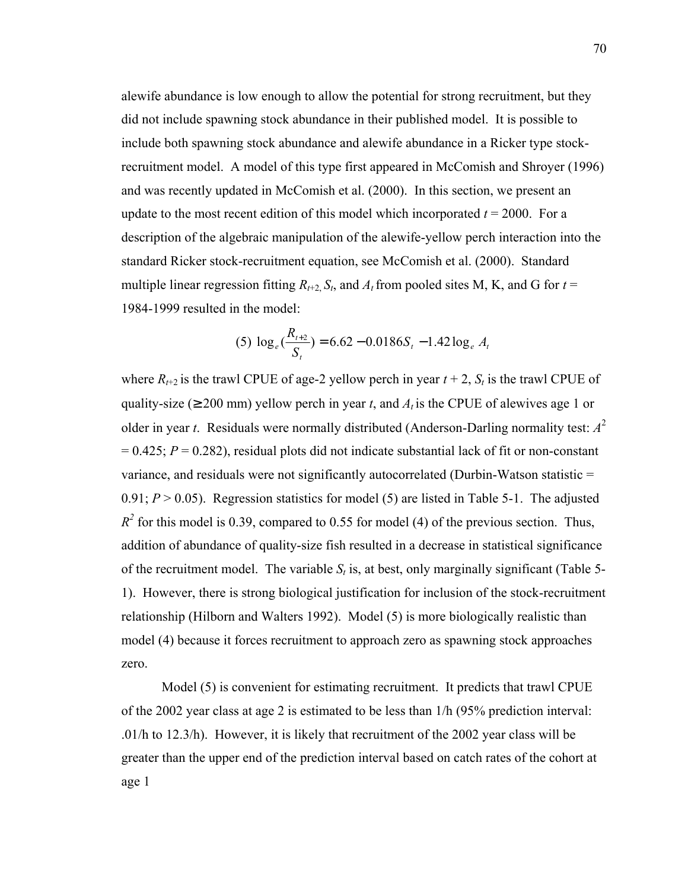alewife abundance is low enough to allow the potential for strong recruitment, but they did not include spawning stock abundance in their published model. It is possible to include both spawning stock abundance and alewife abundance in a Ricker type stock-recruitment model. A model of this type first appeared in McComish and Shroyer (1996) and was recently updated in McComish et al. (2000). In this section, we present an update to the most recent edition of this model which incorporated $t$ = 2000. For a description of the algebraic manipulation of the alewife-yellow perch interaction into the standard Ricker stock-recruitment equation, see McComish et al. (2000). Standard multiple linear regression fitting $R_{t+2}$, $S_t$, and $A_t$ from pooled sites M, K, and G for $t$ = 1984-1999 resulted in the model:

$$(5)\ \log_e\left(\frac{R_{t+2}}{S_t}\right) = 6.62 - 0.0186 S_t - 1.42 \log_e A_t$$

where $R_{t+2}$ is the trawl CPUE of age-2 yellow perch in year $t$ + 2, $S_t$ is the trawl CPUE of quality-size (≥200 mm) yellow perch in year $t$, and $A_t$ is the CPUE of alewives age 1 or older in year $t$. Residuals were normally distributed (Anderson-Darling normality test: $A^2$ = 0.425; $P$ = 0.282), residual plots did not indicate substantial lack of fit or non-constant variance, and residuals were not significantly autocorrelated (Durbin-Watson statistic = 0.91; $P$ > 0.05). Regression statistics for model (5) are listed in Table 5-1. The adjusted $R^2$ for this model is 0.39, compared to 0.55 for model (4) of the previous section. Thus, addition of abundance of quality-size fish resulted in a decrease in statistical significance of the recruitment model. The variable $S_t$ is, at best, only marginally significant (Table 5-1). However, there is strong biological justification for inclusion of the stock-recruitment relationship (Hilborn and Walters 1992). Model (5) is more biologically realistic than model (4) because it forces recruitment to approach zero as spawning stock approaches zero.

Model (5) is convenient for estimating recruitment. It predicts that trawl CPUE of the 2002 year class at age 2 is estimated to be less than 1/h (95% prediction interval: .01/h to 12.3/h). However, it is likely that recruitment of the 2002 year class will be greater than the upper end of the prediction interval based on catch rates of the cohort at age 1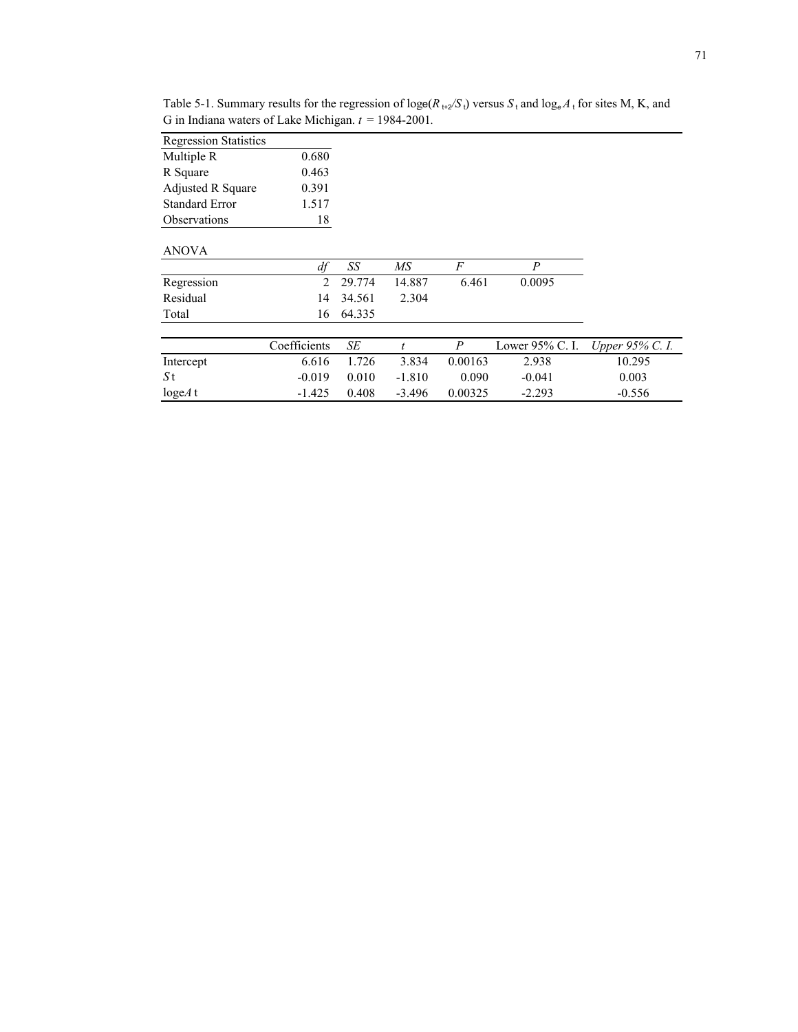Table 5-1. Summary results for the regression of loge($R_{t+2}/S_t$) versus $S_t$ and $\log_e A_t$ for sites M, K, and G in Indiana waters of Lake Michigan. $t$ = 1984-2001.

| Regression Statistics | |
|---|---|
| Multiple R | 0.680 |
| R Square | 0.463 |
| Adjusted R Square | 0.391 |
| Standard Error | 1.517 |
| Observations | 18 |

ANOVA

| | *df* | *SS* | *MS* | *F* | *P* |
|---|---|---|---|---|---|
| Regression | 2 | 29.774 | 14.887 | 6.461 | 0.0095 |
| Residual | 14 | 34.561 | 2.304 | | |
| Total | 16 | 64.335 | | | |

| | Coefficients | *SE* | *t* | *P* | Lower 95% C. I. | *Upper 95% C. I.* |
|---|---|---|---|---|---|---|
| Intercept | 6.616 | 1.726 | 3.834 | 0.00163 | 2.938 | 10.295 |
| $S_t$ | -0.019 | 0.010 | -1.810 | 0.090 | -0.041 | 0.003 |
| $\log_e A_t$ | -1.425 | 0.408 | -3.496 | 0.00325 | -2.293 | -0.556 |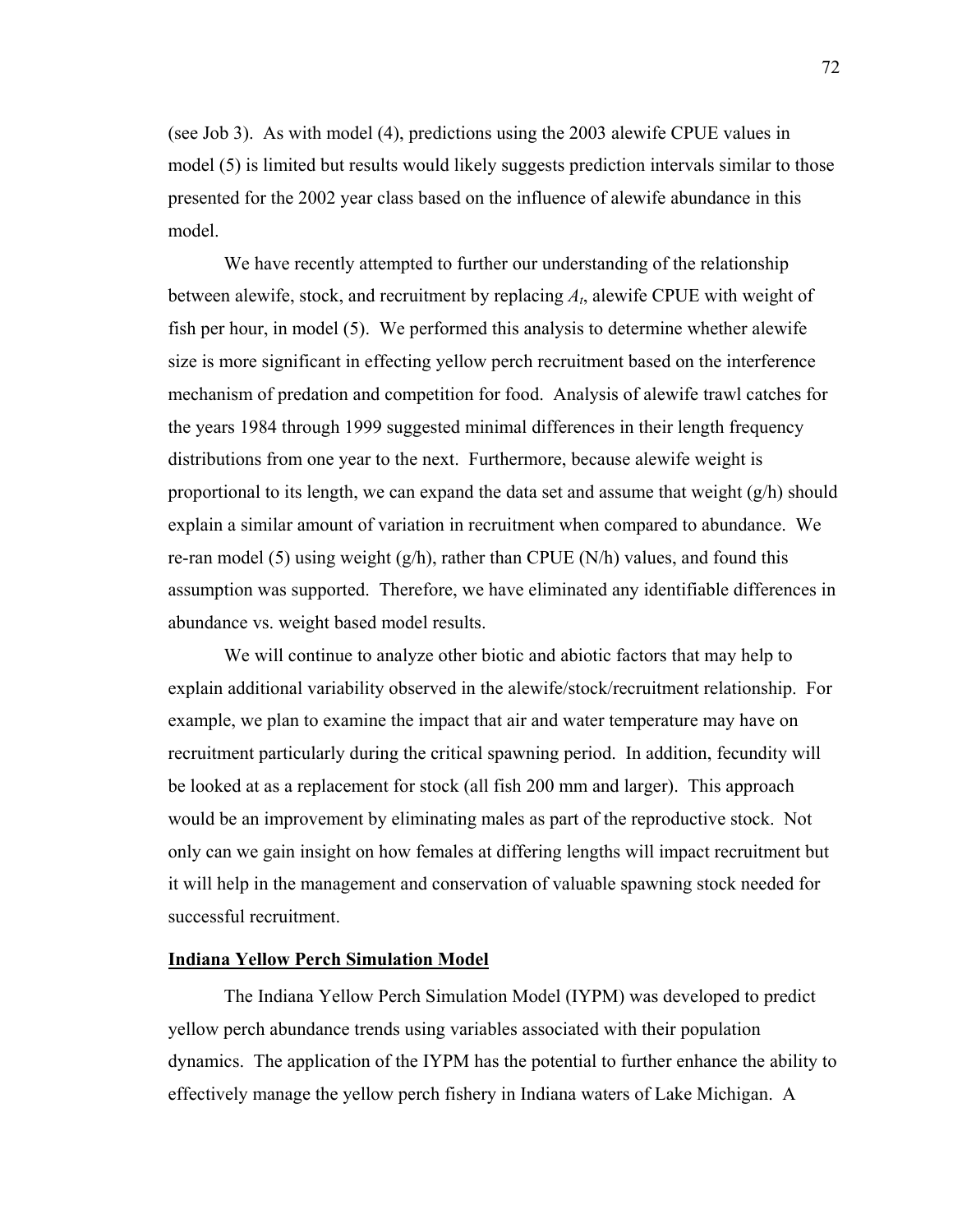(see Job 3). As with model (4), predictions using the 2003 alewife CPUE values in model (5) is limited but results would likely suggests prediction intervals similar to those presented for the 2002 year class based on the influence of alewife abundance in this model.

We have recently attempted to further our understanding of the relationship between alewife, stock, and recruitment by replacing $A_t$, alewife CPUE with weight of fish per hour, in model (5). We performed this analysis to determine whether alewife size is more significant in effecting yellow perch recruitment based on the interference mechanism of predation and competition for food. Analysis of alewife trawl catches for the years 1984 through 1999 suggested minimal differences in their length frequency distributions from one year to the next. Furthermore, because alewife weight is proportional to its length, we can expand the data set and assume that weight (g/h) should explain a similar amount of variation in recruitment when compared to abundance. We re-ran model (5) using weight (g/h), rather than CPUE (N/h) values, and found this assumption was supported. Therefore, we have eliminated any identifiable differences in abundance vs. weight based model results.

We will continue to analyze other biotic and abiotic factors that may help to explain additional variability observed in the alewife/stock/recruitment relationship. For example, we plan to examine the impact that air and water temperature may have on recruitment particularly during the critical spawning period. In addition, fecundity will be looked at as a replacement for stock (all fish 200 mm and larger). This approach would be an improvement by eliminating males as part of the reproductive stock. Not only can we gain insight on how females at differing lengths will impact recruitment but it will help in the management and conservation of valuable spawning stock needed for successful recruitment.

## Indiana Yellow Perch Simulation Model

The Indiana Yellow Perch Simulation Model (IYPM) was developed to predict yellow perch abundance trends using variables associated with their population dynamics. The application of the IYPM has the potential to further enhance the ability to effectively manage the yellow perch fishery in Indiana waters of Lake Michigan. A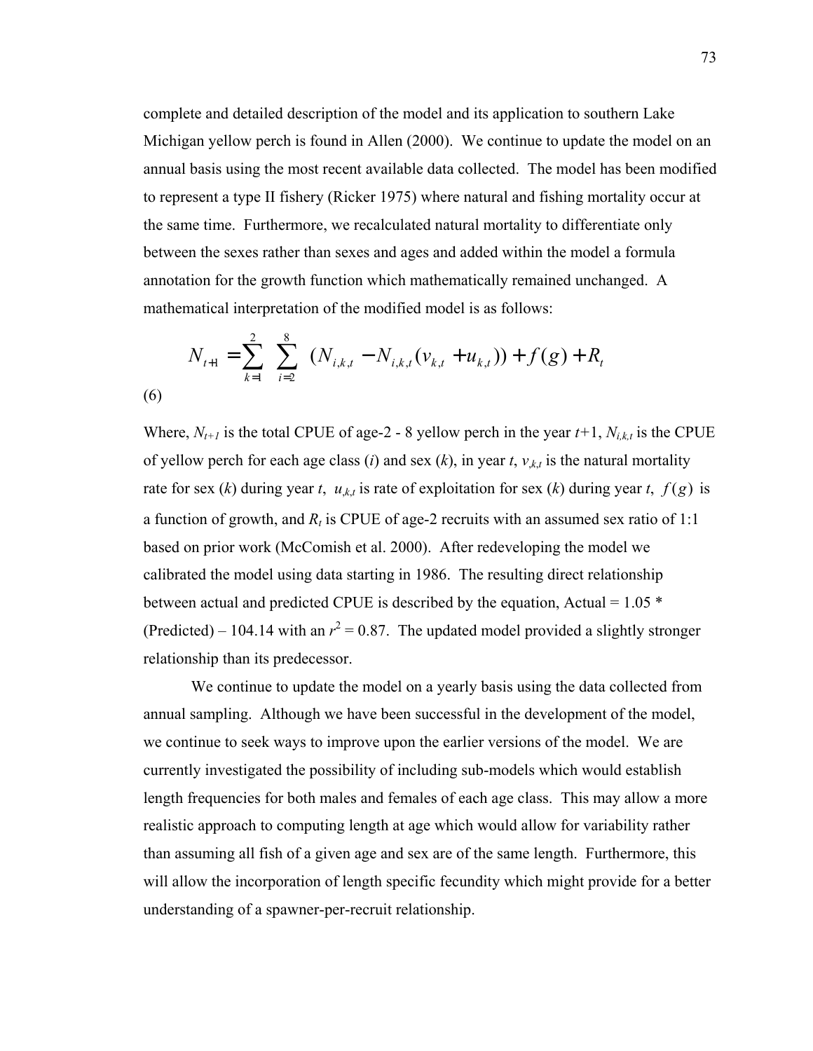complete and detailed description of the model and its application to southern Lake Michigan yellow perch is found in Allen (2000). We continue to update the model on an annual basis using the most recent available data collected. The model has been modified to represent a type II fishery (Ricker 1975) where natural and fishing mortality occur at the same time. Furthermore, we recalculated natural mortality to differentiate only between the sexes rather than sexes and ages and added within the model a formula annotation for the growth function which mathematically remained unchanged. A mathematical interpretation of the modified model is as follows:

$$N_{t+1} = \sum_{k=1}^{2} \sum_{i=2}^{8} (N_{i,k,t} - N_{i,k,t}(v_{k,t} + u_{k,t})) + f(g) + R_t \qquad (6)$$

Where, $N_{t+1}$ is the total CPUE of age-2 - 8 yellow perch in the year $t$+1, $N_{i,k,t}$ is the CPUE of yellow perch for each age class ($i$) and sex ($k$), in year $t$, $v_{,k,t}$ is the natural mortality rate for sex ($k$) during year $t$, $u_{,k,t}$ is rate of exploitation for sex ($k$) during year $t$, $f(g)$ is a function of growth, and $R_t$ is CPUE of age-2 recruits with an assumed sex ratio of 1:1 based on prior work (McComish et al. 2000). After redeveloping the model we calibrated the model using data starting in 1986. The resulting direct relationship between actual and predicted CPUE is described by the equation, Actual = 1.05 * (Predicted) – 104.14 with an $r^2 = 0.87$. The updated model provided a slightly stronger relationship than its predecessor.

We continue to update the model on a yearly basis using the data collected from annual sampling. Although we have been successful in the development of the model, we continue to seek ways to improve upon the earlier versions of the model. We are currently investigated the possibility of including sub-models which would establish length frequencies for both males and females of each age class. This may allow a more realistic approach to computing length at age which would allow for variability rather than assuming all fish of a given age and sex are of the same length. Furthermore, this will allow the incorporation of length specific fecundity which might provide for a better understanding of a spawner-per-recruit relationship.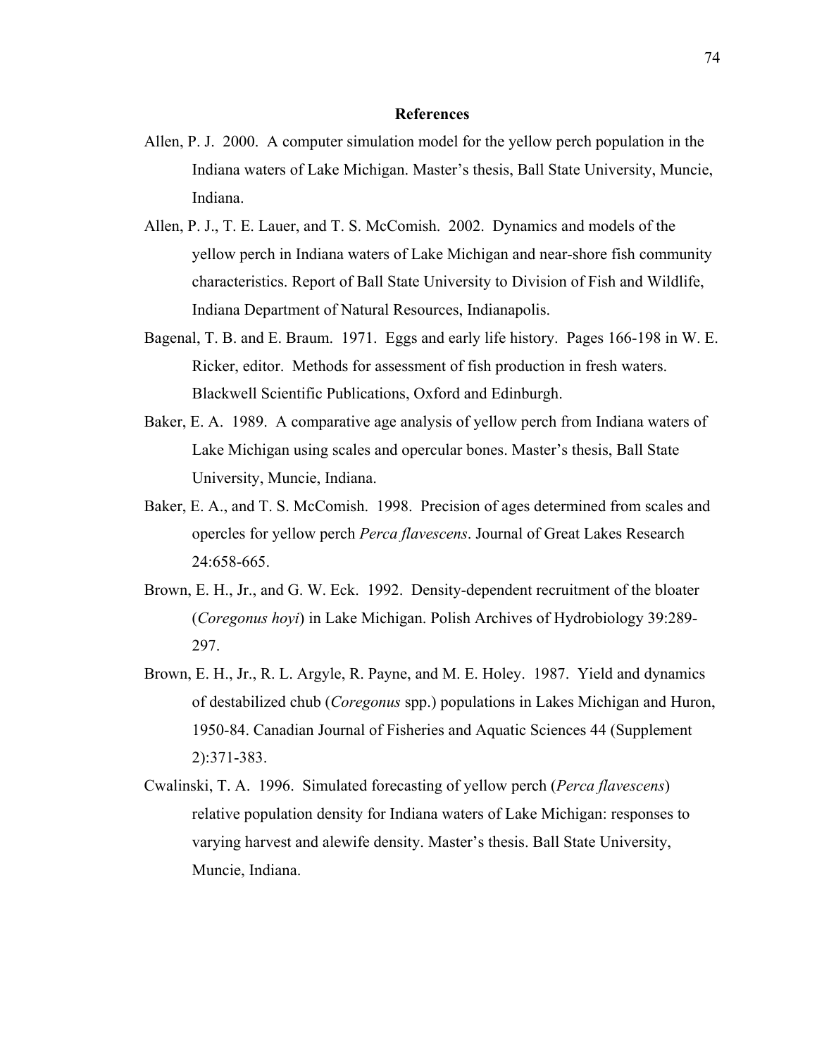## References

Allen, P. J. 2000. A computer simulation model for the yellow perch population in the Indiana waters of Lake Michigan. Master's thesis, Ball State University, Muncie, Indiana.

Allen, P. J., T. E. Lauer, and T. S. McComish. 2002. Dynamics and models of the yellow perch in Indiana waters of Lake Michigan and near-shore fish community characteristics. Report of Ball State University to Division of Fish and Wildlife, Indiana Department of Natural Resources, Indianapolis.

Bagenal, T. B. and E. Braum. 1971. Eggs and early life history. Pages 166-198 in W. E. Ricker, editor. Methods for assessment of fish production in fresh waters. Blackwell Scientific Publications, Oxford and Edinburgh.

Baker, E. A. 1989. A comparative age analysis of yellow perch from Indiana waters of Lake Michigan using scales and opercular bones. Master's thesis, Ball State University, Muncie, Indiana.

Baker, E. A., and T. S. McComish. 1998. Precision of ages determined from scales and opercles for yellow perch *Perca flavescens*. Journal of Great Lakes Research 24:658-665.

Brown, E. H., Jr., and G. W. Eck. 1992. Density-dependent recruitment of the bloater (*Coregonus hoyi*) in Lake Michigan. Polish Archives of Hydrobiology 39:289-297.

Brown, E. H., Jr., R. L. Argyle, R. Payne, and M. E. Holey. 1987. Yield and dynamics of destabilized chub (*Coregonus* spp.) populations in Lakes Michigan and Huron, 1950-84. Canadian Journal of Fisheries and Aquatic Sciences 44 (Supplement 2):371-383.

Cwalinski, T. A. 1996. Simulated forecasting of yellow perch (*Perca flavescens*) relative population density for Indiana waters of Lake Michigan: responses to varying harvest and alewife density. Master's thesis. Ball State University, Muncie, Indiana.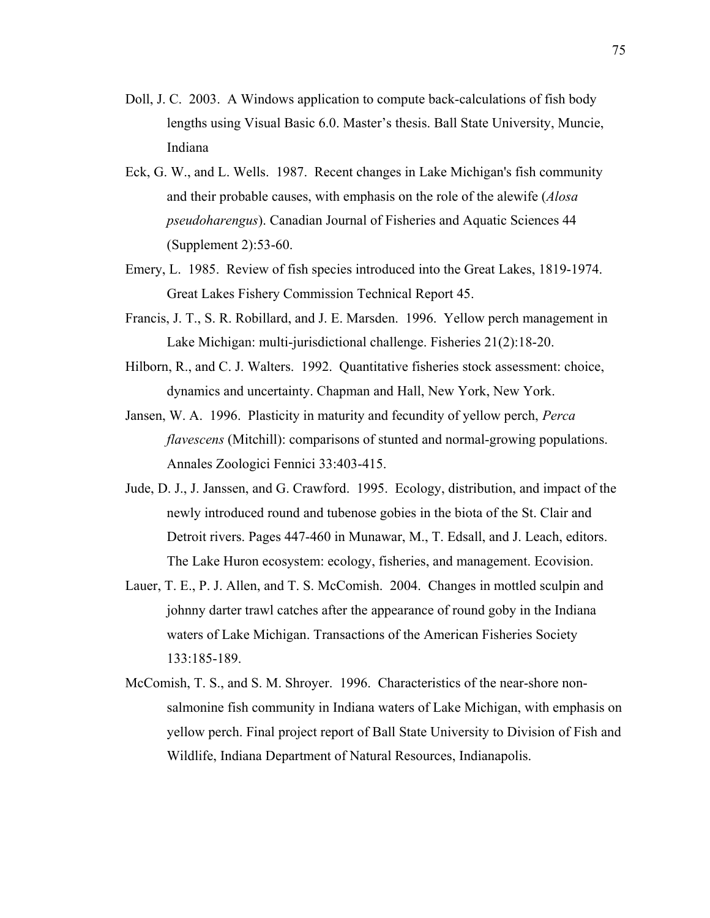Doll, J. C. 2003. A Windows application to compute back-calculations of fish body lengths using Visual Basic 6.0. Master's thesis. Ball State University, Muncie, Indiana

Eck, G. W., and L. Wells. 1987. Recent changes in Lake Michigan's fish community and their probable causes, with emphasis on the role of the alewife (*Alosa pseudoharengus*). Canadian Journal of Fisheries and Aquatic Sciences 44 (Supplement 2):53-60.

Emery, L. 1985. Review of fish species introduced into the Great Lakes, 1819-1974. Great Lakes Fishery Commission Technical Report 45.

Francis, J. T., S. R. Robillard, and J. E. Marsden. 1996. Yellow perch management in Lake Michigan: multi-jurisdictional challenge. Fisheries 21(2):18-20.

Hilborn, R., and C. J. Walters. 1992. Quantitative fisheries stock assessment: choice, dynamics and uncertainty. Chapman and Hall, New York, New York.

Jansen, W. A. 1996. Plasticity in maturity and fecundity of yellow perch, *Perca flavescens* (Mitchill): comparisons of stunted and normal-growing populations. Annales Zoologici Fennici 33:403-415.

Jude, D. J., J. Janssen, and G. Crawford. 1995. Ecology, distribution, and impact of the newly introduced round and tubenose gobies in the biota of the St. Clair and Detroit rivers. Pages 447-460 in Munawar, M., T. Edsall, and J. Leach, editors. The Lake Huron ecosystem: ecology, fisheries, and management. Ecovision.

Lauer, T. E., P. J. Allen, and T. S. McComish. 2004. Changes in mottled sculpin and johnny darter trawl catches after the appearance of round goby in the Indiana waters of Lake Michigan. Transactions of the American Fisheries Society 133:185-189.

McComish, T. S., and S. M. Shroyer. 1996. Characteristics of the near-shore non-salmonine fish community in Indiana waters of Lake Michigan, with emphasis on yellow perch. Final project report of Ball State University to Division of Fish and Wildlife, Indiana Department of Natural Resources, Indianapolis.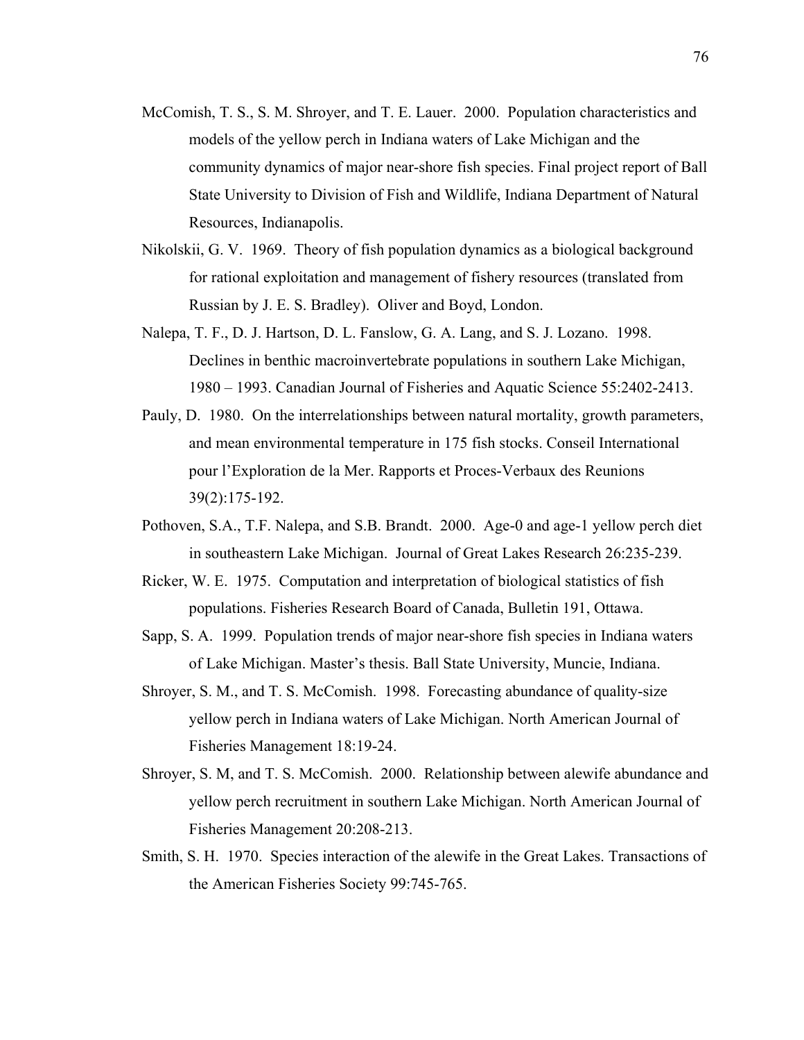McComish, T. S., S. M. Shroyer, and T. E. Lauer. 2000. Population characteristics and models of the yellow perch in Indiana waters of Lake Michigan and the community dynamics of major near-shore fish species. Final project report of Ball State University to Division of Fish and Wildlife, Indiana Department of Natural Resources, Indianapolis.

Nikolskii, G. V. 1969. Theory of fish population dynamics as a biological background for rational exploitation and management of fishery resources (translated from Russian by J. E. S. Bradley). Oliver and Boyd, London.

Nalepa, T. F., D. J. Hartson, D. L. Fanslow, G. A. Lang, and S. J. Lozano. 1998. Declines in benthic macroinvertebrate populations in southern Lake Michigan, 1980 – 1993. Canadian Journal of Fisheries and Aquatic Science 55:2402-2413.

Pauly, D. 1980. On the interrelationships between natural mortality, growth parameters, and mean environmental temperature in 175 fish stocks. Conseil International pour l'Exploration de la Mer. Rapports et Proces-Verbaux des Reunions 39(2):175-192.

Pothoven, S.A., T.F. Nalepa, and S.B. Brandt. 2000. Age-0 and age-1 yellow perch diet in southeastern Lake Michigan. Journal of Great Lakes Research 26:235-239.

Ricker, W. E. 1975. Computation and interpretation of biological statistics of fish populations. Fisheries Research Board of Canada, Bulletin 191, Ottawa.

Sapp, S. A. 1999. Population trends of major near-shore fish species in Indiana waters of Lake Michigan. Master's thesis. Ball State University, Muncie, Indiana.

Shroyer, S. M., and T. S. McComish. 1998. Forecasting abundance of quality-size yellow perch in Indiana waters of Lake Michigan. North American Journal of Fisheries Management 18:19-24.

Shroyer, S. M, and T. S. McComish. 2000. Relationship between alewife abundance and yellow perch recruitment in southern Lake Michigan. North American Journal of Fisheries Management 20:208-213.

Smith, S. H. 1970. Species interaction of the alewife in the Great Lakes. Transactions of the American Fisheries Society 99:745-765.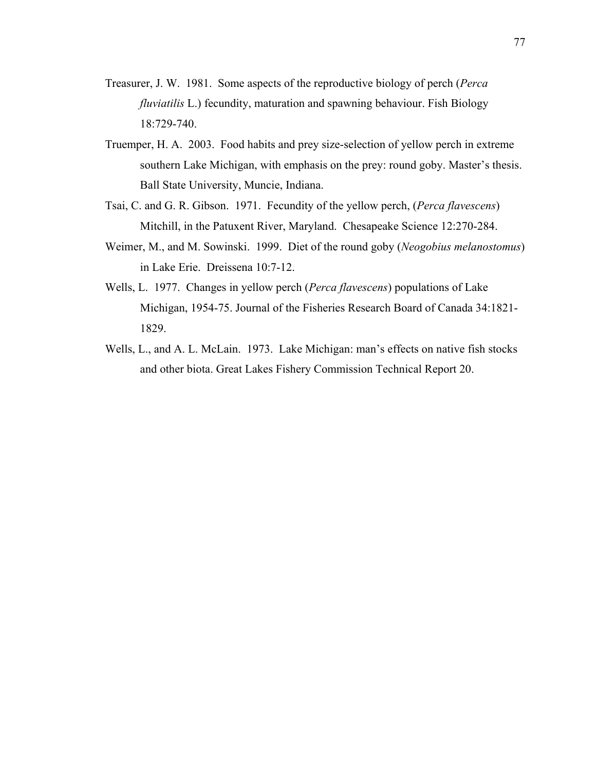Treasurer, J. W. 1981. Some aspects of the reproductive biology of perch (*Perca fluviatilis* L.) fecundity, maturation and spawning behaviour. Fish Biology 18:729-740.

Truemper, H. A. 2003. Food habits and prey size-selection of yellow perch in extreme southern Lake Michigan, with emphasis on the prey: round goby. Master's thesis. Ball State University, Muncie, Indiana.

Tsai, C. and G. R. Gibson. 1971. Fecundity of the yellow perch, (*Perca flavescens*) Mitchill, in the Patuxent River, Maryland. Chesapeake Science 12:270-284.

Weimer, M., and M. Sowinski. 1999. Diet of the round goby (*Neogobius melanostomus*) in Lake Erie. Dreissena 10:7-12.

Wells, L. 1977. Changes in yellow perch (*Perca flavescens*) populations of Lake Michigan, 1954-75. Journal of the Fisheries Research Board of Canada 34:1821-1829.

Wells, L., and A. L. McLain. 1973. Lake Michigan: man's effects on native fish stocks and other biota. Great Lakes Fishery Commission Technical Report 20.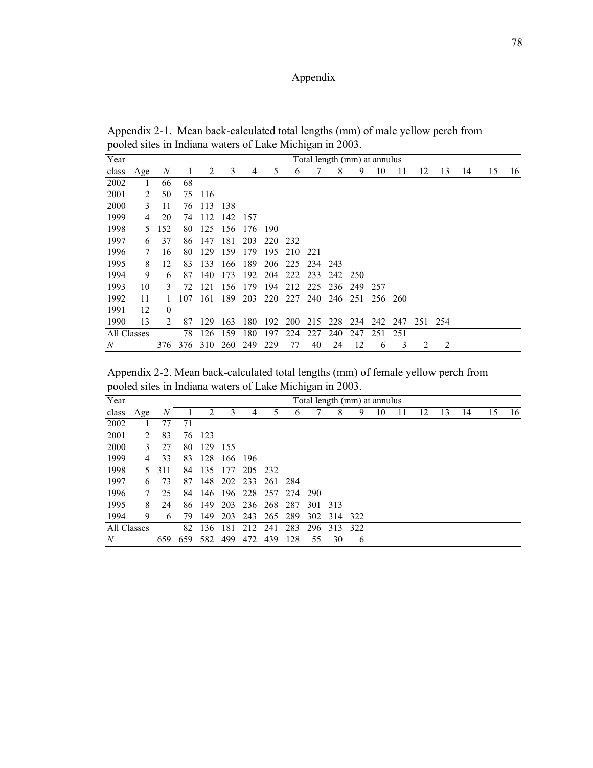# Appendix

Appendix 2-1. Mean back-calculated total lengths (mm) of male yellow perch from pooled sites in Indiana waters of Lake Michigan in 2003.

| Year | | | Total length (mm) at annulus | | | | | | | | | | | | | | | |
|---|---|---|---|---|---|---|---|---|---|---|---|---|---|---|---|---|---|---|
| class | Age | *N* | 1 | 2 | 3 | 4 | 5 | 6 | 7 | 8 | 9 | 10 | 11 | 12 | 13 | 14 | 15 | 16 |
| 2002 | 1 | 66 | 68 | | | | | | | | | | | | | | | |
| 2001 | 2 | 50 | 75 | 116 | | | | | | | | | | | | | | |
| 2000 | 3 | 11 | 76 | 113 | 138 | | | | | | | | | | | | | |
| 1999 | 4 | 20 | 74 | 112 | 142 | 157 | | | | | | | | | | | | |
| 1998 | 5 | 152 | 80 | 125 | 156 | 176 | 190 | | | | | | | | | | | |
| 1997 | 6 | 37 | 86 | 147 | 181 | 203 | 220 | 232 | | | | | | | | | | |
| 1996 | 7 | 16 | 80 | 129 | 159 | 179 | 195 | 210 | 221 | | | | | | | | | |
| 1995 | 8 | 12 | 83 | 133 | 166 | 189 | 206 | 225 | 234 | 243 | | | | | | | | |
| 1994 | 9 | 6 | 87 | 140 | 173 | 192 | 204 | 222 | 233 | 242 | 250 | | | | | | | |
| 1993 | 10 | 3 | 72 | 121 | 156 | 179 | 194 | 212 | 225 | 236 | 249 | 257 | | | | | | |
| 1992 | 11 | 1 | 107 | 161 | 189 | 203 | 220 | 227 | 240 | 246 | 251 | 256 | 260 | | | | | |
| 1991 | 12 | 0 | | | | | | | | | | | | | | | | |
| 1990 | 13 | 2 | 87 | 129 | 163 | 180 | 192 | 200 | 215 | 228 | 234 | 242 | 247 | 251 | 254 | | | |
| All Classes | | | 78 | 126 | 159 | 180 | 197 | 224 | 227 | 240 | 247 | 251 | 251 | | | | | |
| *N* | | 376 | 376 | 310 | 260 | 249 | 229 | 77 | 40 | 24 | 12 | 6 | 3 | 2 | 2 | | | |

Appendix 2-2. Mean back-calculated total lengths (mm) of female yellow perch from pooled sites in Indiana waters of Lake Michigan in 2003.

| Year | | | Total length (mm) at annulus | | | | | | | | | | | | | | | |
|---|---|---|---|---|---|---|---|---|---|---|---|---|---|---|---|---|---|---|
| class | Age | *N* | 1 | 2 | 3 | 4 | 5 | 6 | 7 | 8 | 9 | 10 | 11 | 12 | 13 | 14 | 15 | 16 |
| 2002 | 1 | 77 | 71 | | | | | | | | | | | | | | | |
| 2001 | 2 | 83 | 76 | 123 | | | | | | | | | | | | | | |
| 2000 | 3 | 27 | 80 | 129 | 155 | | | | | | | | | | | | | |
| 1999 | 4 | 33 | 83 | 128 | 166 | 196 | | | | | | | | | | | | |
| 1998 | 5 | 311 | 84 | 135 | 177 | 205 | 232 | | | | | | | | | | | |
| 1997 | 6 | 73 | 87 | 148 | 202 | 233 | 261 | 284 | | | | | | | | | | |
| 1996 | 7 | 25 | 84 | 146 | 196 | 228 | 257 | 274 | 290 | | | | | | | | | |
| 1995 | 8 | 24 | 86 | 149 | 203 | 236 | 268 | 287 | 301 | 313 | | | | | | | | |
| 1994 | 9 | 6 | 79 | 149 | 203 | 243 | 265 | 289 | 302 | 314 | 322 | | | | | | | |
| All Classes | | | 82 | 136 | 181 | 212 | 241 | 283 | 296 | 313 | 322 | | | | | | | |
| *N* | | 659 | 659 | 582 | 499 | 472 | 439 | 128 | 55 | 30 | 6 | | | | | | | |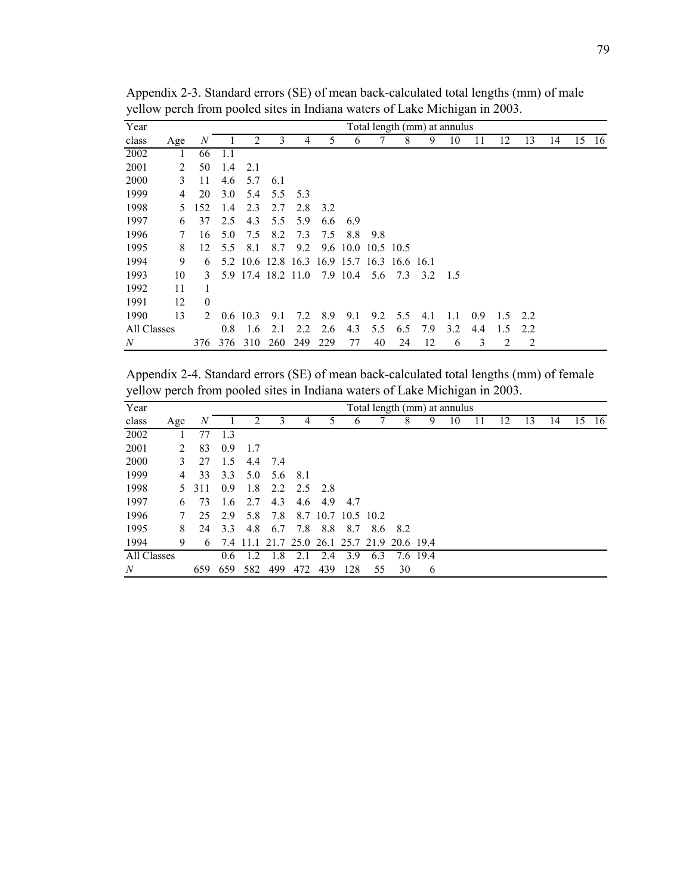Appendix 2-3. Standard errors (SE) of mean back-calculated total lengths (mm) of male yellow perch from pooled sites in Indiana waters of Lake Michigan in 2003.

| Year | | | Total length (mm) at annulus | | | | | | | | | | | | | | | |
|---|---|---|---|---|---|---|---|---|---|---|---|---|---|---|---|---|---|---|
| class | Age | *N* | 1 | 2 | 3 | 4 | 5 | 6 | 7 | 8 | 9 | 10 | 11 | 12 | 13 | 14 | 15 | 16 |
| 2002 | 1 | 66 | 1.1 | | | | | | | | | | | | | | | |
| 2001 | 2 | 50 | 1.4 | 2.1 | | | | | | | | | | | | | | |
| 2000 | 3 | 11 | 4.6 | 5.7 | 6.1 | | | | | | | | | | | | | |
| 1999 | 4 | 20 | 3.0 | 5.4 | 5.5 | 5.3 | | | | | | | | | | | | |
| 1998 | 5 | 152 | 1.4 | 2.3 | 2.7 | 2.8 | 3.2 | | | | | | | | | | | |
| 1997 | 6 | 37 | 2.5 | 4.3 | 5.5 | 5.9 | 6.6 | 6.9 | | | | | | | | | | |
| 1996 | 7 | 16 | 5.0 | 7.5 | 8.2 | 7.3 | 7.5 | 8.8 | 9.8 | | | | | | | | | |
| 1995 | 8 | 12 | 5.5 | 8.1 | 8.7 | 9.2 | 9.6 | 10.0 | 10.5 | 10.5 | | | | | | | | |
| 1994 | 9 | 6 | 5.2 | 10.6 | 12.8 | 16.3 | 16.9 | 15.7 | 16.3 | 16.6 | 16.1 | | | | | | | |
| 1993 | 10 | 3 | 5.9 | 17.4 | 18.2 | 11.0 | 7.9 | 10.4 | 5.6 | 7.3 | 3.2 | 1.5 | | | | | | |
| 1992 | 11 | 1 | | | | | | | | | | | | | | | | |
| 1991 | 12 | 0 | | | | | | | | | | | | | | | | |
| 1990 | 13 | 2 | 0.6 | 10.3 | 9.1 | 7.2 | 8.9 | 9.1 | 9.2 | 5.5 | 4.1 | 1.1 | 0.9 | 1.5 | 2.2 | | | |
| All Classes | | | 0.8 | 1.6 | 2.1 | 2.2 | 2.6 | 4.3 | 5.5 | 6.5 | 7.9 | 3.2 | 4.4 | 1.5 | 2.2 | | | |
| *N* | | 376 | 376 | 310 | 260 | 249 | 229 | 77 | 40 | 24 | 12 | 6 | 3 | 2 | 2 | | | |

Appendix 2-4. Standard errors (SE) of mean back-calculated total lengths (mm) of female yellow perch from pooled sites in Indiana waters of Lake Michigan in 2003.

| Year | | | Total length (mm) at annulus | | | | | | | | | | | | | | | |
|---|---|---|---|---|---|---|---|---|---|---|---|---|---|---|---|---|---|---|
| class | Age | *N* | 1 | 2 | 3 | 4 | 5 | 6 | 7 | 8 | 9 | 10 | 11 | 12 | 13 | 14 | 15 | 16 |
| 2002 | 1 | 77 | 1.3 | | | | | | | | | | | | | | | |
| 2001 | 2 | 83 | 0.9 | 1.7 | | | | | | | | | | | | | | |
| 2000 | 3 | 27 | 1.5 | 4.4 | 7.4 | | | | | | | | | | | | | |
| 1999 | 4 | 33 | 3.3 | 5.0 | 5.6 | 8.1 | | | | | | | | | | | | |
| 1998 | 5 | 311 | 0.9 | 1.8 | 2.2 | 2.5 | 2.8 | | | | | | | | | | | |
| 1997 | 6 | 73 | 1.6 | 2.7 | 4.3 | 4.6 | 4.9 | 4.7 | | | | | | | | | | |
| 1996 | 7 | 25 | 2.9 | 5.8 | 7.8 | 8.7 | 10.7 | 10.5 | 10.2 | | | | | | | | | |
| 1995 | 8 | 24 | 3.3 | 4.8 | 6.7 | 7.8 | 8.8 | 8.7 | 8.6 | 8.2 | | | | | | | | |
| 1994 | 9 | 6 | 7.4 | 11.1 | 21.7 | 25.0 | 26.1 | 25.7 | 21.9 | 20.6 | 19.4 | | | | | | | |
| All Classes | | | 0.6 | 1.2 | 1.8 | 2.1 | 2.4 | 3.9 | 6.3 | 7.6 | 19.4 | | | | | | | |
| *N* | | 659 | 659 | 582 | 499 | 472 | 439 | 128 | 55 | 30 | 6 | | | | | | | |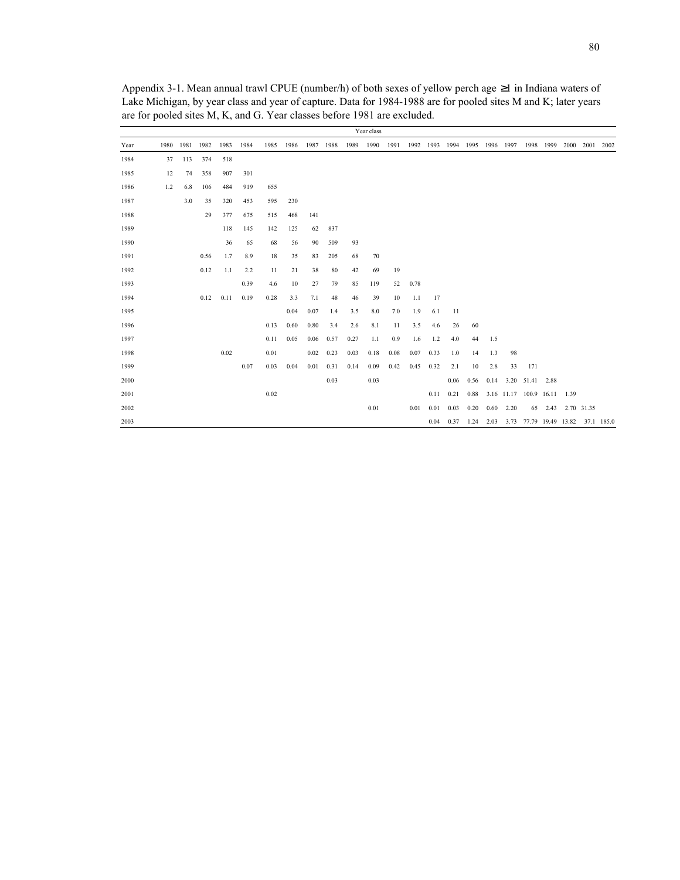Appendix 3-1. Mean annual trawl CPUE (number/h) of both sexes of yellow perch age ≥1 in Indiana waters of Lake Michigan, by year class and year of capture. Data for 1984-1988 are for pooled sites M and K; later years are for pooled sites M, K, and G. Year classes before 1981 are excluded.

| | Year class | | | | | | | | | | | | | | | | | | | | | | |
|---|---|---|---|---|---|---|---|---|---|---|---|---|---|---|---|---|---|---|---|---|---|---|---|
| Year | 1980 | 1981 | 1982 | 1983 | 1984 | 1985 | 1986 | 1987 | 1988 | 1989 | 1990 | 1991 | 1992 | 1993 | 1994 | 1995 | 1996 | 1997 | 1998 | 1999 | 2000 | 2001 | 2002 |
| 1984 | 37 | 113 | 374 | 518 | | | | | | | | | | | | | | | | | | | |
| 1985 | 12 | 74 | 358 | 907 | 301 | | | | | | | | | | | | | | | | | | |
| 1986 | 1.2 | 6.8 | 106 | 484 | 919 | 655 | | | | | | | | | | | | | | | | | |
| 1987 | | 3.0 | 35 | 320 | 453 | 595 | 230 | | | | | | | | | | | | | | | | |
| 1988 | | | 29 | 377 | 675 | 515 | 468 | 141 | | | | | | | | | | | | | | | |
| 1989 | | | | 118 | 145 | 142 | 125 | 62 | 837 | | | | | | | | | | | | | | |
| 1990 | | | | 36 | 65 | 68 | 56 | 90 | 509 | 93 | | | | | | | | | | | | | |
| 1991 | | | 0.56 | 1.7 | 8.9 | 18 | 35 | 83 | 205 | 68 | 70 | | | | | | | | | | | | |
| 1992 | | | 0.12 | 1.1 | 2.2 | 11 | 21 | 38 | 80 | 42 | 69 | 19 | | | | | | | | | | | |
| 1993 | | | | | 0.39 | 4.6 | 10 | 27 | 79 | 85 | 119 | 52 | 0.78 | | | | | | | | | | |
| 1994 | | | 0.12 | 0.11 | 0.19 | 0.28 | 3.3 | 7.1 | 48 | 46 | 39 | 10 | 1.1 | 17 | | | | | | | | | |
| 1995 | | | | | | | 0.04 | 0.07 | 1.4 | 3.5 | 8.0 | 7.0 | 1.9 | 6.1 | 11 | | | | | | | | |
| 1996 | | | | | | 0.13 | 0.60 | 0.80 | 3.4 | 2.6 | 8.1 | 11 | 3.5 | 4.6 | 26 | 60 | | | | | | | |
| 1997 | | | | | | 0.11 | 0.05 | 0.06 | 0.57 | 0.27 | 1.1 | 0.9 | 1.6 | 1.2 | 4.0 | 44 | 1.5 | | | | | | |
| 1998 | | | | 0.02 | | 0.01 | | 0.02 | 0.23 | 0.03 | 0.18 | 0.08 | 0.07 | 0.33 | 1.0 | 14 | 1.3 | 98 | | | | | |
| 1999 | | | | | 0.07 | 0.03 | 0.04 | 0.01 | 0.31 | 0.14 | 0.09 | 0.42 | 0.45 | 0.32 | 2.1 | 10 | 2.8 | 33 | 171 | | | | |
| 2000 | | | | | | | | | 0.03 | | 0.03 | | | | 0.06 | 0.56 | 0.14 | 3.20 | 51.41 | 2.88 | | | |
| 2001 | | | | | | 0.02 | | | | | | | | 0.11 | 0.21 | 0.88 | 3.16 | 11.17 | 100.9 | 16.11 | 1.39 | | |
| 2002 | | | | | | | | | | | 0.01 | | 0.01 | 0.01 | 0.03 | 0.20 | 0.60 | 2.20 | 65 | 2.43 | 2.70 | 31.35 | |
| 2003 | | | | | | | | | | | | | | 0.04 | 0.37 | 1.24 | 2.03 | 3.73 | 77.79 | 19.49 | 13.82 | 37.1 | 185.0 |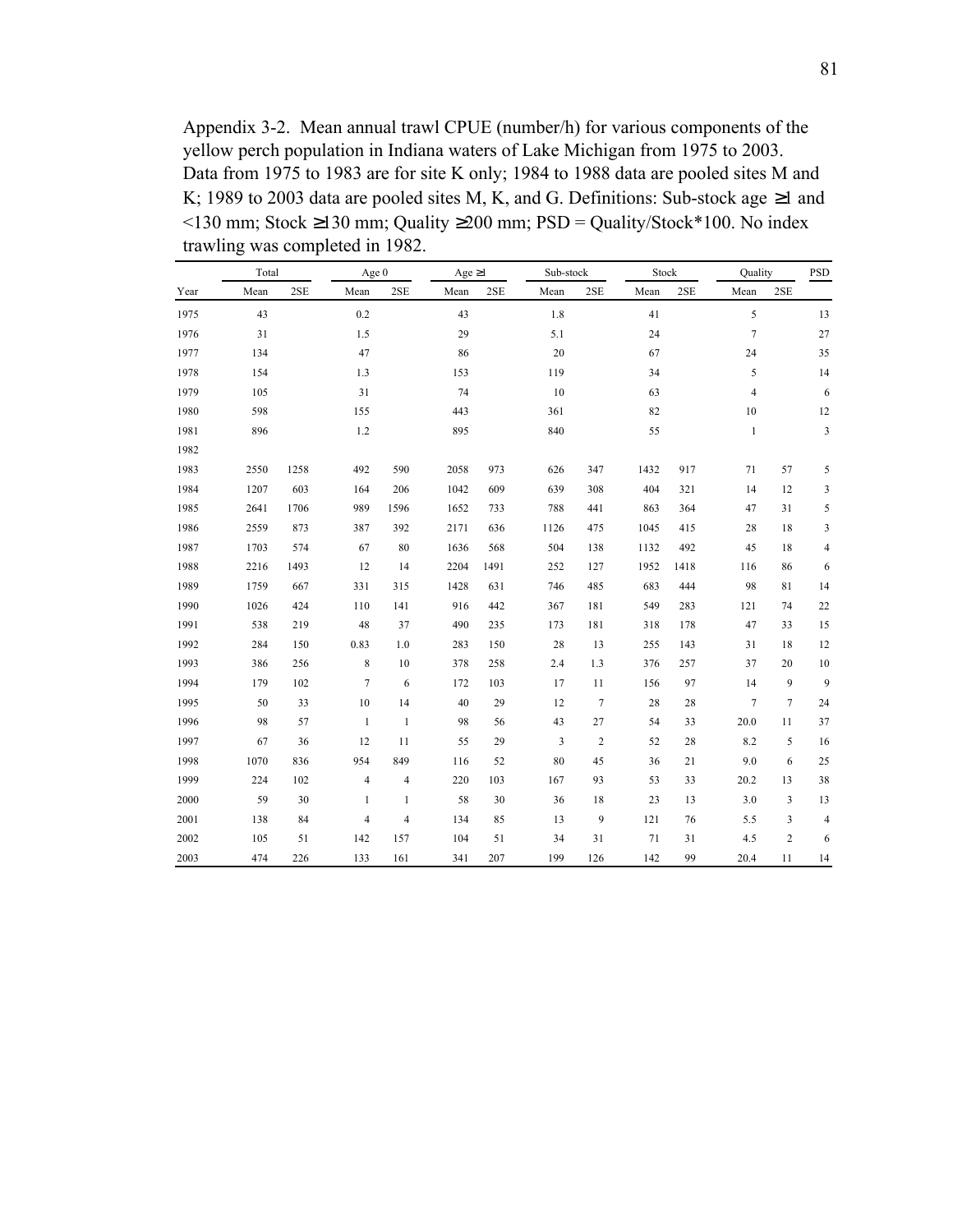Appendix 3-2. Mean annual trawl CPUE (number/h) for various components of the yellow perch population in Indiana waters of Lake Michigan from 1975 to 2003. Data from 1975 to 1983 are for site K only; 1984 to 1988 data are pooled sites M and K; 1989 to 2003 data are pooled sites M, K, and G. Definitions: Sub-stock age ≥1 and <130 mm; Stock ≥130 mm; Quality ≥200 mm; PSD = Quality/Stock*100. No index trawling was completed in 1982.

| | Total | | Age 0 | | Age ≥1 | | Sub-stock | | Stock | | Quality | | PSD |
|---|---|---|---|---|---|---|---|---|---|---|---|---|---|
| Year | Mean | 2SE | Mean | 2SE | Mean | 2SE | Mean | 2SE | Mean | 2SE | Mean | 2SE | |
| 1975 | 43 | | 0.2 | | 43 | | 1.8 | | 41 | | 5 | | 13 |
| 1976 | 31 | | 1.5 | | 29 | | 5.1 | | 24 | | 7 | | 27 |
| 1977 | 134 | | 47 | | 86 | | 20 | | 67 | | 24 | | 35 |
| 1978 | 154 | | 1.3 | | 153 | | 119 | | 34 | | 5 | | 14 |
| 1979 | 105 | | 31 | | 74 | | 10 | | 63 | | 4 | | 6 |
| 1980 | 598 | | 155 | | 443 | | 361 | | 82 | | 10 | | 12 |
| 1981 | 896 | | 1.2 | | 895 | | 840 | | 55 | | 1 | | 3 |
| 1982 | | | | | | | | | | | | | |
| 1983 | 2550 | 1258 | 492 | 590 | 2058 | 973 | 626 | 347 | 1432 | 917 | 71 | 57 | 5 |
| 1984 | 1207 | 603 | 164 | 206 | 1042 | 609 | 639 | 308 | 404 | 321 | 14 | 12 | 3 |
| 1985 | 2641 | 1706 | 989 | 1596 | 1652 | 733 | 788 | 441 | 863 | 364 | 47 | 31 | 5 |
| 1986 | 2559 | 873 | 387 | 392 | 2171 | 636 | 1126 | 475 | 1045 | 415 | 28 | 18 | 3 |
| 1987 | 1703 | 574 | 67 | 80 | 1636 | 568 | 504 | 138 | 1132 | 492 | 45 | 18 | 4 |
| 1988 | 2216 | 1493 | 12 | 14 | 2204 | 1491 | 252 | 127 | 1952 | 1418 | 116 | 86 | 6 |
| 1989 | 1759 | 667 | 331 | 315 | 1428 | 631 | 746 | 485 | 683 | 444 | 98 | 81 | 14 |
| 1990 | 1026 | 424 | 110 | 141 | 916 | 442 | 367 | 181 | 549 | 283 | 121 | 74 | 22 |
| 1991 | 538 | 219 | 48 | 37 | 490 | 235 | 173 | 181 | 318 | 178 | 47 | 33 | 15 |
| 1992 | 284 | 150 | 0.83 | 1.0 | 283 | 150 | 28 | 13 | 255 | 143 | 31 | 18 | 12 |
| 1993 | 386 | 256 | 8 | 10 | 378 | 258 | 2.4 | 1.3 | 376 | 257 | 37 | 20 | 10 |
| 1994 | 179 | 102 | 7 | 6 | 172 | 103 | 17 | 11 | 156 | 97 | 14 | 9 | 9 |
| 1995 | 50 | 33 | 10 | 14 | 40 | 29 | 12 | 7 | 28 | 28 | 7 | 7 | 24 |
| 1996 | 98 | 57 | 1 | 1 | 98 | 56 | 43 | 27 | 54 | 33 | 20.0 | 11 | 37 |
| 1997 | 67 | 36 | 12 | 11 | 55 | 29 | 3 | 2 | 52 | 28 | 8.2 | 5 | 16 |
| 1998 | 1070 | 836 | 954 | 849 | 116 | 52 | 80 | 45 | 36 | 21 | 9.0 | 6 | 25 |
| 1999 | 224 | 102 | 4 | 4 | 220 | 103 | 167 | 93 | 53 | 33 | 20.2 | 13 | 38 |
| 2000 | 59 | 30 | 1 | 1 | 58 | 30 | 36 | 18 | 23 | 13 | 3.0 | 3 | 13 |
| 2001 | 138 | 84 | 4 | 4 | 134 | 85 | 13 | 9 | 121 | 76 | 5.5 | 3 | 4 |
| 2002 | 105 | 51 | 142 | 157 | 104 | 51 | 34 | 31 | 71 | 31 | 4.5 | 2 | 6 |
| 2003 | 474 | 226 | 133 | 161 | 341 | 207 | 199 | 126 | 142 | 99 | 20.4 | 11 | 14 |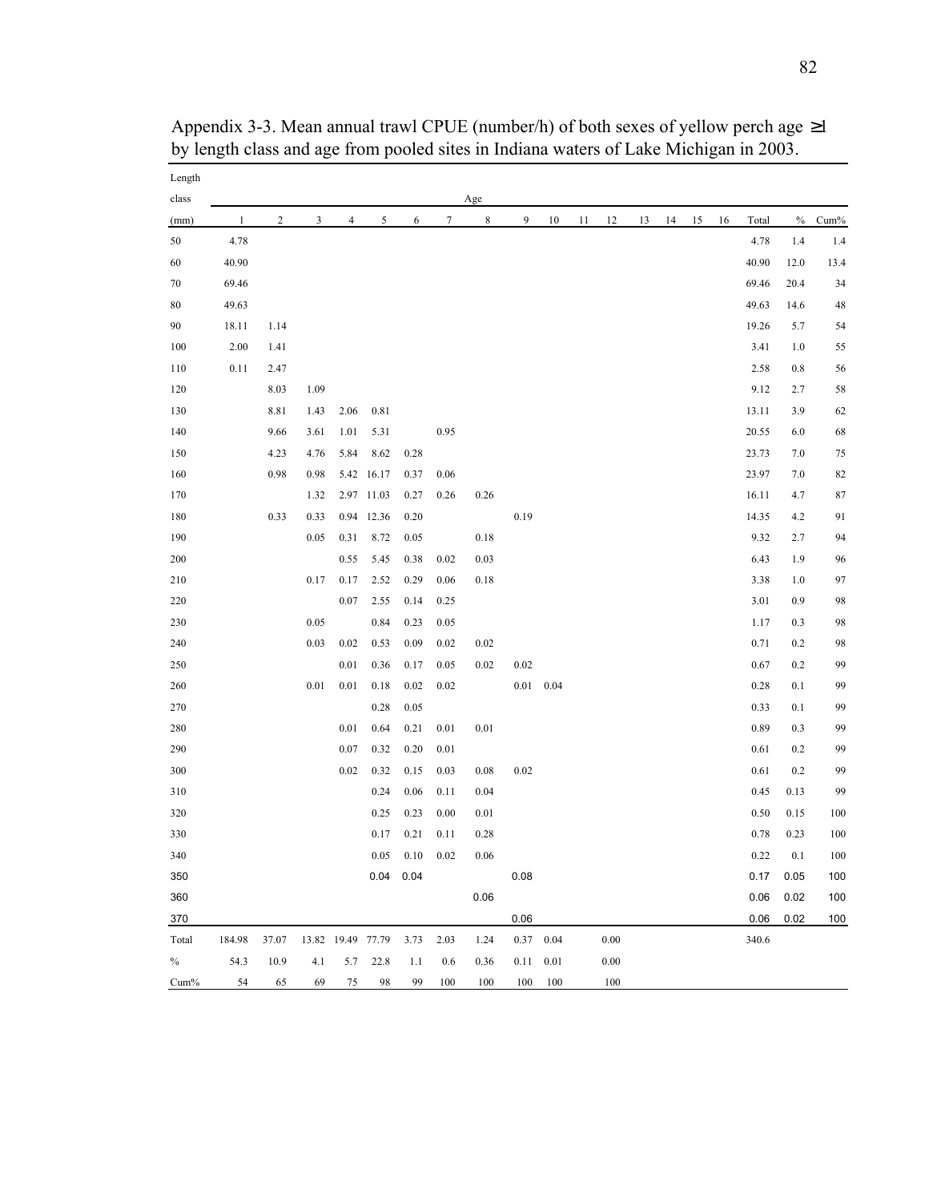Appendix 3-3. Mean annual trawl CPUE (number/h) of both sexes of yellow perch age ≥1 by length class and age from pooled sites in Indiana waters of Lake Michigan in 2003.

| Length class | Age | | | | | | | | | | | | | | | | | | |
|---|---|---|---|---|---|---|---|---|---|---|---|---|---|---|---|---|---|---|---|
| (mm) | 1 | 2 | 3 | 4 | 5 | 6 | 7 | 8 | 9 | 10 | 11 | 12 | 13 | 14 | 15 | 16 | Total | % | Cum% |
| 50 | 4.78 | | | | | | | | | | | | | | | | 4.78 | 1.4 | 1.4 |
| 60 | 40.90 | | | | | | | | | | | | | | | | 40.90 | 12.0 | 13.4 |
| 70 | 69.46 | | | | | | | | | | | | | | | | 69.46 | 20.4 | 34 |
| 80 | 49.63 | | | | | | | | | | | | | | | | 49.63 | 14.6 | 48 |
| 90 | 18.11 | 1.14 | | | | | | | | | | | | | | | 19.26 | 5.7 | 54 |
| 100 | 2.00 | 1.41 | | | | | | | | | | | | | | | 3.41 | 1.0 | 55 |
| 110 | 0.11 | 2.47 | | | | | | | | | | | | | | | 2.58 | 0.8 | 56 |
| 120 | | 8.03 | 1.09 | | | | | | | | | | | | | | 9.12 | 2.7 | 58 |
| 130 | | 8.81 | 1.43 | 2.06 | 0.81 | | | | | | | | | | | | 13.11 | 3.9 | 62 |
| 140 | | 9.66 | 3.61 | 1.01 | 5.31 | | 0.95 | | | | | | | | | | 20.55 | 6.0 | 68 |
| 150 | | 4.23 | 4.76 | 5.84 | 8.62 | 0.28 | | | | | | | | | | | 23.73 | 7.0 | 75 |
| 160 | | 0.98 | 0.98 | 5.42 | 16.17 | 0.37 | 0.06 | | | | | | | | | | 23.97 | 7.0 | 82 |
| 170 | | | 1.32 | 2.97 | 11.03 | 0.27 | 0.26 | 0.26 | | | | | | | | | 16.11 | 4.7 | 87 |
| 180 | | 0.33 | 0.33 | 0.94 | 12.36 | 0.20 | | | 0.19 | | | | | | | | 14.35 | 4.2 | 91 |
| 190 | | | 0.05 | 0.31 | 8.72 | 0.05 | | 0.18 | | | | | | | | | 9.32 | 2.7 | 94 |
| 200 | | | | 0.55 | 5.45 | 0.38 | 0.02 | 0.03 | | | | | | | | | 6.43 | 1.9 | 96 |
| 210 | | | 0.17 | 0.17 | 2.52 | 0.29 | 0.06 | 0.18 | | | | | | | | | 3.38 | 1.0 | 97 |
| 220 | | | | 0.07 | 2.55 | 0.14 | 0.25 | | | | | | | | | | 3.01 | 0.9 | 98 |
| 230 | | | 0.05 | | 0.84 | 0.23 | 0.05 | | | | | | | | | | 1.17 | 0.3 | 98 |
| 240 | | | 0.03 | 0.02 | 0.53 | 0.09 | 0.02 | 0.02 | | | | | | | | | 0.71 | 0.2 | 98 |
| 250 | | | | 0.01 | 0.36 | 0.17 | 0.05 | 0.02 | 0.02 | | | | | | | | 0.67 | 0.2 | 99 |
| 260 | | | 0.01 | 0.01 | 0.18 | 0.02 | 0.02 | | 0.01 | 0.04 | | | | | | | 0.28 | 0.1 | 99 |
| 270 | | | | | 0.28 | 0.05 | | | | | | | | | | | 0.33 | 0.1 | 99 |
| 280 | | | | 0.01 | 0.64 | 0.21 | 0.01 | 0.01 | | | | | | | | | 0.89 | 0.3 | 99 |
| 290 | | | | 0.07 | 0.32 | 0.20 | 0.01 | | | | | | | | | | 0.61 | 0.2 | 99 |
| 300 | | | | 0.02 | 0.32 | 0.15 | 0.03 | 0.08 | 0.02 | | | | | | | | 0.61 | 0.2 | 99 |
| 310 | | | | | 0.24 | 0.06 | 0.11 | 0.04 | | | | | | | | | 0.45 | 0.13 | 99 |
| 320 | | | | | 0.25 | 0.23 | 0.00 | 0.01 | | | | | | | | | 0.50 | 0.15 | 100 |
| 330 | | | | | 0.17 | 0.21 | 0.11 | 0.28 | | | | | | | | | 0.78 | 0.23 | 100 |
| 340 | | | | | 0.05 | 0.10 | 0.02 | 0.06 | | | | | | | | | 0.22 | 0.1 | 100 |
| 350 | | | | | 0.04 | 0.04 | | | 0.08 | | | | | | | | 0.17 | 0.05 | 100 |
| 360 | | | | | | | | 0.06 | | | | | | | | | 0.06 | 0.02 | 100 |
| 370 | | | | | | | | | 0.06 | | | | | | | | 0.06 | 0.02 | 100 |
| Total | 184.98 | 37.07 | 13.82 | 19.49 | 77.79 | 3.73 | 2.03 | 1.24 | 0.37 | 0.04 | | 0.00 | | | | | 340.6 | | |
| % | 54.3 | 10.9 | 4.1 | 5.7 | 22.8 | 1.1 | 0.6 | 0.36 | 0.11 | 0.01 | | 0.00 | | | | | | | |
| Cum% | 54 | 65 | 69 | 75 | 98 | 99 | 100 | 100 | 100 | 100 | | 100 | | | | | | | |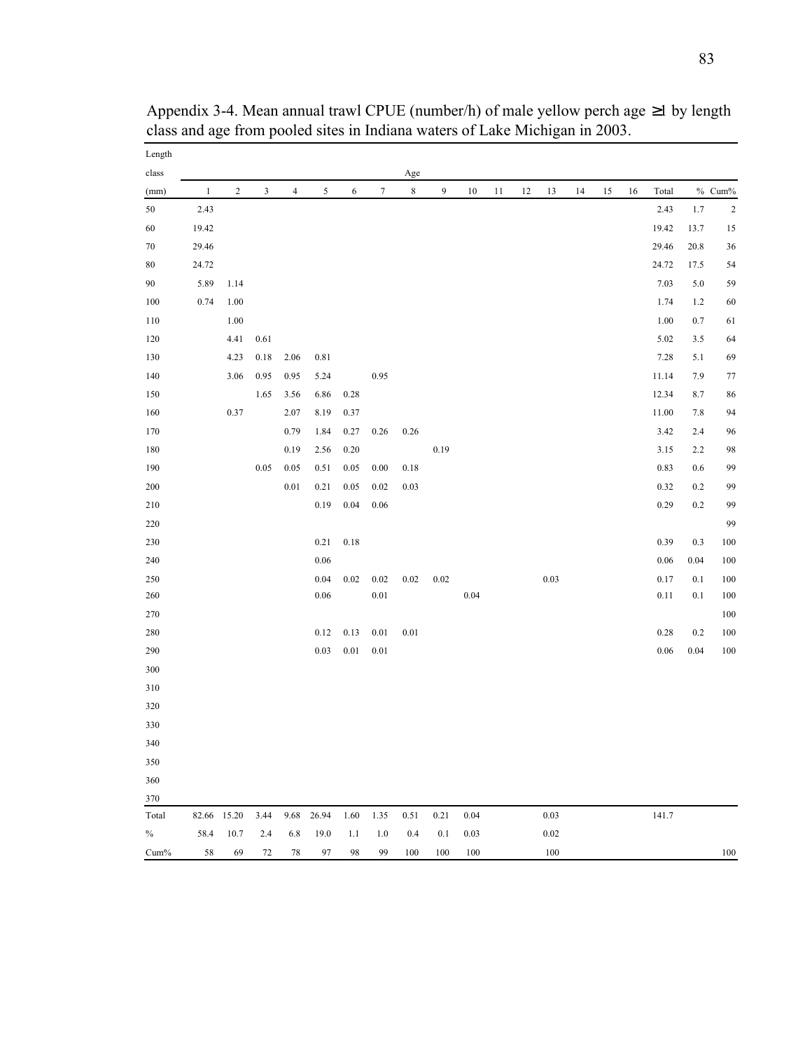Appendix 3-4. Mean annual trawl CPUE (number/h) of male yellow perch age ≥1 by length class and age from pooled sites in Indiana waters of Lake Michigan in 2003.

| Length class (mm) | Age 1 | 2 | 3 | 4 | 5 | 6 | 7 | 8 | 9 | 10 | 11 | 12 | 13 | 14 | 15 | 16 | Total | % | Cum% |
|---|---|---|---|---|---|---|---|---|---|---|---|---|---|---|---|---|---|---|---|
| 50 | 2.43 | | | | | | | | | | | | | | | | 2.43 | 1.7 | 2 |
| 60 | 19.42 | | | | | | | | | | | | | | | | 19.42 | 13.7 | 15 |
| 70 | 29.46 | | | | | | | | | | | | | | | | 29.46 | 20.8 | 36 |
| 80 | 24.72 | | | | | | | | | | | | | | | | 24.72 | 17.5 | 54 |
| 90 | 5.89 | 1.14 | | | | | | | | | | | | | | | 7.03 | 5.0 | 59 |
| 100 | 0.74 | 1.00 | | | | | | | | | | | | | | | 1.74 | 1.2 | 60 |
| 110 | | 1.00 | | | | | | | | | | | | | | | 1.00 | 0.7 | 61 |
| 120 | | 4.41 | 0.61 | | | | | | | | | | | | | | 5.02 | 3.5 | 64 |
| 130 | | 4.23 | 0.18 | 2.06 | 0.81 | | | | | | | | | | | | 7.28 | 5.1 | 69 |
| 140 | | 3.06 | 0.95 | 0.95 | 5.24 | | 0.95 | | | | | | | | | | 11.14 | 7.9 | 77 |
| 150 | | | 1.65 | 3.56 | 6.86 | 0.28 | | | | | | | | | | | 12.34 | 8.7 | 86 |
| 160 | | 0.37 | | 2.07 | 8.19 | 0.37 | | | | | | | | | | | 11.00 | 7.8 | 94 |
| 170 | | | | 0.79 | 1.84 | 0.27 | 0.26 | 0.26 | | | | | | | | | 3.42 | 2.4 | 96 |
| 180 | | | | 0.19 | 2.56 | 0.20 | | | 0.19 | | | | | | | | 3.15 | 2.2 | 98 |
| 190 | | | 0.05 | 0.05 | 0.51 | 0.05 | 0.00 | 0.18 | | | | | | | | | 0.83 | 0.6 | 99 |
| 200 | | | | 0.01 | 0.21 | 0.05 | 0.02 | 0.03 | | | | | | | | | 0.32 | 0.2 | 99 |
| 210 | | | | | 0.19 | 0.04 | 0.06 | | | | | | | | | | 0.29 | 0.2 | 99 |
| 220 | | | | | | | | | | | | | | | | | | | 99 |
| 230 | | | | | 0.21 | 0.18 | | | | | | | | | | | 0.39 | 0.3 | 100 |
| 240 | | | | | 0.06 | | | | | | | | | | | | 0.06 | 0.04 | 100 |
| 250 | | | | | 0.04 | 0.02 | 0.02 | 0.02 | 0.02 | | | | 0.03 | | | | 0.17 | 0.1 | 100 |
| 260 | | | | | 0.06 | | 0.01 | | | 0.04 | | | | | | | 0.11 | 0.1 | 100 |
| 270 | | | | | | | | | | | | | | | | | | | 100 |
| 280 | | | | | 0.12 | 0.13 | 0.01 | 0.01 | | | | | | | | | 0.28 | 0.2 | 100 |
| 290 | | | | | 0.03 | 0.01 | 0.01 | | | | | | | | | | 0.06 | 0.04 | 100 |
| 300 | | | | | | | | | | | | | | | | | | | |
| 310 | | | | | | | | | | | | | | | | | | | |
| 320 | | | | | | | | | | | | | | | | | | | |
| 330 | | | | | | | | | | | | | | | | | | | |
| 340 | | | | | | | | | | | | | | | | | | | |
| 350 | | | | | | | | | | | | | | | | | | | |
| 360 | | | | | | | | | | | | | | | | | | | |
| 370 | | | | | | | | | | | | | | | | | | | |
| Total | 82.66 | 15.20 | 3.44 | 9.68 | 26.94 | 1.60 | 1.35 | 0.51 | 0.21 | 0.04 | | | 0.03 | | | | 141.7 | | |
| % | 58.4 | 10.7 | 2.4 | 6.8 | 19.0 | 1.1 | 1.0 | 0.4 | 0.1 | 0.03 | | | 0.02 | | | | | | |
| Cum% | 58 | 69 | 72 | 78 | 97 | 98 | 99 | 100 | 100 | 100 | | | 100 | | | | | | 100 |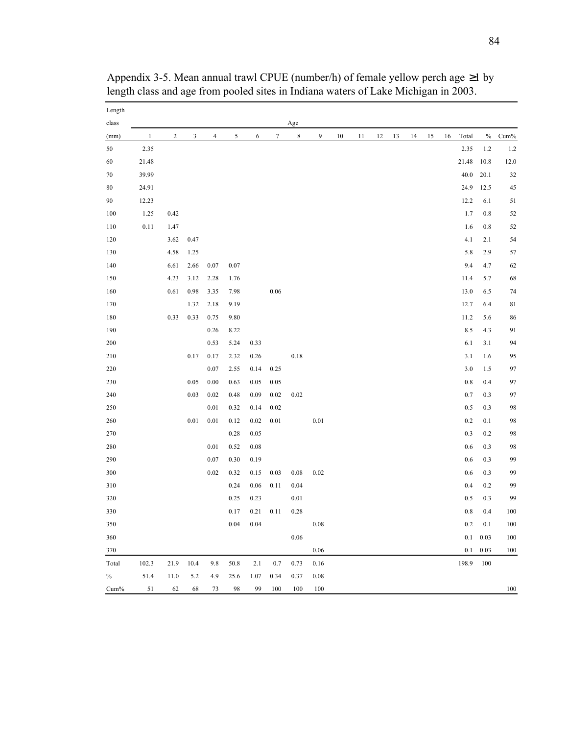Appendix 3-5. Mean annual trawl CPUE (number/h) of female yellow perch age ≥1 by length class and age from pooled sites in Indiana waters of Lake Michigan in 2003.

| Length class | Age | | | | | | | | | | | | | | | | | | |
|---|---|---|---|---|---|---|---|---|---|---|---|---|---|---|---|---|---|---|---|
| (mm) | 1 | 2 | 3 | 4 | 5 | 6 | 7 | 8 | 9 | 10 | 11 | 12 | 13 | 14 | 15 | 16 | Total | % | Cum% |
| 50 | 2.35 | | | | | | | | | | | | | | | | 2.35 | 1.2 | 1.2 |
| 60 | 21.48 | | | | | | | | | | | | | | | | 21.48 | 10.8 | 12.0 |
| 70 | 39.99 | | | | | | | | | | | | | | | | 40.0 | 20.1 | 32 |
| 80 | 24.91 | | | | | | | | | | | | | | | | 24.9 | 12.5 | 45 |
| 90 | 12.23 | | | | | | | | | | | | | | | | 12.2 | 6.1 | 51 |
| 100 | 1.25 | 0.42 | | | | | | | | | | | | | | | 1.7 | 0.8 | 52 |
| 110 | 0.11 | 1.47 | | | | | | | | | | | | | | | 1.6 | 0.8 | 52 |
| 120 | | 3.62 | 0.47 | | | | | | | | | | | | | | 4.1 | 2.1 | 54 |
| 130 | | 4.58 | 1.25 | | | | | | | | | | | | | | 5.8 | 2.9 | 57 |
| 140 | | 6.61 | 2.66 | 0.07 | 0.07 | | | | | | | | | | | | 9.4 | 4.7 | 62 |
| 150 | | 4.23 | 3.12 | 2.28 | 1.76 | | | | | | | | | | | | 11.4 | 5.7 | 68 |
| 160 | | 0.61 | 0.98 | 3.35 | 7.98 | | 0.06 | | | | | | | | | | 13.0 | 6.5 | 74 |
| 170 | | | 1.32 | 2.18 | 9.19 | | | | | | | | | | | | 12.7 | 6.4 | 81 |
| 180 | | 0.33 | 0.33 | 0.75 | 9.80 | | | | | | | | | | | | 11.2 | 5.6 | 86 |
| 190 | | | | 0.26 | 8.22 | | | | | | | | | | | | 8.5 | 4.3 | 91 |
| 200 | | | | 0.53 | 5.24 | 0.33 | | | | | | | | | | | 6.1 | 3.1 | 94 |
| 210 | | | 0.17 | 0.17 | 2.32 | 0.26 | | 0.18 | | | | | | | | | 3.1 | 1.6 | 95 |
| 220 | | | | 0.07 | 2.55 | 0.14 | 0.25 | | | | | | | | | | 3.0 | 1.5 | 97 |
| 230 | | | 0.05 | 0.00 | 0.63 | 0.05 | 0.05 | | | | | | | | | | 0.8 | 0.4 | 97 |
| 240 | | | 0.03 | 0.02 | 0.48 | 0.09 | 0.02 | 0.02 | | | | | | | | | 0.7 | 0.3 | 97 |
| 250 | | | | 0.01 | 0.32 | 0.14 | 0.02 | | | | | | | | | | 0.5 | 0.3 | 98 |
| 260 | | | 0.01 | 0.01 | 0.12 | 0.02 | 0.01 | | 0.01 | | | | | | | | 0.2 | 0.1 | 98 |
| 270 | | | | | 0.28 | 0.05 | | | | | | | | | | | 0.3 | 0.2 | 98 |
| 280 | | | | 0.01 | 0.52 | 0.08 | | | | | | | | | | | 0.6 | 0.3 | 98 |
| 290 | | | | 0.07 | 0.30 | 0.19 | | | | | | | | | | | 0.6 | 0.3 | 99 |
| 300 | | | | 0.02 | 0.32 | 0.15 | 0.03 | 0.08 | 0.02 | | | | | | | | 0.6 | 0.3 | 99 |
| 310 | | | | | 0.24 | 0.06 | 0.11 | 0.04 | | | | | | | | | 0.4 | 0.2 | 99 |
| 320 | | | | | 0.25 | 0.23 | | 0.01 | | | | | | | | | 0.5 | 0.3 | 99 |
| 330 | | | | | 0.17 | 0.21 | 0.11 | 0.28 | | | | | | | | | 0.8 | 0.4 | 100 |
| 350 | | | | | 0.04 | 0.04 | | | 0.08 | | | | | | | | 0.2 | 0.1 | 100 |
| 360 | | | | | | | | 0.06 | | | | | | | | | 0.1 | 0.03 | 100 |
| 370 | | | | | | | | | 0.06 | | | | | | | | 0.1 | 0.03 | 100 |
| Total | 102.3 | 21.9 | 10.4 | 9.8 | 50.8 | 2.1 | 0.7 | 0.73 | 0.16 | | | | | | | | 198.9 | 100 | |
| % | 51.4 | 11.0 | 5.2 | 4.9 | 25.6 | 1.07 | 0.34 | 0.37 | 0.08 | | | | | | | | | | |
| Cum% | 51 | 62 | 68 | 73 | 98 | 99 | 100 | 100 | 100 | | | | | | | | | | 100 |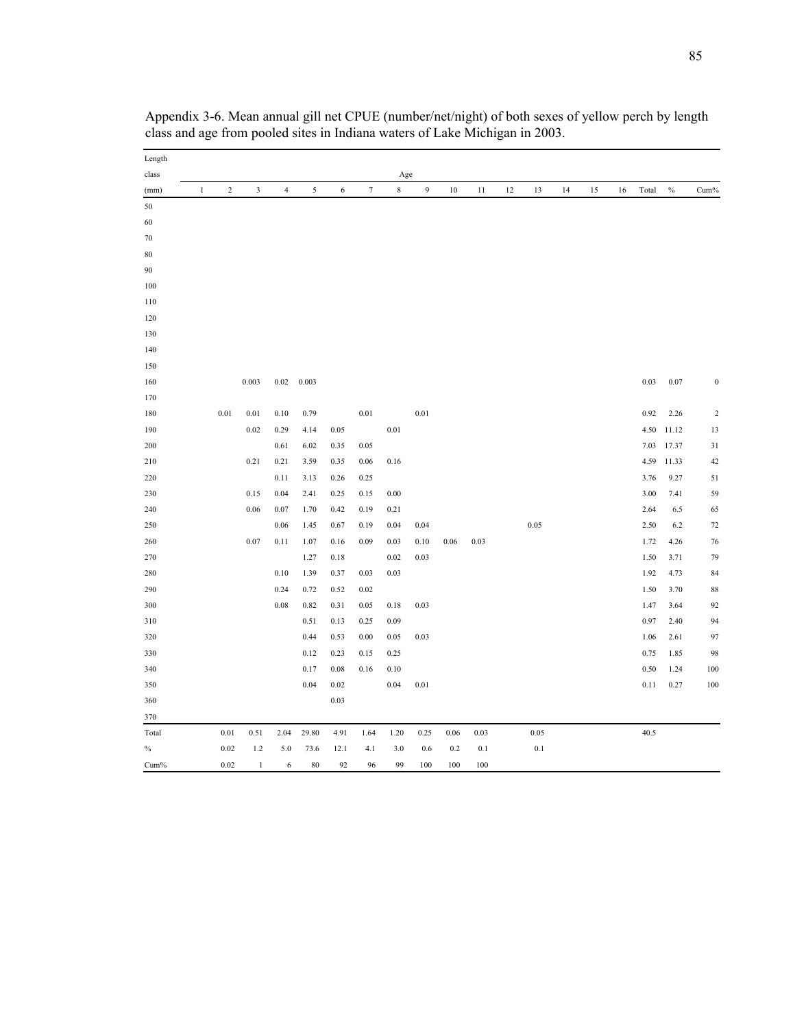Appendix 3-6. Mean annual gill net CPUE (number/net/night) of both sexes of yellow perch by length class and age from pooled sites in Indiana waters of Lake Michigan in 2003.

| Length class (mm) | Age 1 | 2 | 3 | 4 | 5 | 6 | 7 | 8 | 9 | 10 | 11 | 12 | 13 | 14 | 15 | 16 | Total | % | Cum% |
|---|---|---|---|---|---|---|---|---|---|---|---|---|---|---|---|---|---|---|---|
| 50 | | | | | | | | | | | | | | | | | | | |
| 60 | | | | | | | | | | | | | | | | | | | |
| 70 | | | | | | | | | | | | | | | | | | | |
| 80 | | | | | | | | | | | | | | | | | | | |
| 90 | | | | | | | | | | | | | | | | | | | |
| 100 | | | | | | | | | | | | | | | | | | | |
| 110 | | | | | | | | | | | | | | | | | | | |
| 120 | | | | | | | | | | | | | | | | | | | |
| 130 | | | | | | | | | | | | | | | | | | | |
| 140 | | | | | | | | | | | | | | | | | | | |
| 150 | | | | | | | | | | | | | | | | | | | |
| 160 | | | 0.003 | 0.02 | 0.003 | | | | | | | | | | | | 0.03 | 0.07 | 0 |
| 170 | | | | | | | | | | | | | | | | | | | |
| 180 | | 0.01 | 0.01 | 0.10 | 0.79 | | 0.01 | | 0.01 | | | | | | | | 0.92 | 2.26 | 2 |
| 190 | | | 0.02 | 0.29 | 4.14 | 0.05 | | 0.01 | | | | | | | | | 4.50 | 11.12 | 13 |
| 200 | | | | 0.61 | 6.02 | 0.35 | 0.05 | | | | | | | | | | 7.03 | 17.37 | 31 |
| 210 | | | 0.21 | 0.21 | 3.59 | 0.35 | 0.06 | 0.16 | | | | | | | | | 4.59 | 11.33 | 42 |
| 220 | | | | 0.11 | 3.13 | 0.26 | 0.25 | | | | | | | | | | 3.76 | 9.27 | 51 |
| 230 | | | 0.15 | 0.04 | 2.41 | 0.25 | 0.15 | 0.00 | | | | | | | | | 3.00 | 7.41 | 59 |
| 240 | | | 0.06 | 0.07 | 1.70 | 0.42 | 0.19 | 0.21 | | | | | | | | | 2.64 | 6.5 | 65 |
| 250 | | | | 0.06 | 1.45 | 0.67 | 0.19 | 0.04 | 0.04 | | | | 0.05 | | | | 2.50 | 6.2 | 72 |
| 260 | | | 0.07 | 0.11 | 1.07 | 0.16 | 0.09 | 0.03 | 0.10 | 0.06 | 0.03 | | | | | | 1.72 | 4.26 | 76 |
| 270 | | | | | 1.27 | 0.18 | | 0.02 | 0.03 | | | | | | | | 1.50 | 3.71 | 79 |
| 280 | | | | 0.10 | 1.39 | 0.37 | 0.03 | 0.03 | | | | | | | | | 1.92 | 4.73 | 84 |
| 290 | | | | 0.24 | 0.72 | 0.52 | 0.02 | | | | | | | | | | 1.50 | 3.70 | 88 |
| 300 | | | | 0.08 | 0.82 | 0.31 | 0.05 | 0.18 | 0.03 | | | | | | | | 1.47 | 3.64 | 92 |
| 310 | | | | | 0.51 | 0.13 | 0.25 | 0.09 | | | | | | | | | 0.97 | 2.40 | 94 |
| 320 | | | | | 0.44 | 0.53 | 0.00 | 0.05 | 0.03 | | | | | | | | 1.06 | 2.61 | 97 |
| 330 | | | | | 0.12 | 0.23 | 0.15 | 0.25 | | | | | | | | | 0.75 | 1.85 | 98 |
| 340 | | | | | 0.17 | 0.08 | 0.16 | 0.10 | | | | | | | | | 0.50 | 1.24 | 100 |
| 350 | | | | | 0.04 | 0.02 | | 0.04 | 0.01 | | | | | | | | 0.11 | 0.27 | 100 |
| 360 | | | | | | 0.03 | | | | | | | | | | | | | |
| 370 | | | | | | | | | | | | | | | | | | | |
| Total | | 0.01 | 0.51 | 2.04 | 29.80 | 4.91 | 1.64 | 1.20 | 0.25 | 0.06 | 0.03 | | 0.05 | | | | 40.5 | | |
| % | | 0.02 | 1.2 | 5.0 | 73.6 | 12.1 | 4.1 | 3.0 | 0.6 | 0.2 | 0.1 | | 0.1 | | | | | | |
| Cum% | | 0.02 | 1 | 6 | 80 | 92 | 96 | 99 | 100 | 100 | 100 | | | | | | | | |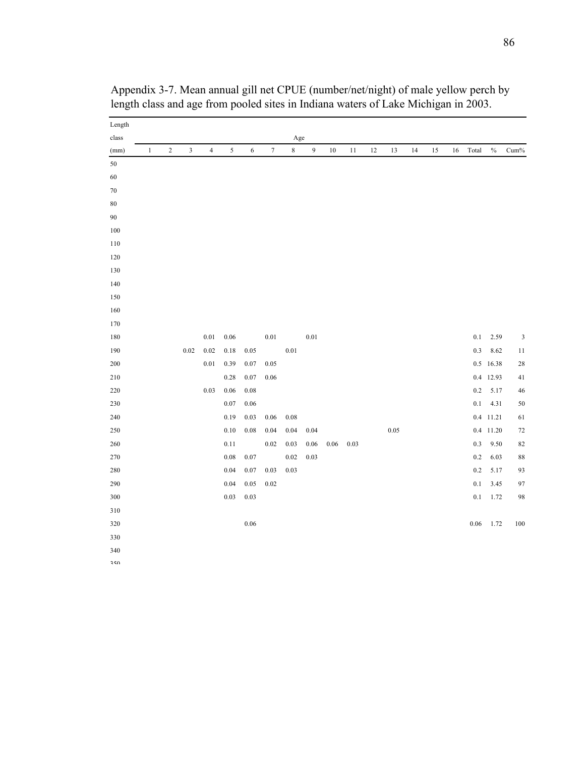Appendix 3-7. Mean annual gill net CPUE (number/net/night) of male yellow perch by length class and age from pooled sites in Indiana waters of Lake Michigan in 2003.

| Length class (mm) | Age 1 | 2 | 3 | 4 | 5 | 6 | 7 | 8 | 9 | 10 | 11 | 12 | 13 | 14 | 15 | 16 | Total | % | Cum% |
|---|---|---|---|---|---|---|---|---|---|---|---|---|---|---|---|---|---|---|---|
| 50 | | | | | | | | | | | | | | | | | | | |
| 60 | | | | | | | | | | | | | | | | | | | |
| 70 | | | | | | | | | | | | | | | | | | | |
| 80 | | | | | | | | | | | | | | | | | | | |
| 90 | | | | | | | | | | | | | | | | | | | |
| 100 | | | | | | | | | | | | | | | | | | | |
| 110 | | | | | | | | | | | | | | | | | | | |
| 120 | | | | | | | | | | | | | | | | | | | |
| 130 | | | | | | | | | | | | | | | | | | | |
| 140 | | | | | | | | | | | | | | | | | | | |
| 150 | | | | | | | | | | | | | | | | | | | |
| 160 | | | | | | | | | | | | | | | | | | | |
| 170 | | | | | | | | | | | | | | | | | | | |
| 180 | | | | 0.01 | 0.06 | | 0.01 | | 0.01 | | | | | | | | 0.1 | 2.59 | 3 |
| 190 | | | 0.02 | 0.02 | 0.18 | 0.05 | | 0.01 | | | | | | | | | 0.3 | 8.62 | 11 |
| 200 | | | | 0.01 | 0.39 | 0.07 | 0.05 | | | | | | | | | | 0.5 | 16.38 | 28 |
| 210 | | | | | 0.28 | 0.07 | 0.06 | | | | | | | | | | 0.4 | 12.93 | 41 |
| 220 | | | | 0.03 | 0.06 | 0.08 | | | | | | | | | | | 0.2 | 5.17 | 46 |
| 230 | | | | | 0.07 | 0.06 | | | | | | | | | | | 0.1 | 4.31 | 50 |
| 240 | | | | | 0.19 | 0.03 | 0.06 | 0.08 | | | | | | | | | 0.4 | 11.21 | 61 |
| 250 | | | | | 0.10 | 0.08 | 0.04 | 0.04 | 0.04 | | | | 0.05 | | | | 0.4 | 11.20 | 72 |
| 260 | | | | | 0.11 | | 0.02 | 0.03 | 0.06 | 0.06 | 0.03 | | | | | | 0.3 | 9.50 | 82 |
| 270 | | | | | 0.08 | 0.07 | | 0.02 | 0.03 | | | | | | | | 0.2 | 6.03 | 88 |
| 280 | | | | | 0.04 | 0.07 | 0.03 | 0.03 | | | | | | | | | 0.2 | 5.17 | 93 |
| 290 | | | | | 0.04 | 0.05 | 0.02 | | | | | | | | | | 0.1 | 3.45 | 97 |
| 300 | | | | | 0.03 | 0.03 | | | | | | | | | | | 0.1 | 1.72 | 98 |
| 310 | | | | | | | | | | | | | | | | | | | |
| 320 | | | | | | 0.06 | | | | | | | | | | | 0.06 | 1.72 | 100 |
| 330 | | | | | | | | | | | | | | | | | | | |
| 340 | | | | | | | | | | | | | | | | | | | |
| 350 | | | | | | | | | | | | | | | | | | | |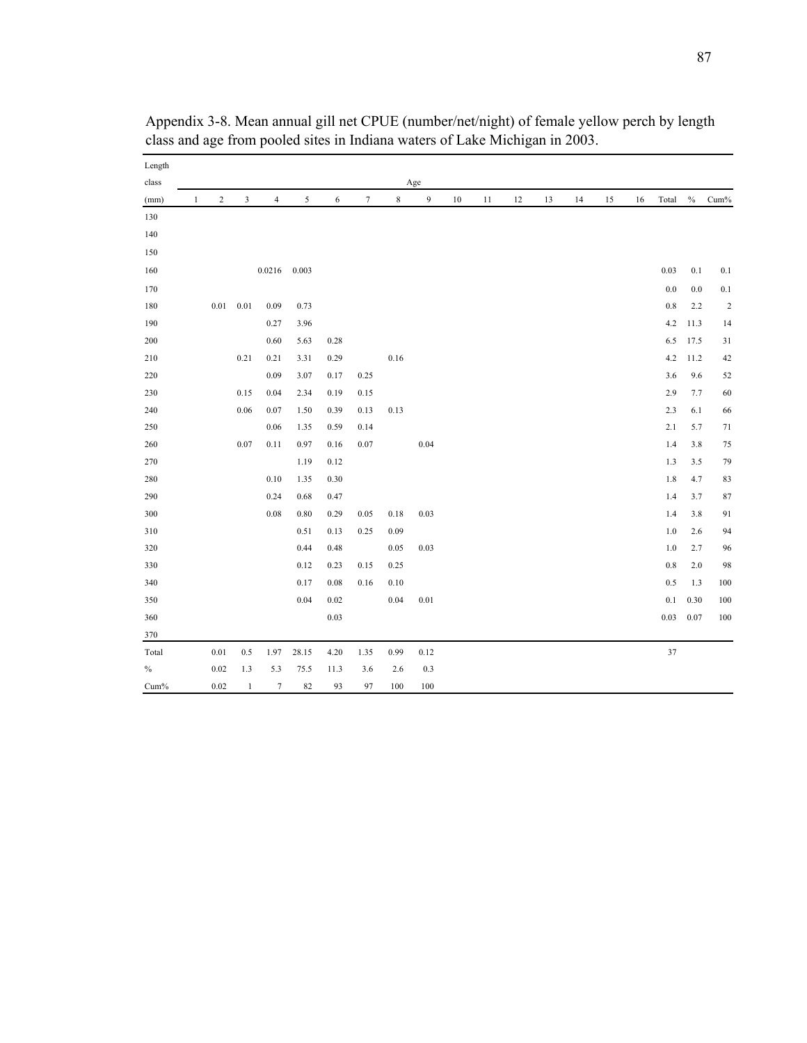Appendix 3-8. Mean annual gill net CPUE (number/net/night) of female yellow perch by length class and age from pooled sites in Indiana waters of Lake Michigan in 2003.

| Length class (mm) | Age 1 | 2 | 3 | 4 | 5 | 6 | 7 | 8 | 9 | 10 | 11 | 12 | 13 | 14 | 15 | 16 | Total | % | Cum% |
|---|---|---|---|---|---|---|---|---|---|---|---|---|---|---|---|---|---|---|---|
| 130 | | | | | | | | | | | | | | | | | | | |
| 140 | | | | | | | | | | | | | | | | | | | |
| 150 | | | | | | | | | | | | | | | | | | | |
| 160 | | | | 0.0216 | 0.003 | | | | | | | | | | | | 0.03 | 0.1 | 0.1 |
| 170 | | | | | | | | | | | | | | | | | 0.0 | 0.0 | 0.1 |
| 180 | | 0.01 | 0.01 | 0.09 | 0.73 | | | | | | | | | | | | 0.8 | 2.2 | 2 |
| 190 | | | | 0.27 | 3.96 | | | | | | | | | | | | 4.2 | 11.3 | 14 |
| 200 | | | | 0.60 | 5.63 | 0.28 | | | | | | | | | | | 6.5 | 17.5 | 31 |
| 210 | | | 0.21 | 0.21 | 3.31 | 0.29 | | 0.16 | | | | | | | | | 4.2 | 11.2 | 42 |
| 220 | | | | 0.09 | 3.07 | 0.17 | 0.25 | | | | | | | | | | 3.6 | 9.6 | 52 |
| 230 | | | 0.15 | 0.04 | 2.34 | 0.19 | 0.15 | | | | | | | | | | 2.9 | 7.7 | 60 |
| 240 | | | 0.06 | 0.07 | 1.50 | 0.39 | 0.13 | 0.13 | | | | | | | | | 2.3 | 6.1 | 66 |
| 250 | | | | 0.06 | 1.35 | 0.59 | 0.14 | | | | | | | | | | 2.1 | 5.7 | 71 |
| 260 | | | 0.07 | 0.11 | 0.97 | 0.16 | 0.07 | | 0.04 | | | | | | | | 1.4 | 3.8 | 75 |
| 270 | | | | | 1.19 | 0.12 | | | | | | | | | | | 1.3 | 3.5 | 79 |
| 280 | | | | 0.10 | 1.35 | 0.30 | | | | | | | | | | | 1.8 | 4.7 | 83 |
| 290 | | | | 0.24 | 0.68 | 0.47 | | | | | | | | | | | 1.4 | 3.7 | 87 |
| 300 | | | | 0.08 | 0.80 | 0.29 | 0.05 | 0.18 | 0.03 | | | | | | | | 1.4 | 3.8 | 91 |
| 310 | | | | | 0.51 | 0.13 | 0.25 | 0.09 | | | | | | | | | 1.0 | 2.6 | 94 |
| 320 | | | | | 0.44 | 0.48 | | 0.05 | 0.03 | | | | | | | | 1.0 | 2.7 | 96 |
| 330 | | | | | 0.12 | 0.23 | 0.15 | 0.25 | | | | | | | | | 0.8 | 2.0 | 98 |
| 340 | | | | | 0.17 | 0.08 | 0.16 | 0.10 | | | | | | | | | 0.5 | 1.3 | 100 |
| 350 | | | | | 0.04 | 0.02 | | 0.04 | 0.01 | | | | | | | | 0.1 | 0.30 | 100 |
| 360 | | | | | | 0.03 | | | | | | | | | | | 0.03 | 0.07 | 100 |
| 370 | | | | | | | | | | | | | | | | | | | |
| Total | | 0.01 | 0.5 | 1.97 | 28.15 | 4.20 | 1.35 | 0.99 | 0.12 | | | | | | | | 37 | | |
| % | | 0.02 | 1.3 | 5.3 | 75.5 | 11.3 | 3.6 | 2.6 | 0.3 | | | | | | | | | | |
| Cum% | | 0.02 | 1 | 7 | 82 | 93 | 97 | 100 | 100 | | | | | | | | | | |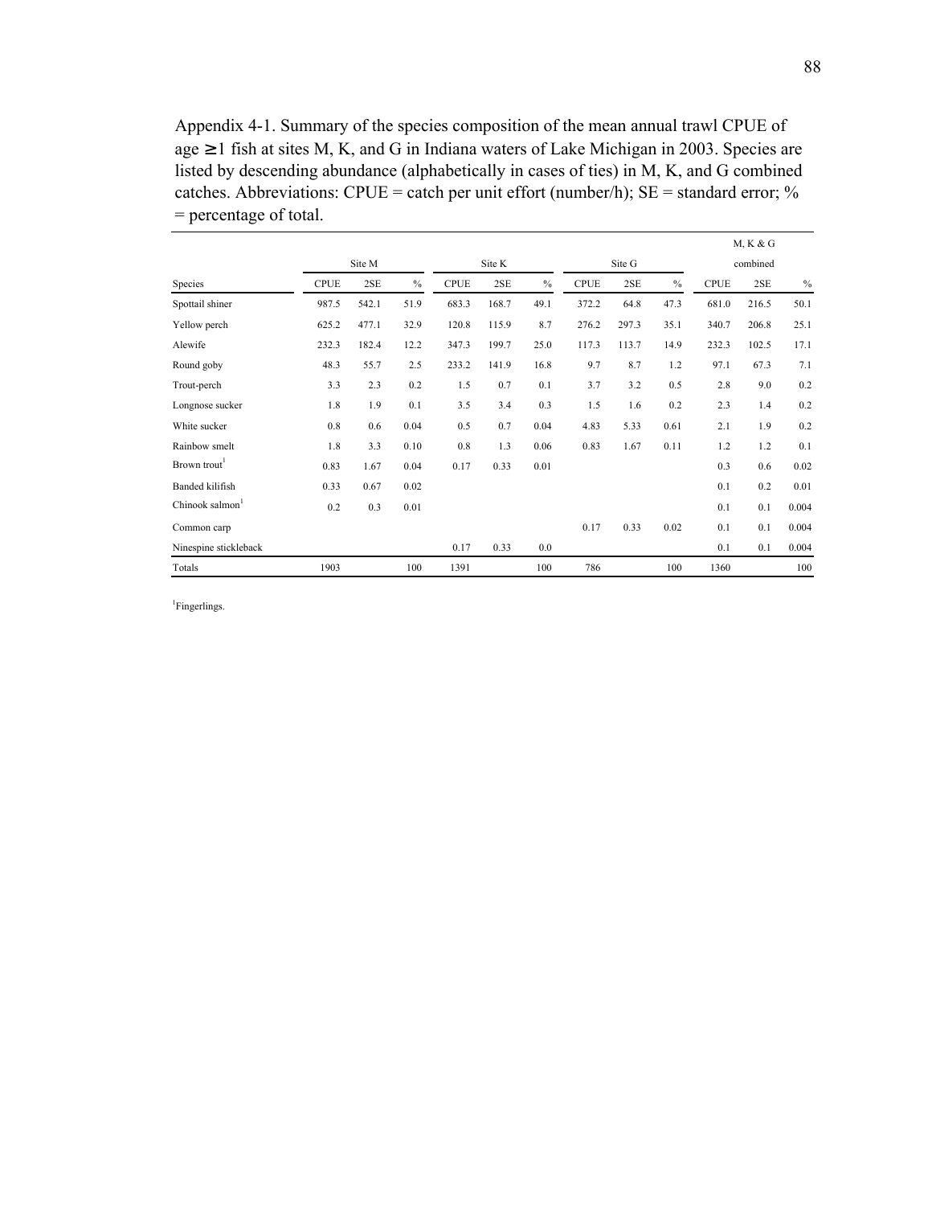Appendix 4-1. Summary of the species composition of the mean annual trawl CPUE of age ≥ 1 fish at sites M, K, and G in Indiana waters of Lake Michigan in 2003. Species are listed by descending abundance (alphabetically in cases of ties) in M, K, and G combined catches. Abbreviations: CPUE = catch per unit effort (number/h); SE = standard error; % = percentage of total.

| | Site M | | | Site K | | | Site G | | | M, K & G combined | | |
|---|---|---|---|---|---|---|---|---|---|---|---|---|
| Species | CPUE | 2SE | % | CPUE | 2SE | % | CPUE | 2SE | % | CPUE | 2SE | % |
| Spottail shiner | 987.5 | 542.1 | 51.9 | 683.3 | 168.7 | 49.1 | 372.2 | 64.8 | 47.3 | 681.0 | 216.5 | 50.1 |
| Yellow perch | 625.2 | 477.1 | 32.9 | 120.8 | 115.9 | 8.7 | 276.2 | 297.3 | 35.1 | 340.7 | 206.8 | 25.1 |
| Alewife | 232.3 | 182.4 | 12.2 | 347.3 | 199.7 | 25.0 | 117.3 | 113.7 | 14.9 | 232.3 | 102.5 | 17.1 |
| Round goby | 48.3 | 55.7 | 2.5 | 233.2 | 141.9 | 16.8 | 9.7 | 8.7 | 1.2 | 97.1 | 67.3 | 7.1 |
| Trout-perch | 3.3 | 2.3 | 0.2 | 1.5 | 0.7 | 0.1 | 3.7 | 3.2 | 0.5 | 2.8 | 9.0 | 0.2 |
| Longnose sucker | 1.8 | 1.9 | 0.1 | 3.5 | 3.4 | 0.3 | 1.5 | 1.6 | 0.2 | 2.3 | 1.4 | 0.2 |
| White sucker | 0.8 | 0.6 | 0.04 | 0.5 | 0.7 | 0.04 | 4.83 | 5.33 | 0.61 | 2.1 | 1.9 | 0.2 |
| Rainbow smelt | 1.8 | 3.3 | 0.10 | 0.8 | 1.3 | 0.06 | 0.83 | 1.67 | 0.11 | 1.2 | 1.2 | 0.1 |
| Brown trout[1] | 0.83 | 1.67 | 0.04 | 0.17 | 0.33 | 0.01 | | | | 0.3 | 0.6 | 0.02 |
| Banded kilifish | 0.33 | 0.67 | 0.02 | | | | | | | 0.1 | 0.2 | 0.01 |
| Chinook salmon[1] | 0.2 | 0.3 | 0.01 | | | | | | | 0.1 | 0.1 | 0.004 |
| Common carp | | | | | | | 0.17 | 0.33 | 0.02 | 0.1 | 0.1 | 0.004 |
| Ninespine stickleback | | | | 0.17 | 0.33 | 0.0 | | | | 0.1 | 0.1 | 0.004 |
| Totals | 1903 | | 100 | 1391 | | 100 | 786 | | 100 | 1360 | | 100 |

[1]Fingerlings.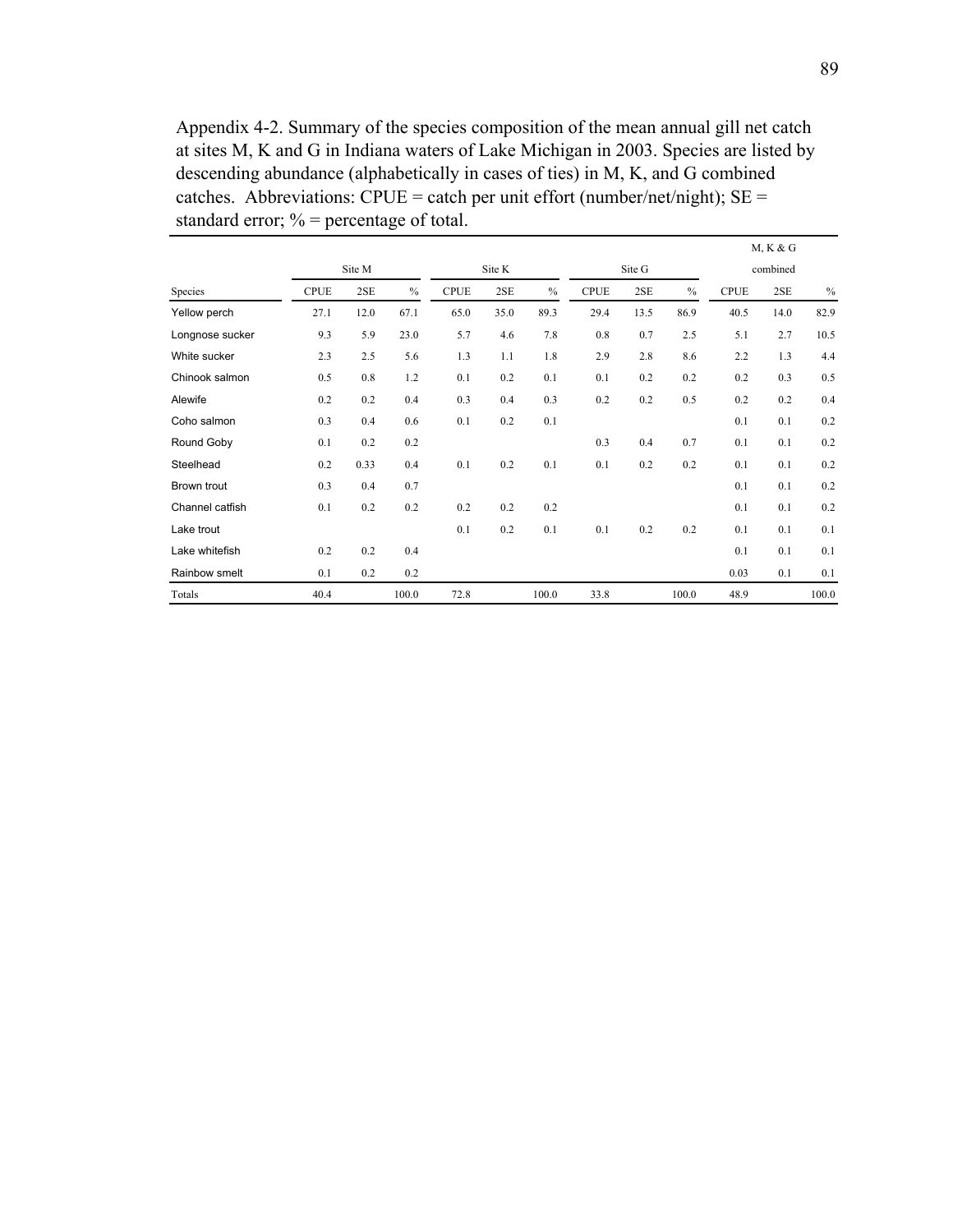Appendix 4-2. Summary of the species composition of the mean annual gill net catch at sites M, K and G in Indiana waters of Lake Michigan in 2003. Species are listed by descending abundance (alphabetically in cases of ties) in M, K, and G combined catches. Abbreviations: CPUE = catch per unit effort (number/net/night); SE = standard error; % = percentage of total.

| | Site M | | | Site K | | | Site G | | | M, K & G combined | | |
|---|---|---|---|---|---|---|---|---|---|---|---|---|
| Species | CPUE | 2SE | % | CPUE | 2SE | % | CPUE | 2SE | % | CPUE | 2SE | % |
| Yellow perch | 27.1 | 12.0 | 67.1 | 65.0 | 35.0 | 89.3 | 29.4 | 13.5 | 86.9 | 40.5 | 14.0 | 82.9 |
| Longnose sucker | 9.3 | 5.9 | 23.0 | 5.7 | 4.6 | 7.8 | 0.8 | 0.7 | 2.5 | 5.1 | 2.7 | 10.5 |
| White sucker | 2.3 | 2.5 | 5.6 | 1.3 | 1.1 | 1.8 | 2.9 | 2.8 | 8.6 | 2.2 | 1.3 | 4.4 |
| Chinook salmon | 0.5 | 0.8 | 1.2 | 0.1 | 0.2 | 0.1 | 0.1 | 0.2 | 0.2 | 0.2 | 0.3 | 0.5 |
| Alewife | 0.2 | 0.2 | 0.4 | 0.3 | 0.4 | 0.3 | 0.2 | 0.2 | 0.5 | 0.2 | 0.2 | 0.4 |
| Coho salmon | 0.3 | 0.4 | 0.6 | 0.1 | 0.2 | 0.1 | | | | 0.1 | 0.1 | 0.2 |
| Round Goby | 0.1 | 0.2 | 0.2 | | | | 0.3 | 0.4 | 0.7 | 0.1 | 0.1 | 0.2 |
| Steelhead | 0.2 | 0.33 | 0.4 | 0.1 | 0.2 | 0.1 | 0.1 | 0.2 | 0.2 | 0.1 | 0.1 | 0.2 |
| Brown trout | 0.3 | 0.4 | 0.7 | | | | | | | 0.1 | 0.1 | 0.2 |
| Channel catfish | 0.1 | 0.2 | 0.2 | 0.2 | 0.2 | 0.2 | | | | 0.1 | 0.1 | 0.2 |
| Lake trout | | | | 0.1 | 0.2 | 0.1 | 0.1 | 0.2 | 0.2 | 0.1 | 0.1 | 0.1 |
| Lake whitefish | 0.2 | 0.2 | 0.4 | | | | | | | 0.1 | 0.1 | 0.1 |
| Rainbow smelt | 0.1 | 0.2 | 0.2 | | | | | | | 0.03 | 0.1 | 0.1 |
| Totals | 40.4 | | 100.0 | 72.8 | | 100.0 | 33.8 | | 100.0 | 48.9 | | 100.0 |